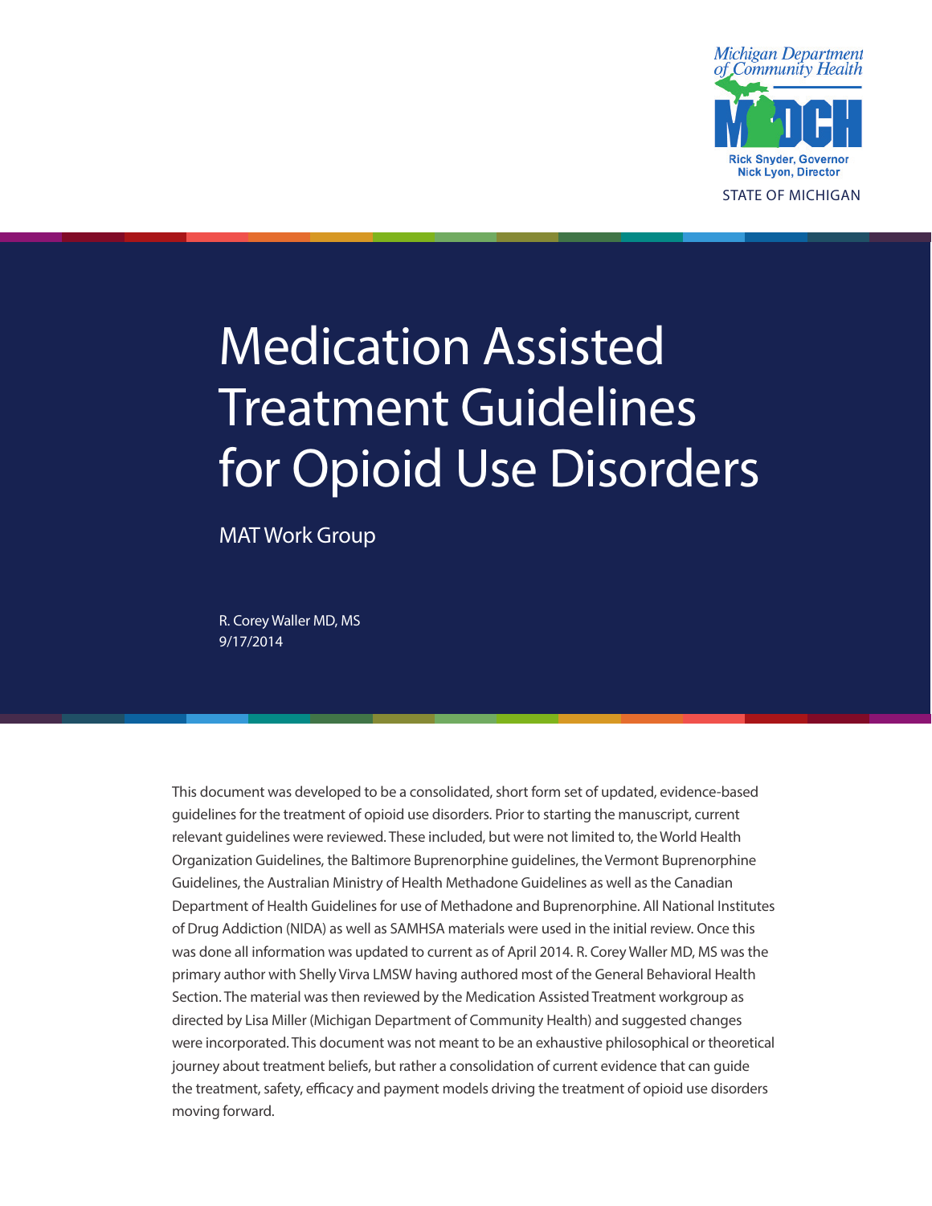Michigan Department of Community Health

MDCH

Rick Snyder, Governor
Nick Lyon, Director

STATE OF MICHIGAN

# Medication Assisted Treatment Guidelines for Opioid Use Disorders

MAT Work Group

R. Corey Waller MD, MS
9/17/2014

This document was developed to be a consolidated, short form set of updated, evidence-based guidelines for the treatment of opioid use disorders. Prior to starting the manuscript, current relevant guidelines were reviewed. These included, but were not limited to, the World Health Organization Guidelines, the Baltimore Buprenorphine guidelines, the Vermont Buprenorphine Guidelines, the Australian Ministry of Health Methadone Guidelines as well as the Canadian Department of Health Guidelines for use of Methadone and Buprenorphine. All National Institutes of Drug Addiction (NIDA) as well as SAMHSA materials were used in the initial review. Once this was done all information was updated to current as of April 2014. R. Corey Waller MD, MS was the primary author with Shelly Virva LMSW having authored most of the General Behavioral Health Section. The material was then reviewed by the Medication Assisted Treatment workgroup as directed by Lisa Miller (Michigan Department of Community Health) and suggested changes were incorporated. This document was not meant to be an exhaustive philosophical or theoretical journey about treatment beliefs, but rather a consolidation of current evidence that can guide the treatment, safety, efficacy and payment models driving the treatment of opioid use disorders moving forward.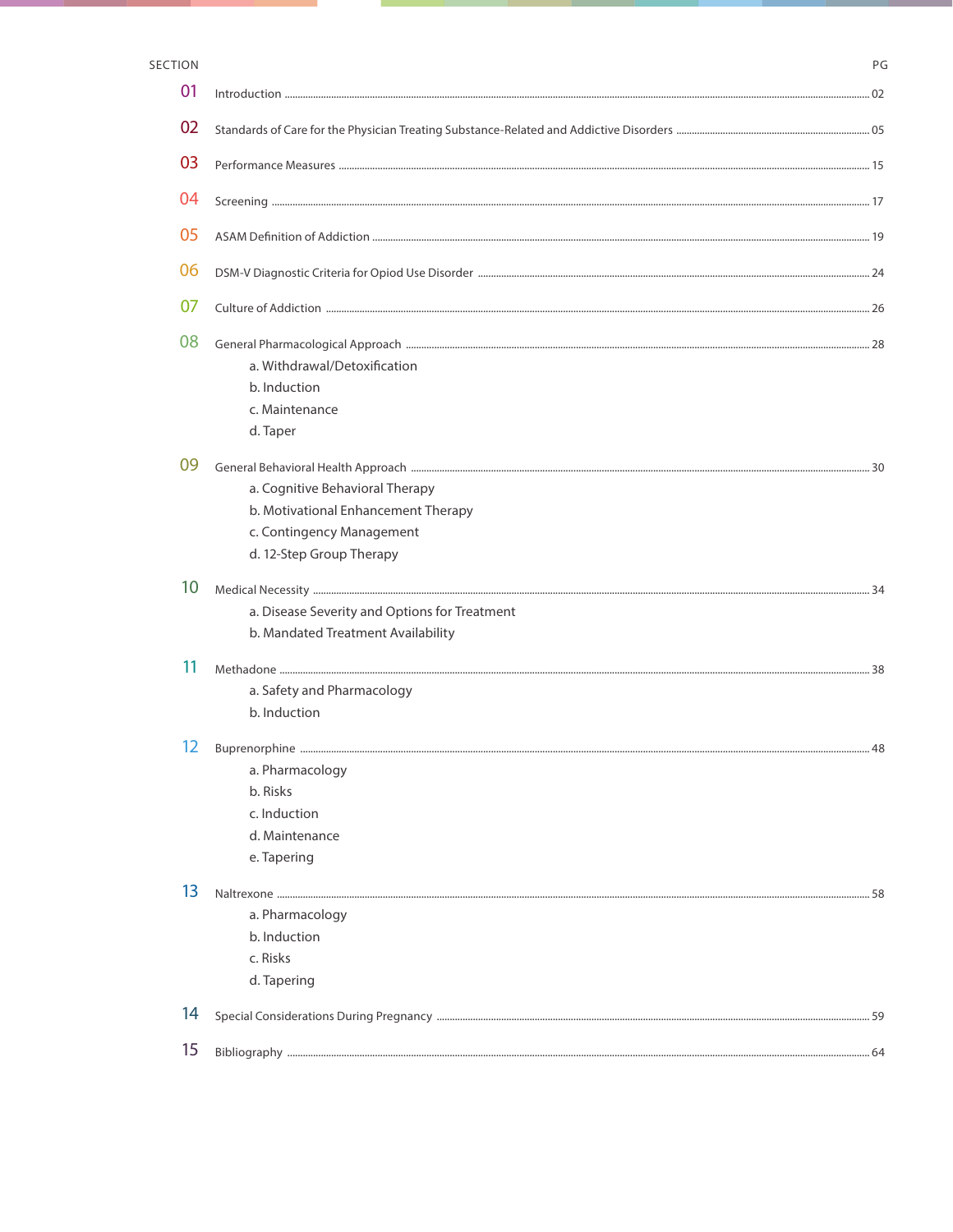| SECTION | | PG |
|---|---|---|
| 01 | Introduction | 02 |
| 02 | Standards of Care for the Physician Treating Substance-Related and Addictive Disorders | 05 |
| 03 | Performance Measures | 15 |
| 04 | Screening | 17 |
| 05 | ASAM Definition of Addiction | 19 |
| 06 | DSM-V Diagnostic Criteria for Opiod Use Disorder | 24 |
| 07 | Culture of Addiction | 26 |
| 08 | General Pharmacological Approach<br>a. Withdrawal/Detoxification<br>b. Induction<br>c. Maintenance<br>d. Taper | 28 |
| 09 | General Behavioral Health Approach<br>a. Cognitive Behavioral Therapy<br>b. Motivational Enhancement Therapy<br>c. Contingency Management<br>d. 12-Step Group Therapy | 30 |
| 10 | Medical Necessity<br>a. Disease Severity and Options for Treatment<br>b. Mandated Treatment Availability | 34 |
| 11 | Methadone<br>a. Safety and Pharmacology<br>b. Induction | 38 |
| 12 | Buprenorphine<br>a. Pharmacology<br>b. Risks<br>c. Induction<br>d. Maintenance<br>e. Tapering | 48 |
| 13 | Naltrexone<br>a. Pharmacology<br>b. Induction<br>c. Risks<br>d. Tapering | 58 |
| 14 | Special Considerations During Pregnancy | 59 |
| 15 | Bibliography | 64 |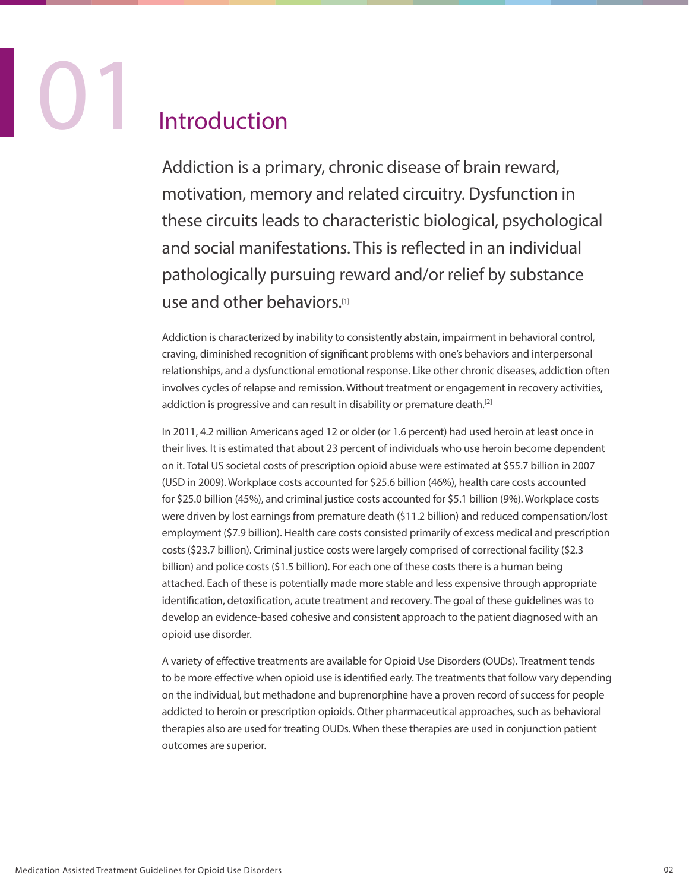# 01 Introduction

Addiction is a primary, chronic disease of brain reward, motivation, memory and related circuitry. Dysfunction in these circuits leads to characteristic biological, psychological and social manifestations. This is reflected in an individual pathologically pursuing reward and/or relief by substance use and other behaviors.[1]

Addiction is characterized by inability to consistently abstain, impairment in behavioral control, craving, diminished recognition of significant problems with one's behaviors and interpersonal relationships, and a dysfunctional emotional response. Like other chronic diseases, addiction often involves cycles of relapse and remission. Without treatment or engagement in recovery activities, addiction is progressive and can result in disability or premature death.[2]

In 2011, 4.2 million Americans aged 12 or older (or 1.6 percent) had used heroin at least once in their lives. It is estimated that about 23 percent of individuals who use heroin become dependent on it. Total US societal costs of prescription opioid abuse were estimated at $55.7 billion in 2007 (USD in 2009). Workplace costs accounted for $25.6 billion (46%), health care costs accounted for $25.0 billion (45%), and criminal justice costs accounted for $5.1 billion (9%). Workplace costs were driven by lost earnings from premature death ($11.2 billion) and reduced compensation/lost employment ($7.9 billion). Health care costs consisted primarily of excess medical and prescription costs ($23.7 billion). Criminal justice costs were largely comprised of correctional facility ($2.3 billion) and police costs ($1.5 billion). For each one of these costs there is a human being attached. Each of these is potentially made more stable and less expensive through appropriate identification, detoxification, acute treatment and recovery. The goal of these guidelines was to develop an evidence-based cohesive and consistent approach to the patient diagnosed with an opioid use disorder.

A variety of effective treatments are available for Opioid Use Disorders (OUDs). Treatment tends to be more effective when opioid use is identified early. The treatments that follow vary depending on the individual, but methadone and buprenorphine have a proven record of success for people addicted to heroin or prescription opioids. Other pharmaceutical approaches, such as behavioral therapies also are used for treating OUDs. When these therapies are used in conjunction patient outcomes are superior.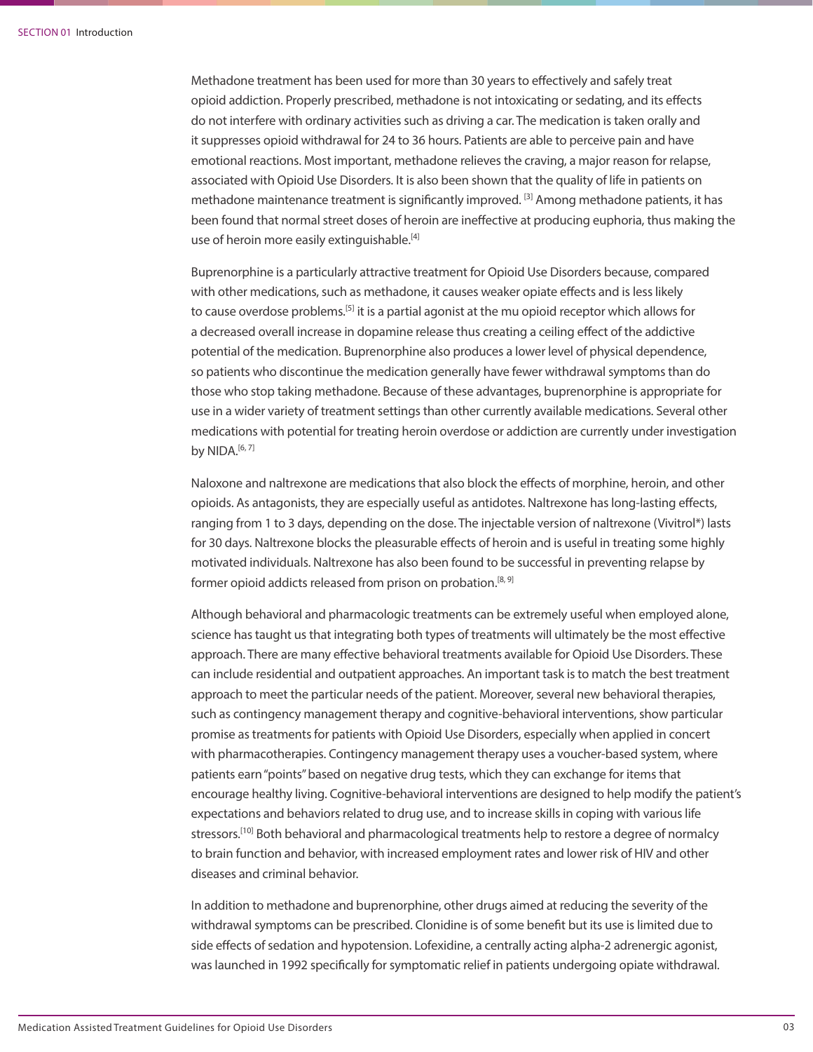Methadone treatment has been used for more than 30 years to effectively and safely treat opioid addiction. Properly prescribed, methadone is not intoxicating or sedating, and its effects do not interfere with ordinary activities such as driving a car. The medication is taken orally and it suppresses opioid withdrawal for 24 to 36 hours. Patients are able to perceive pain and have emotional reactions. Most important, methadone relieves the craving, a major reason for relapse, associated with Opioid Use Disorders. It is also been shown that the quality of life in patients on methadone maintenance treatment is significantly improved. [3] Among methadone patients, it has been found that normal street doses of heroin are ineffective at producing euphoria, thus making the use of heroin more easily extinguishable.[4]

Buprenorphine is a particularly attractive treatment for Opioid Use Disorders because, compared with other medications, such as methadone, it causes weaker opiate effects and is less likely to cause overdose problems.[5] it is a partial agonist at the mu opioid receptor which allows for a decreased overall increase in dopamine release thus creating a ceiling effect of the addictive potential of the medication. Buprenorphine also produces a lower level of physical dependence, so patients who discontinue the medication generally have fewer withdrawal symptoms than do those who stop taking methadone. Because of these advantages, buprenorphine is appropriate for use in a wider variety of treatment settings than other currently available medications. Several other medications with potential for treating heroin overdose or addiction are currently under investigation by NIDA.[6, 7]

Naloxone and naltrexone are medications that also block the effects of morphine, heroin, and other opioids. As antagonists, they are especially useful as antidotes. Naltrexone has long-lasting effects, ranging from 1 to 3 days, depending on the dose. The injectable version of naltrexone (Vivitrol*) lasts for 30 days. Naltrexone blocks the pleasurable effects of heroin and is useful in treating some highly motivated individuals. Naltrexone has also been found to be successful in preventing relapse by former opioid addicts released from prison on probation.[8, 9]

Although behavioral and pharmacologic treatments can be extremely useful when employed alone, science has taught us that integrating both types of treatments will ultimately be the most effective approach. There are many effective behavioral treatments available for Opioid Use Disorders. These can include residential and outpatient approaches. An important task is to match the best treatment approach to meet the particular needs of the patient. Moreover, several new behavioral therapies, such as contingency management therapy and cognitive-behavioral interventions, show particular promise as treatments for patients with Opioid Use Disorders, especially when applied in concert with pharmacotherapies. Contingency management therapy uses a voucher-based system, where patients earn "points" based on negative drug tests, which they can exchange for items that encourage healthy living. Cognitive-behavioral interventions are designed to help modify the patient's expectations and behaviors related to drug use, and to increase skills in coping with various life stressors.[10] Both behavioral and pharmacological treatments help to restore a degree of normalcy to brain function and behavior, with increased employment rates and lower risk of HIV and other diseases and criminal behavior.

In addition to methadone and buprenorphine, other drugs aimed at reducing the severity of the withdrawal symptoms can be prescribed. Clonidine is of some benefit but its use is limited due to side effects of sedation and hypotension. Lofexidine, a centrally acting alpha-2 adrenergic agonist, was launched in 1992 specifically for symptomatic relief in patients undergoing opiate withdrawal.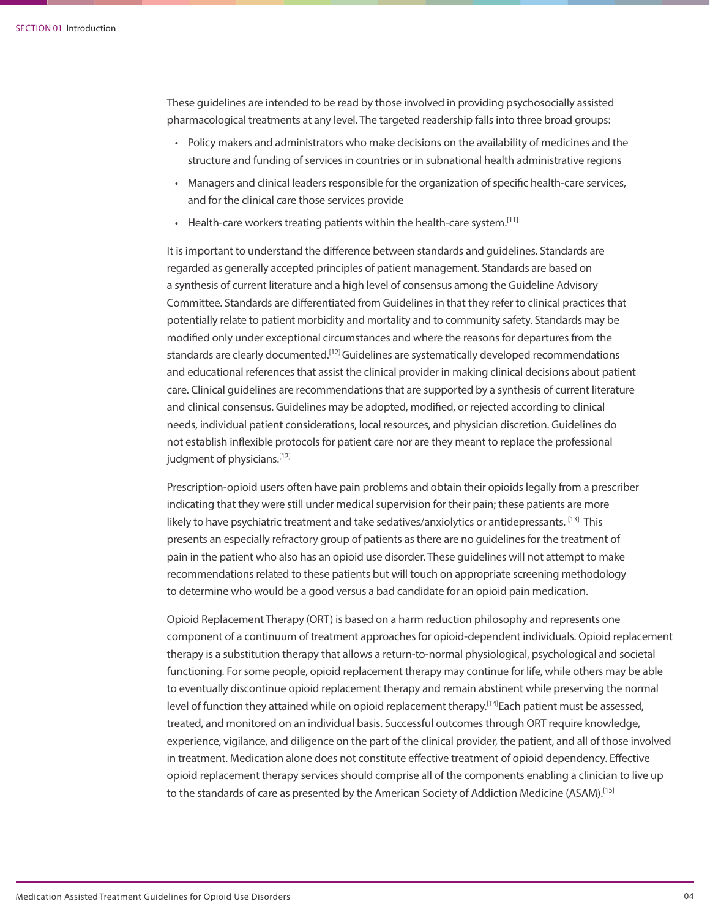These guidelines are intended to be read by those involved in providing psychosocially assisted pharmacological treatments at any level. The targeted readership falls into three broad groups:

- Policy makers and administrators who make decisions on the availability of medicines and the structure and funding of services in countries or in subnational health administrative regions
- Managers and clinical leaders responsible for the organization of specific health-care services, and for the clinical care those services provide
- Health-care workers treating patients within the health-care system.[11]

It is important to understand the difference between standards and guidelines. Standards are regarded as generally accepted principles of patient management. Standards are based on a synthesis of current literature and a high level of consensus among the Guideline Advisory Committee. Standards are differentiated from Guidelines in that they refer to clinical practices that potentially relate to patient morbidity and mortality and to community safety. Standards may be modified only under exceptional circumstances and where the reasons for departures from the standards are clearly documented.[12] Guidelines are systematically developed recommendations and educational references that assist the clinical provider in making clinical decisions about patient care. Clinical guidelines are recommendations that are supported by a synthesis of current literature and clinical consensus. Guidelines may be adopted, modified, or rejected according to clinical needs, individual patient considerations, local resources, and physician discretion. Guidelines do not establish inflexible protocols for patient care nor are they meant to replace the professional judgment of physicians.[12]

Prescription-opioid users often have pain problems and obtain their opioids legally from a prescriber indicating that they were still under medical supervision for their pain; these patients are more likely to have psychiatric treatment and take sedatives/anxiolytics or antidepressants. [13] This presents an especially refractory group of patients as there are no guidelines for the treatment of pain in the patient who also has an opioid use disorder. These guidelines will not attempt to make recommendations related to these patients but will touch on appropriate screening methodology to determine who would be a good versus a bad candidate for an opioid pain medication.

Opioid Replacement Therapy (ORT) is based on a harm reduction philosophy and represents one component of a continuum of treatment approaches for opioid-dependent individuals. Opioid replacement therapy is a substitution therapy that allows a return-to-normal physiological, psychological and societal functioning. For some people, opioid replacement therapy may continue for life, while others may be able to eventually discontinue opioid replacement therapy and remain abstinent while preserving the normal level of function they attained while on opioid replacement therapy.[14]Each patient must be assessed, treated, and monitored on an individual basis. Successful outcomes through ORT require knowledge, experience, vigilance, and diligence on the part of the clinical provider, the patient, and all of those involved in treatment. Medication alone does not constitute effective treatment of opioid dependency. Effective opioid replacement therapy services should comprise all of the components enabling a clinician to live up to the standards of care as presented by the American Society of Addiction Medicine (ASAM).[15]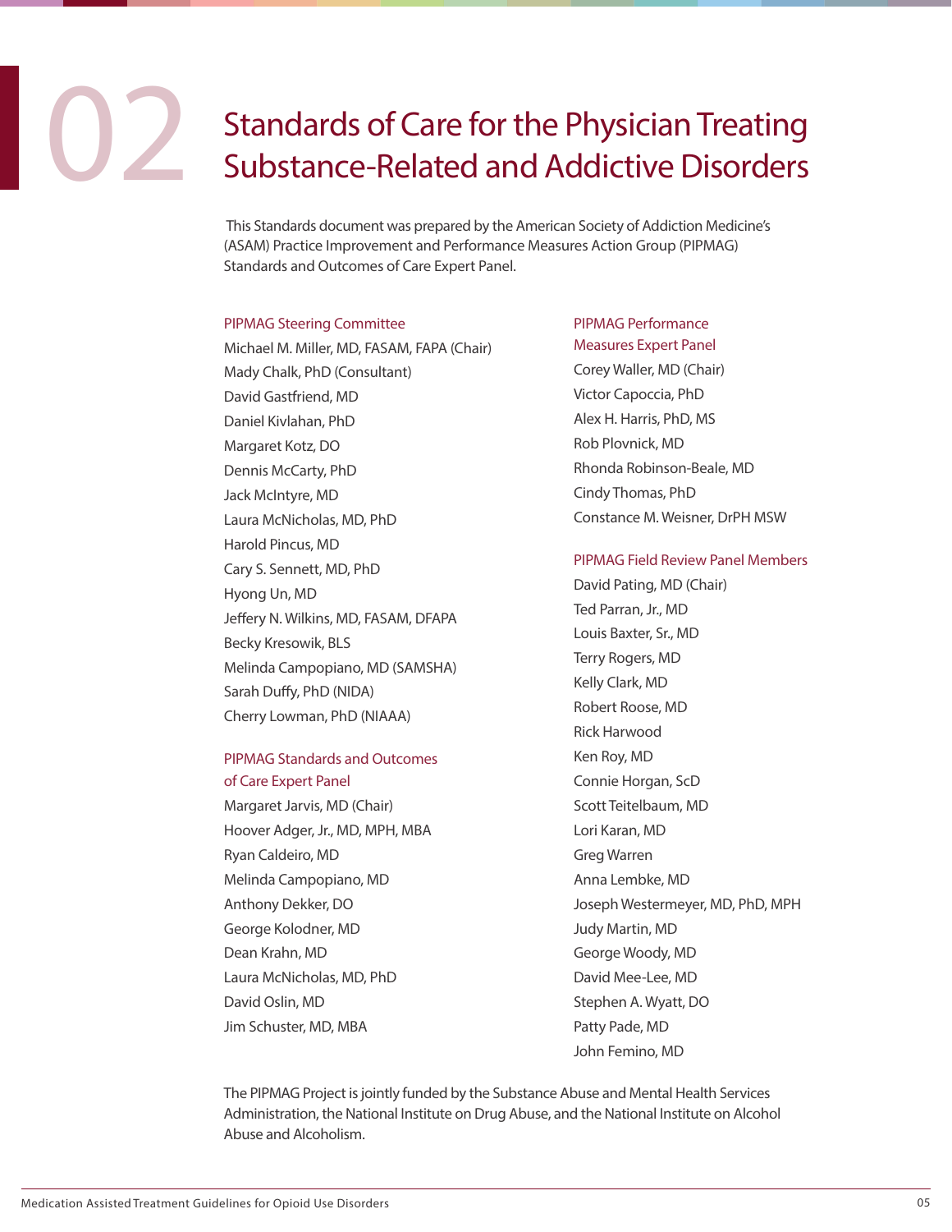# 02 Standards of Care for the Physician Treating Substance-Related and Addictive Disorders

This Standards document was prepared by the American Society of Addiction Medicine's (ASAM) Practice Improvement and Performance Measures Action Group (PIPMAG) Standards and Outcomes of Care Expert Panel.

### PIPMAG Steering Committee

Michael M. Miller, MD, FASAM, FAPA (Chair)
Mady Chalk, PhD (Consultant)
David Gastfriend, MD
Daniel Kivlahan, PhD
Margaret Kotz, DO
Dennis McCarty, PhD
Jack McIntyre, MD
Laura McNicholas, MD, PhD
Harold Pincus, MD
Cary S. Sennett, MD, PhD
Hyong Un, MD
Jeffery N. Wilkins, MD, FASAM, DFAPA
Becky Kresowik, BLS
Melinda Campopiano, MD (SAMSHA)
Sarah Duffy, PhD (NIDA)
Cherry Lowman, PhD (NIAAA)

### PIPMAG Standards and Outcomes of Care Expert Panel

Margaret Jarvis, MD (Chair)
Hoover Adger, Jr., MD, MPH, MBA
Ryan Caldeiro, MD
Melinda Campopiano, MD
Anthony Dekker, DO
George Kolodner, MD
Dean Krahn, MD
Laura McNicholas, MD, PhD
David Oslin, MD
Jim Schuster, MD, MBA

### PIPMAG Performance Measures Expert Panel

Corey Waller, MD (Chair)
Victor Capoccia, PhD
Alex H. Harris, PhD, MS
Rob Plovnick, MD
Rhonda Robinson-Beale, MD
Cindy Thomas, PhD
Constance M. Weisner, DrPH MSW

### PIPMAG Field Review Panel Members

David Pating, MD (Chair)
Ted Parran, Jr., MD
Louis Baxter, Sr., MD
Terry Rogers, MD
Kelly Clark, MD
Robert Roose, MD
Rick Harwood
Ken Roy, MD
Connie Horgan, ScD
Scott Teitelbaum, MD
Lori Karan, MD
Greg Warren
Anna Lembke, MD
Joseph Westermeyer, MD, PhD, MPH
Judy Martin, MD
George Woody, MD
David Mee-Lee, MD
Stephen A. Wyatt, DO
Patty Pade, MD
John Femino, MD

The PIPMAG Project is jointly funded by the Substance Abuse and Mental Health Services Administration, the National Institute on Drug Abuse, and the National Institute on Alcohol Abuse and Alcoholism.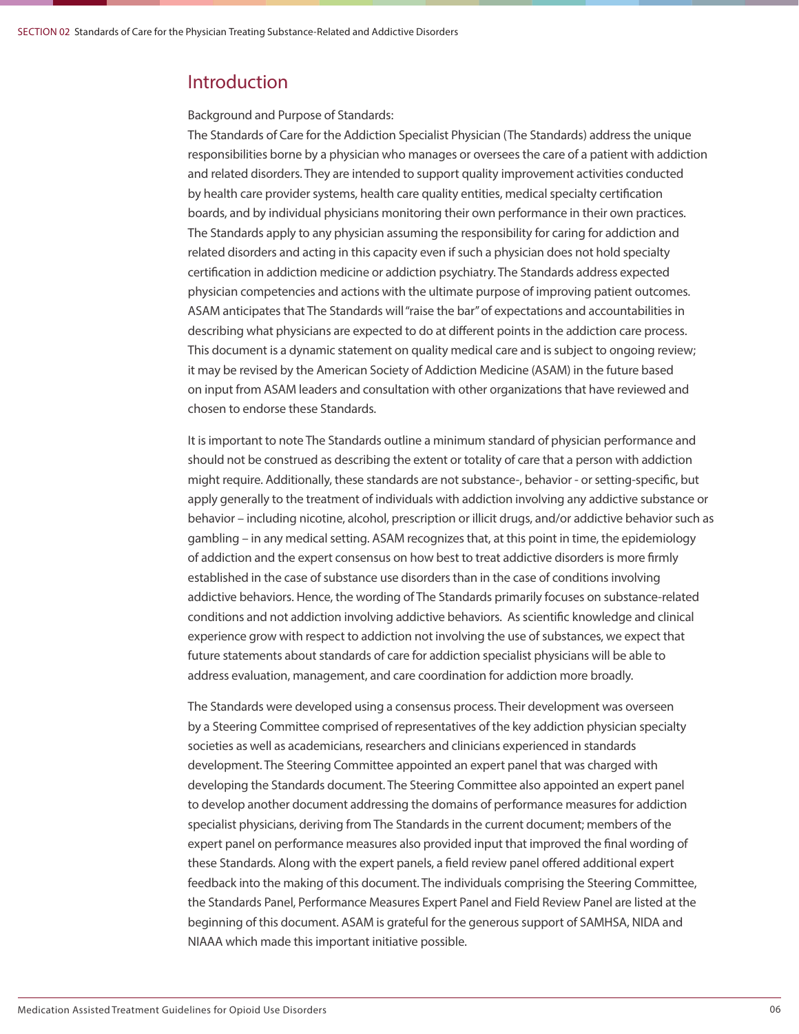## Introduction

Background and Purpose of Standards:

The Standards of Care for the Addiction Specialist Physician (The Standards) address the unique responsibilities borne by a physician who manages or oversees the care of a patient with addiction and related disorders. They are intended to support quality improvement activities conducted by health care provider systems, health care quality entities, medical specialty certification boards, and by individual physicians monitoring their own performance in their own practices. The Standards apply to any physician assuming the responsibility for caring for addiction and related disorders and acting in this capacity even if such a physician does not hold specialty certification in addiction medicine or addiction psychiatry. The Standards address expected physician competencies and actions with the ultimate purpose of improving patient outcomes. ASAM anticipates that The Standards will "raise the bar" of expectations and accountabilities in describing what physicians are expected to do at different points in the addiction care process. This document is a dynamic statement on quality medical care and is subject to ongoing review; it may be revised by the American Society of Addiction Medicine (ASAM) in the future based on input from ASAM leaders and consultation with other organizations that have reviewed and chosen to endorse these Standards.

It is important to note The Standards outline a minimum standard of physician performance and should not be construed as describing the extent or totality of care that a person with addiction might require. Additionally, these standards are not substance-, behavior - or setting-specific, but apply generally to the treatment of individuals with addiction involving any addictive substance or behavior – including nicotine, alcohol, prescription or illicit drugs, and/or addictive behavior such as gambling – in any medical setting. ASAM recognizes that, at this point in time, the epidemiology of addiction and the expert consensus on how best to treat addictive disorders is more firmly established in the case of substance use disorders than in the case of conditions involving addictive behaviors. Hence, the wording of The Standards primarily focuses on substance-related conditions and not addiction involving addictive behaviors. As scientific knowledge and clinical experience grow with respect to addiction not involving the use of substances, we expect that future statements about standards of care for addiction specialist physicians will be able to address evaluation, management, and care coordination for addiction more broadly.

The Standards were developed using a consensus process. Their development was overseen by a Steering Committee comprised of representatives of the key addiction physician specialty societies as well as academicians, researchers and clinicians experienced in standards development. The Steering Committee appointed an expert panel that was charged with developing the Standards document. The Steering Committee also appointed an expert panel to develop another document addressing the domains of performance measures for addiction specialist physicians, deriving from The Standards in the current document; members of the expert panel on performance measures also provided input that improved the final wording of these Standards. Along with the expert panels, a field review panel offered additional expert feedback into the making of this document. The individuals comprising the Steering Committee, the Standards Panel, Performance Measures Expert Panel and Field Review Panel are listed at the beginning of this document. ASAM is grateful for the generous support of SAMHSA, NIDA and NIAAA which made this important initiative possible.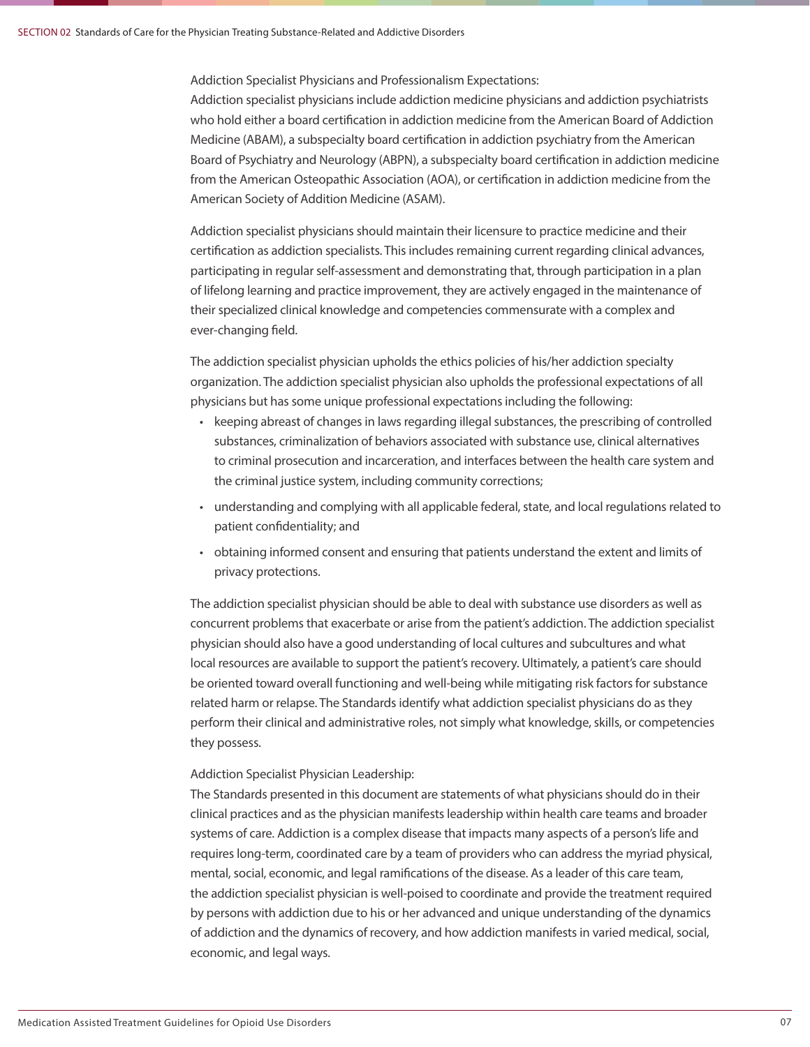Addiction Specialist Physicians and Professionalism Expectations:

Addiction specialist physicians include addiction medicine physicians and addiction psychiatrists who hold either a board certification in addiction medicine from the American Board of Addiction Medicine (ABAM), a subspecialty board certification in addiction psychiatry from the American Board of Psychiatry and Neurology (ABPN), a subspecialty board certification in addiction medicine from the American Osteopathic Association (AOA), or certification in addiction medicine from the American Society of Addition Medicine (ASAM).

Addiction specialist physicians should maintain their licensure to practice medicine and their certification as addiction specialists. This includes remaining current regarding clinical advances, participating in regular self-assessment and demonstrating that, through participation in a plan of lifelong learning and practice improvement, they are actively engaged in the maintenance of their specialized clinical knowledge and competencies commensurate with a complex and ever-changing field.

The addiction specialist physician upholds the ethics policies of his/her addiction specialty organization. The addiction specialist physician also upholds the professional expectations of all physicians but has some unique professional expectations including the following:

- keeping abreast of changes in laws regarding illegal substances, the prescribing of controlled substances, criminalization of behaviors associated with substance use, clinical alternatives to criminal prosecution and incarceration, and interfaces between the health care system and the criminal justice system, including community corrections;
- understanding and complying with all applicable federal, state, and local regulations related to patient confidentiality; and
- obtaining informed consent and ensuring that patients understand the extent and limits of privacy protections.

The addiction specialist physician should be able to deal with substance use disorders as well as concurrent problems that exacerbate or arise from the patient's addiction. The addiction specialist physician should also have a good understanding of local cultures and subcultures and what local resources are available to support the patient's recovery. Ultimately, a patient's care should be oriented toward overall functioning and well-being while mitigating risk factors for substance related harm or relapse. The Standards identify what addiction specialist physicians do as they perform their clinical and administrative roles, not simply what knowledge, skills, or competencies they possess.

Addiction Specialist Physician Leadership:

The Standards presented in this document are statements of what physicians should do in their clinical practices and as the physician manifests leadership within health care teams and broader systems of care. Addiction is a complex disease that impacts many aspects of a person's life and requires long-term, coordinated care by a team of providers who can address the myriad physical, mental, social, economic, and legal ramifications of the disease. As a leader of this care team, the addiction specialist physician is well-poised to coordinate and provide the treatment required by persons with addiction due to his or her advanced and unique understanding of the dynamics of addiction and the dynamics of recovery, and how addiction manifests in varied medical, social, economic, and legal ways.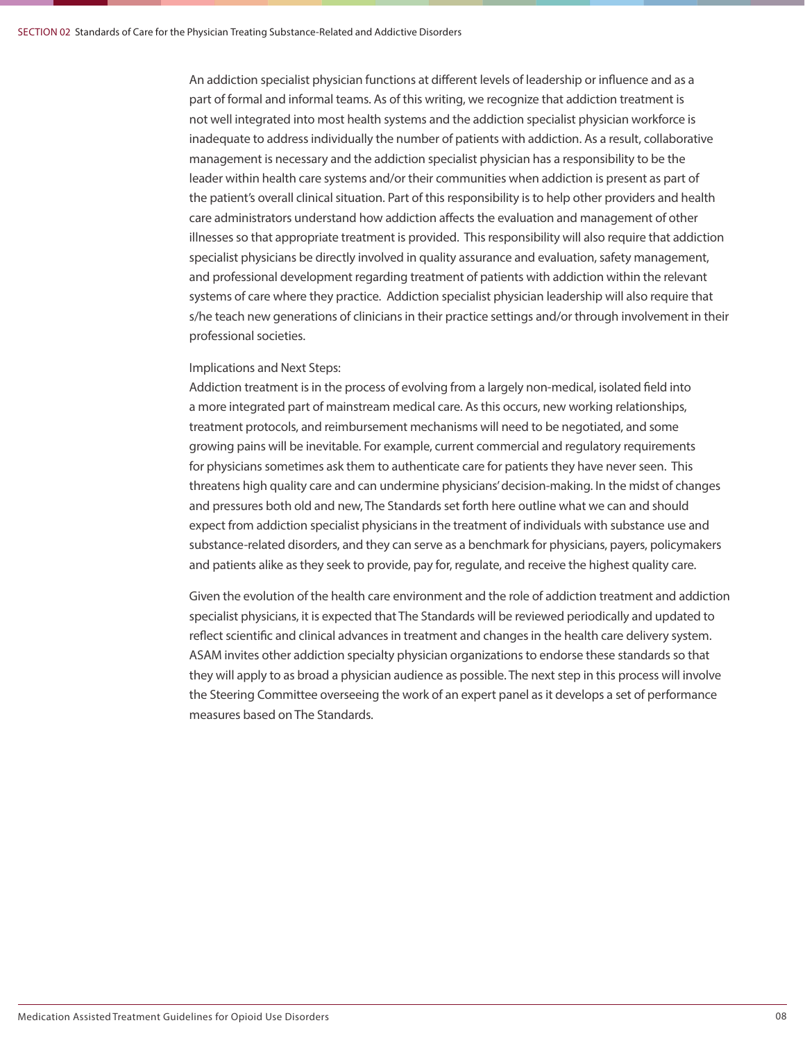An addiction specialist physician functions at different levels of leadership or influence and as a part of formal and informal teams. As of this writing, we recognize that addiction treatment is not well integrated into most health systems and the addiction specialist physician workforce is inadequate to address individually the number of patients with addiction. As a result, collaborative management is necessary and the addiction specialist physician has a responsibility to be the leader within health care systems and/or their communities when addiction is present as part of the patient's overall clinical situation. Part of this responsibility is to help other providers and health care administrators understand how addiction affects the evaluation and management of other illnesses so that appropriate treatment is provided. This responsibility will also require that addiction specialist physicians be directly involved in quality assurance and evaluation, safety management, and professional development regarding treatment of patients with addiction within the relevant systems of care where they practice. Addiction specialist physician leadership will also require that s/he teach new generations of clinicians in their practice settings and/or through involvement in their professional societies.

Implications and Next Steps:

Addiction treatment is in the process of evolving from a largely non-medical, isolated field into a more integrated part of mainstream medical care. As this occurs, new working relationships, treatment protocols, and reimbursement mechanisms will need to be negotiated, and some growing pains will be inevitable. For example, current commercial and regulatory requirements for physicians sometimes ask them to authenticate care for patients they have never seen. This threatens high quality care and can undermine physicians' decision-making. In the midst of changes and pressures both old and new, The Standards set forth here outline what we can and should expect from addiction specialist physicians in the treatment of individuals with substance use and substance-related disorders, and they can serve as a benchmark for physicians, payers, policymakers and patients alike as they seek to provide, pay for, regulate, and receive the highest quality care.

Given the evolution of the health care environment and the role of addiction treatment and addiction specialist physicians, it is expected that The Standards will be reviewed periodically and updated to reflect scientific and clinical advances in treatment and changes in the health care delivery system. ASAM invites other addiction specialty physician organizations to endorse these standards so that they will apply to as broad a physician audience as possible. The next step in this process will involve the Steering Committee overseeing the work of an expert panel as it develops a set of performance measures based on The Standards.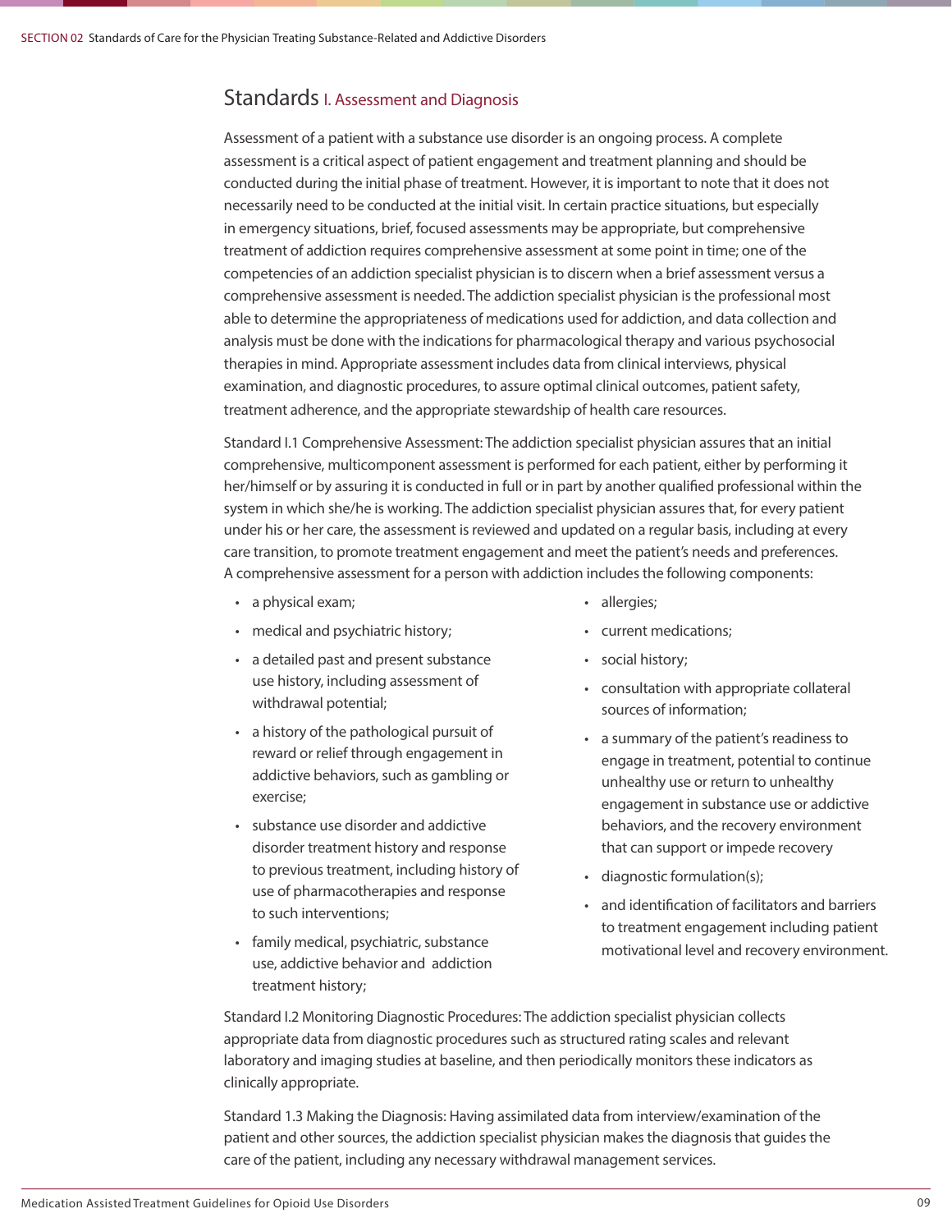## Standards I. Assessment and Diagnosis

Assessment of a patient with a substance use disorder is an ongoing process. A complete assessment is a critical aspect of patient engagement and treatment planning and should be conducted during the initial phase of treatment. However, it is important to note that it does not necessarily need to be conducted at the initial visit. In certain practice situations, but especially in emergency situations, brief, focused assessments may be appropriate, but comprehensive treatment of addiction requires comprehensive assessment at some point in time; one of the competencies of an addiction specialist physician is to discern when a brief assessment versus a comprehensive assessment is needed. The addiction specialist physician is the professional most able to determine the appropriateness of medications used for addiction, and data collection and analysis must be done with the indications for pharmacological therapy and various psychosocial therapies in mind. Appropriate assessment includes data from clinical interviews, physical examination, and diagnostic procedures, to assure optimal clinical outcomes, patient safety, treatment adherence, and the appropriate stewardship of health care resources.

Standard I.1 Comprehensive Assessment: The addiction specialist physician assures that an initial comprehensive, multicomponent assessment is performed for each patient, either by performing it her/himself or by assuring it is conducted in full or in part by another qualified professional within the system in which she/he is working. The addiction specialist physician assures that, for every patient under his or her care, the assessment is reviewed and updated on a regular basis, including at every care transition, to promote treatment engagement and meet the patient's needs and preferences. A comprehensive assessment for a person with addiction includes the following components:

- a physical exam;
- medical and psychiatric history;
- a detailed past and present substance use history, including assessment of withdrawal potential;
- a history of the pathological pursuit of reward or relief through engagement in addictive behaviors, such as gambling or exercise;
- substance use disorder and addictive disorder treatment history and response to previous treatment, including history of use of pharmacotherapies and response to such interventions;
- family medical, psychiatric, substance use, addictive behavior and addiction treatment history;
- allergies;
- current medications;
- social history;
- consultation with appropriate collateral sources of information;
- a summary of the patient's readiness to engage in treatment, potential to continue unhealthy use or return to unhealthy engagement in substance use or addictive behaviors, and the recovery environment that can support or impede recovery
- diagnostic formulation(s);
- and identification of facilitators and barriers to treatment engagement including patient motivational level and recovery environment.

Standard I.2 Monitoring Diagnostic Procedures: The addiction specialist physician collects appropriate data from diagnostic procedures such as structured rating scales and relevant laboratory and imaging studies at baseline, and then periodically monitors these indicators as clinically appropriate.

Standard 1.3 Making the Diagnosis: Having assimilated data from interview/examination of the patient and other sources, the addiction specialist physician makes the diagnosis that guides the care of the patient, including any necessary withdrawal management services.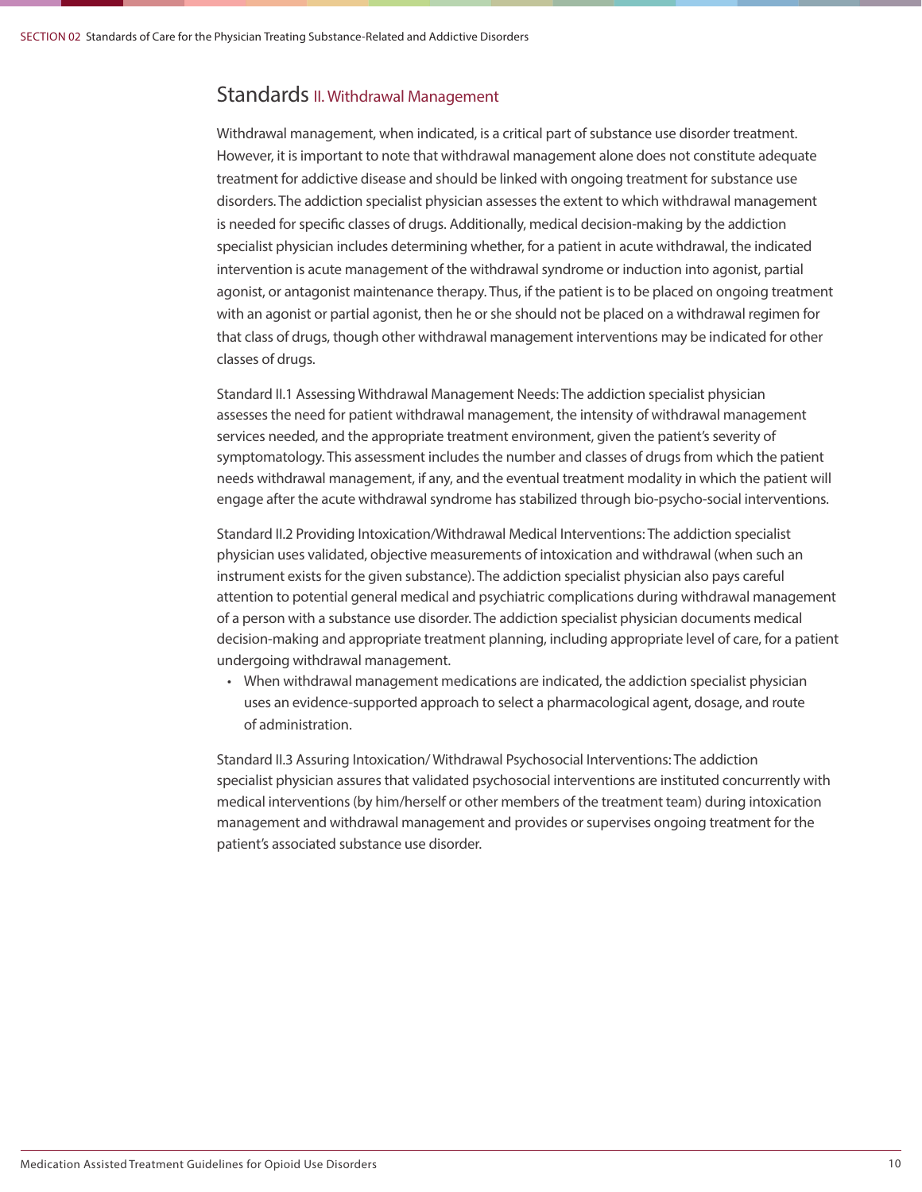## Standards II. Withdrawal Management

Withdrawal management, when indicated, is a critical part of substance use disorder treatment. However, it is important to note that withdrawal management alone does not constitute adequate treatment for addictive disease and should be linked with ongoing treatment for substance use disorders. The addiction specialist physician assesses the extent to which withdrawal management is needed for specific classes of drugs. Additionally, medical decision-making by the addiction specialist physician includes determining whether, for a patient in acute withdrawal, the indicated intervention is acute management of the withdrawal syndrome or induction into agonist, partial agonist, or antagonist maintenance therapy. Thus, if the patient is to be placed on ongoing treatment with an agonist or partial agonist, then he or she should not be placed on a withdrawal regimen for that class of drugs, though other withdrawal management interventions may be indicated for other classes of drugs.

Standard II.1 Assessing Withdrawal Management Needs: The addiction specialist physician assesses the need for patient withdrawal management, the intensity of withdrawal management services needed, and the appropriate treatment environment, given the patient's severity of symptomatology. This assessment includes the number and classes of drugs from which the patient needs withdrawal management, if any, and the eventual treatment modality in which the patient will engage after the acute withdrawal syndrome has stabilized through bio-psycho-social interventions.

Standard II.2 Providing Intoxication/Withdrawal Medical Interventions: The addiction specialist physician uses validated, objective measurements of intoxication and withdrawal (when such an instrument exists for the given substance). The addiction specialist physician also pays careful attention to potential general medical and psychiatric complications during withdrawal management of a person with a substance use disorder. The addiction specialist physician documents medical decision-making and appropriate treatment planning, including appropriate level of care, for a patient undergoing withdrawal management.

- When withdrawal management medications are indicated, the addiction specialist physician uses an evidence-supported approach to select a pharmacological agent, dosage, and route of administration.

Standard II.3 Assuring Intoxication/ Withdrawal Psychosocial Interventions: The addiction specialist physician assures that validated psychosocial interventions are instituted concurrently with medical interventions (by him/herself or other members of the treatment team) during intoxication management and withdrawal management and provides or supervises ongoing treatment for the patient's associated substance use disorder.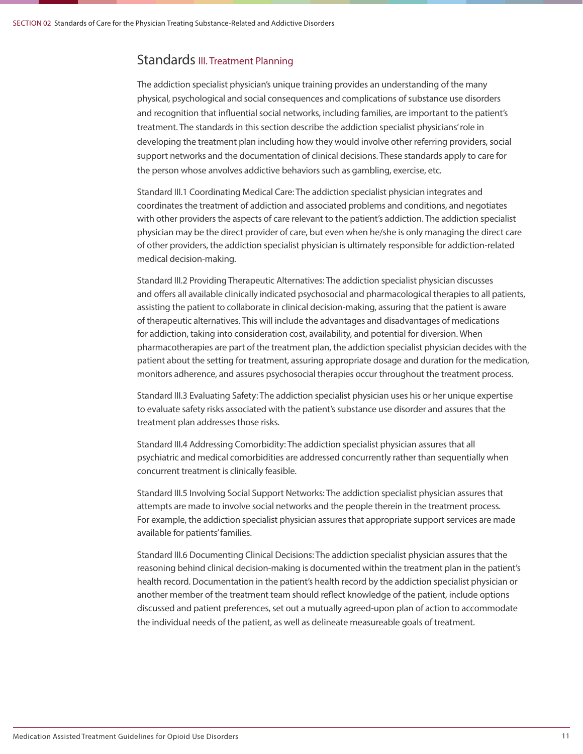## Standards III. Treatment Planning

The addiction specialist physician's unique training provides an understanding of the many physical, psychological and social consequences and complications of substance use disorders and recognition that influential social networks, including families, are important to the patient's treatment. The standards in this section describe the addiction specialist physicians' role in developing the treatment plan including how they would involve other referring providers, social support networks and the documentation of clinical decisions. These standards apply to care for the person whose anvolves addictive behaviors such as gambling, exercise, etc.

Standard III.1 Coordinating Medical Care: The addiction specialist physician integrates and coordinates the treatment of addiction and associated problems and conditions, and negotiates with other providers the aspects of care relevant to the patient's addiction. The addiction specialist physician may be the direct provider of care, but even when he/she is only managing the direct care of other providers, the addiction specialist physician is ultimately responsible for addiction-related medical decision-making.

Standard III.2 Providing Therapeutic Alternatives: The addiction specialist physician discusses and offers all available clinically indicated psychosocial and pharmacological therapies to all patients, assisting the patient to collaborate in clinical decision-making, assuring that the patient is aware of therapeutic alternatives. This will include the advantages and disadvantages of medications for addiction, taking into consideration cost, availability, and potential for diversion. When pharmacotherapies are part of the treatment plan, the addiction specialist physician decides with the patient about the setting for treatment, assuring appropriate dosage and duration for the medication, monitors adherence, and assures psychosocial therapies occur throughout the treatment process.

Standard III.3 Evaluating Safety: The addiction specialist physician uses his or her unique expertise to evaluate safety risks associated with the patient's substance use disorder and assures that the treatment plan addresses those risks.

Standard III.4 Addressing Comorbidity: The addiction specialist physician assures that all psychiatric and medical comorbidities are addressed concurrently rather than sequentially when concurrent treatment is clinically feasible.

Standard III.5 Involving Social Support Networks: The addiction specialist physician assures that attempts are made to involve social networks and the people therein in the treatment process. For example, the addiction specialist physician assures that appropriate support services are made available for patients' families.

Standard III.6 Documenting Clinical Decisions: The addiction specialist physician assures that the reasoning behind clinical decision-making is documented within the treatment plan in the patient's health record. Documentation in the patient's health record by the addiction specialist physician or another member of the treatment team should reflect knowledge of the patient, include options discussed and patient preferences, set out a mutually agreed-upon plan of action to accommodate the individual needs of the patient, as well as delineate measureable goals of treatment.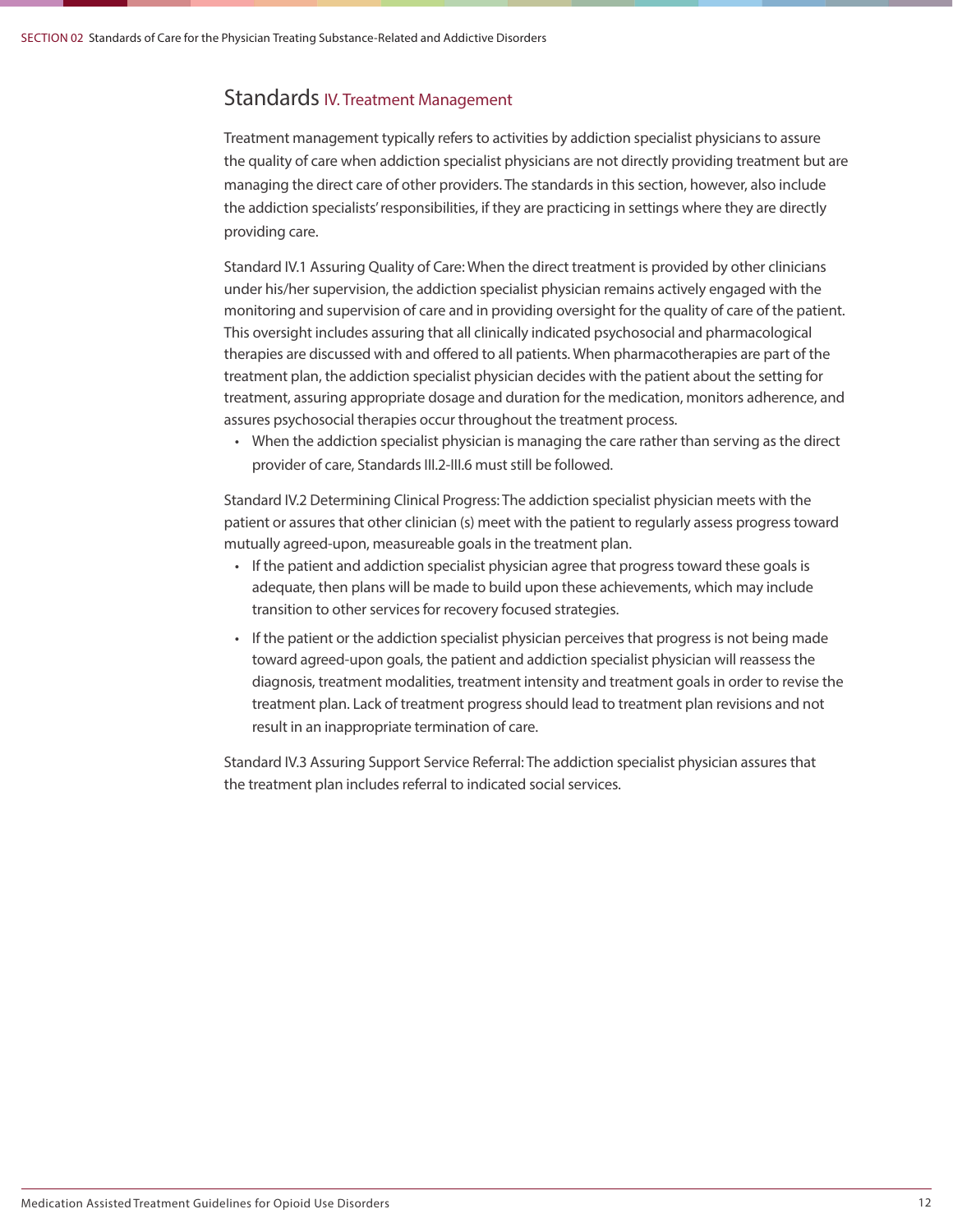## Standards IV. Treatment Management

Treatment management typically refers to activities by addiction specialist physicians to assure the quality of care when addiction specialist physicians are not directly providing treatment but are managing the direct care of other providers. The standards in this section, however, also include the addiction specialists' responsibilities, if they are practicing in settings where they are directly providing care.

Standard IV.1 Assuring Quality of Care: When the direct treatment is provided by other clinicians under his/her supervision, the addiction specialist physician remains actively engaged with the monitoring and supervision of care and in providing oversight for the quality of care of the patient. This oversight includes assuring that all clinically indicated psychosocial and pharmacological therapies are discussed with and offered to all patients. When pharmacotherapies are part of the treatment plan, the addiction specialist physician decides with the patient about the setting for treatment, assuring appropriate dosage and duration for the medication, monitors adherence, and assures psychosocial therapies occur throughout the treatment process.

- When the addiction specialist physician is managing the care rather than serving as the direct provider of care, Standards III.2-III.6 must still be followed.

Standard IV.2 Determining Clinical Progress: The addiction specialist physician meets with the patient or assures that other clinician (s) meet with the patient to regularly assess progress toward mutually agreed-upon, measureable goals in the treatment plan.

- If the patient and addiction specialist physician agree that progress toward these goals is adequate, then plans will be made to build upon these achievements, which may include transition to other services for recovery focused strategies.
- If the patient or the addiction specialist physician perceives that progress is not being made toward agreed-upon goals, the patient and addiction specialist physician will reassess the diagnosis, treatment modalities, treatment intensity and treatment goals in order to revise the treatment plan. Lack of treatment progress should lead to treatment plan revisions and not result in an inappropriate termination of care.

Standard IV.3 Assuring Support Service Referral: The addiction specialist physician assures that the treatment plan includes referral to indicated social services.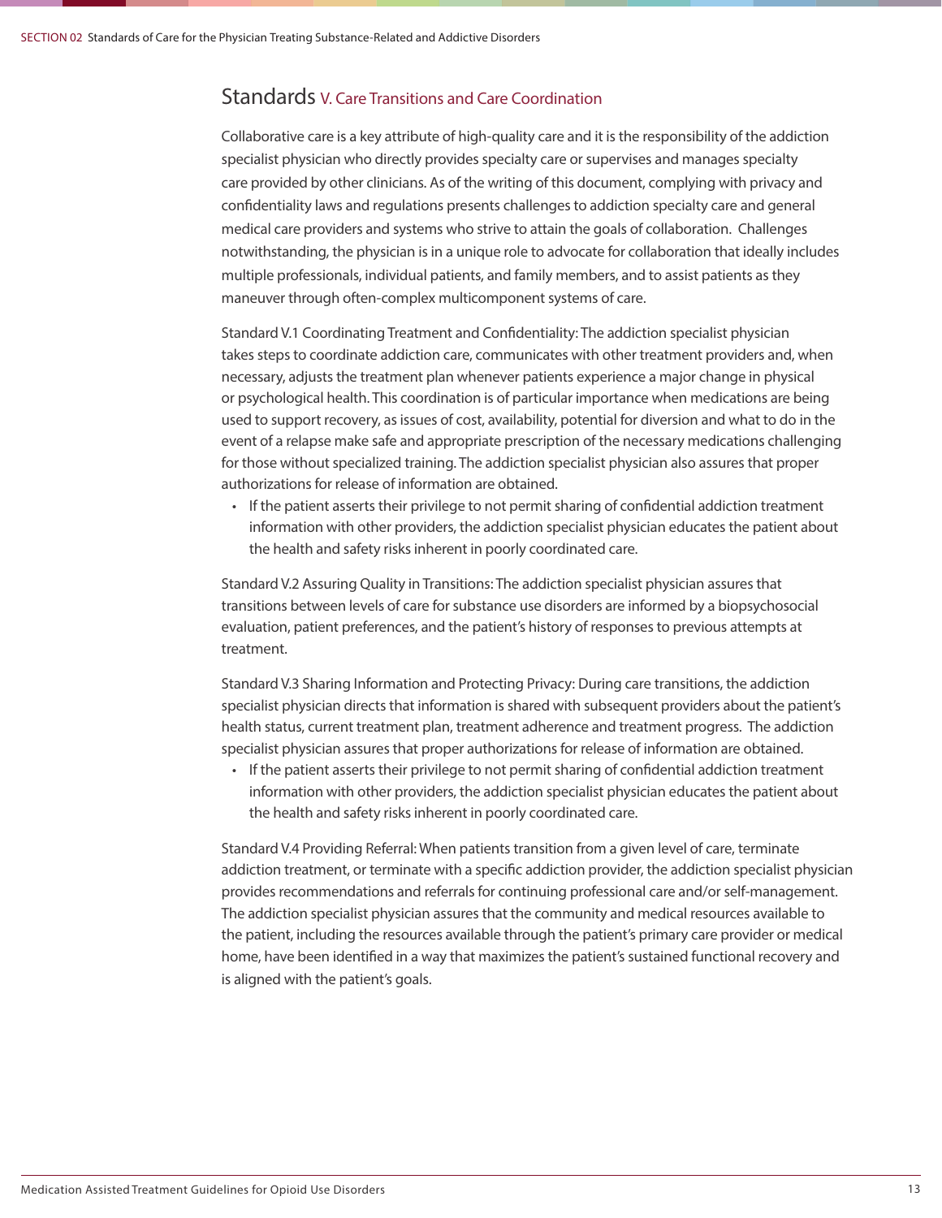## Standards V. Care Transitions and Care Coordination

Collaborative care is a key attribute of high-quality care and it is the responsibility of the addiction specialist physician who directly provides specialty care or supervises and manages specialty care provided by other clinicians. As of the writing of this document, complying with privacy and confidentiality laws and regulations presents challenges to addiction specialty care and general medical care providers and systems who strive to attain the goals of collaboration. Challenges notwithstanding, the physician is in a unique role to advocate for collaboration that ideally includes multiple professionals, individual patients, and family members, and to assist patients as they maneuver through often-complex multicomponent systems of care.

Standard V.1 Coordinating Treatment and Confidentiality: The addiction specialist physician takes steps to coordinate addiction care, communicates with other treatment providers and, when necessary, adjusts the treatment plan whenever patients experience a major change in physical or psychological health. This coordination is of particular importance when medications are being used to support recovery, as issues of cost, availability, potential for diversion and what to do in the event of a relapse make safe and appropriate prescription of the necessary medications challenging for those without specialized training. The addiction specialist physician also assures that proper authorizations for release of information are obtained.

- If the patient asserts their privilege to not permit sharing of confidential addiction treatment information with other providers, the addiction specialist physician educates the patient about the health and safety risks inherent in poorly coordinated care.

Standard V.2 Assuring Quality in Transitions: The addiction specialist physician assures that transitions between levels of care for substance use disorders are informed by a biopsychosocial evaluation, patient preferences, and the patient's history of responses to previous attempts at treatment.

Standard V.3 Sharing Information and Protecting Privacy: During care transitions, the addiction specialist physician directs that information is shared with subsequent providers about the patient's health status, current treatment plan, treatment adherence and treatment progress. The addiction specialist physician assures that proper authorizations for release of information are obtained.

- If the patient asserts their privilege to not permit sharing of confidential addiction treatment information with other providers, the addiction specialist physician educates the patient about the health and safety risks inherent in poorly coordinated care.

Standard V.4 Providing Referral: When patients transition from a given level of care, terminate addiction treatment, or terminate with a specific addiction provider, the addiction specialist physician provides recommendations and referrals for continuing professional care and/or self-management. The addiction specialist physician assures that the community and medical resources available to the patient, including the resources available through the patient's primary care provider or medical home, have been identified in a way that maximizes the patient's sustained functional recovery and is aligned with the patient's goals.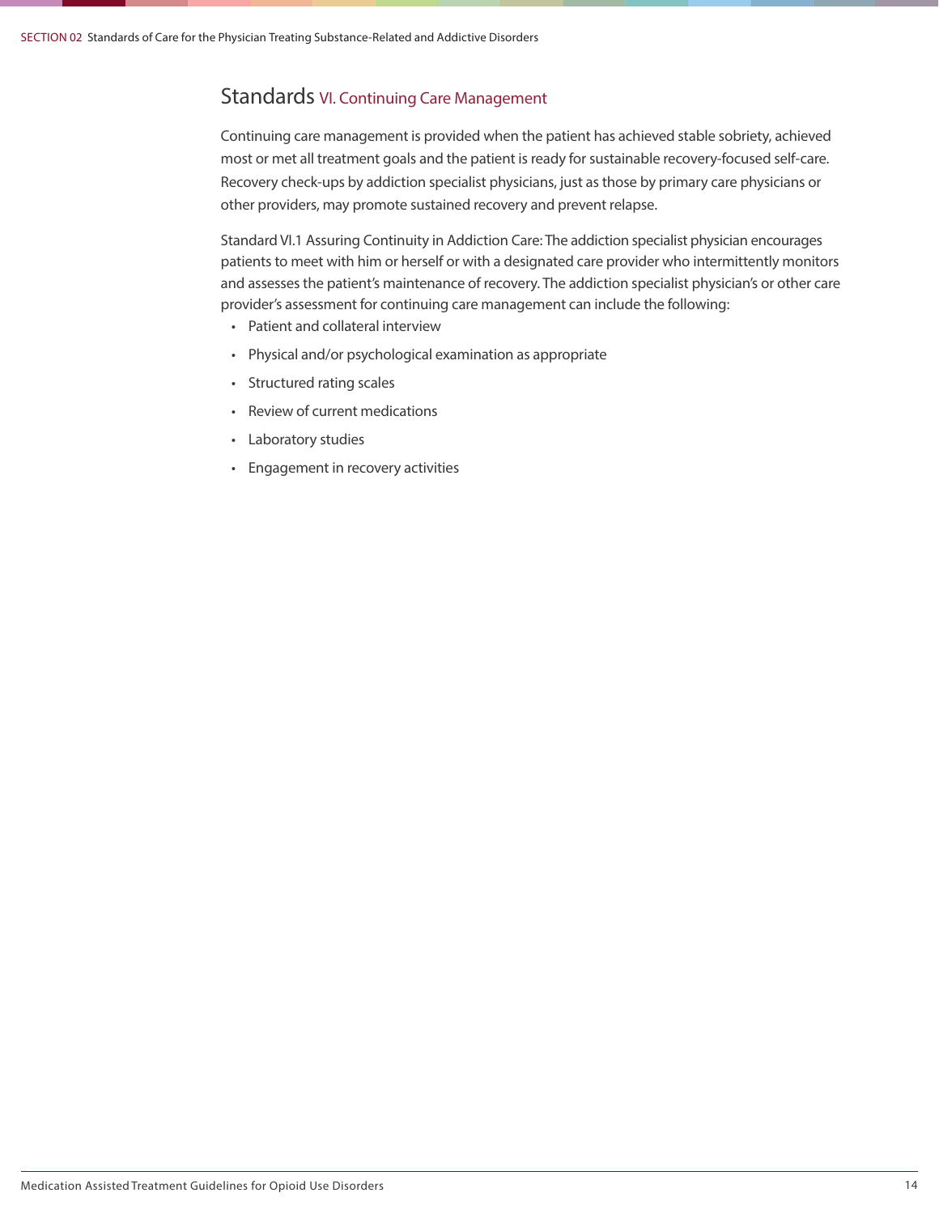## Standards VI. Continuing Care Management

Continuing care management is provided when the patient has achieved stable sobriety, achieved most or met all treatment goals and the patient is ready for sustainable recovery-focused self-care. Recovery check-ups by addiction specialist physicians, just as those by primary care physicians or other providers, may promote sustained recovery and prevent relapse.

Standard VI.1 Assuring Continuity in Addiction Care: The addiction specialist physician encourages patients to meet with him or herself or with a designated care provider who intermittently monitors and assesses the patient's maintenance of recovery. The addiction specialist physician's or other care provider's assessment for continuing care management can include the following:

- Patient and collateral interview
- Physical and/or psychological examination as appropriate
- Structured rating scales
- Review of current medications
- Laboratory studies
- Engagement in recovery activities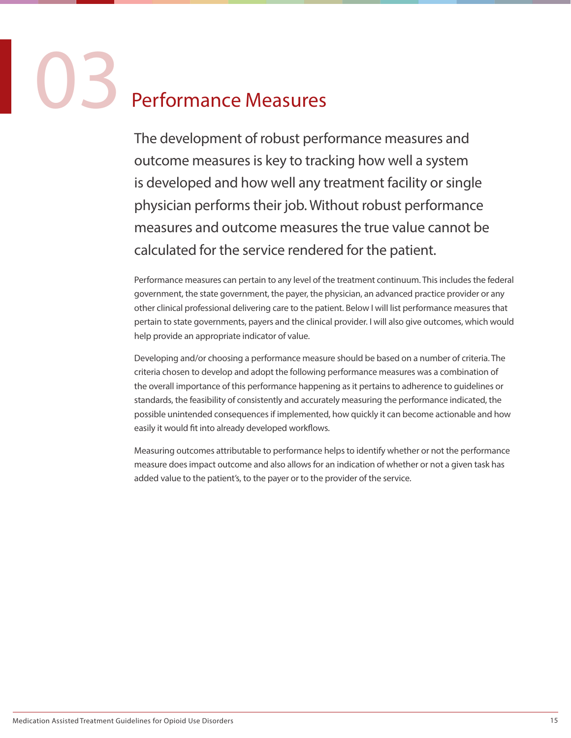# 03 Performance Measures

The development of robust performance measures and outcome measures is key to tracking how well a system is developed and how well any treatment facility or single physician performs their job. Without robust performance measures and outcome measures the true value cannot be calculated for the service rendered for the patient.

Performance measures can pertain to any level of the treatment continuum. This includes the federal government, the state government, the payer, the physician, an advanced practice provider or any other clinical professional delivering care to the patient. Below I will list performance measures that pertain to state governments, payers and the clinical provider. I will also give outcomes, which would help provide an appropriate indicator of value.

Developing and/or choosing a performance measure should be based on a number of criteria. The criteria chosen to develop and adopt the following performance measures was a combination of the overall importance of this performance happening as it pertains to adherence to guidelines or standards, the feasibility of consistently and accurately measuring the performance indicated, the possible unintended consequences if implemented, how quickly it can become actionable and how easily it would fit into already developed workflows.

Measuring outcomes attributable to performance helps to identify whether or not the performance measure does impact outcome and also allows for an indication of whether or not a given task has added value to the patient's, to the payer or to the provider of the service.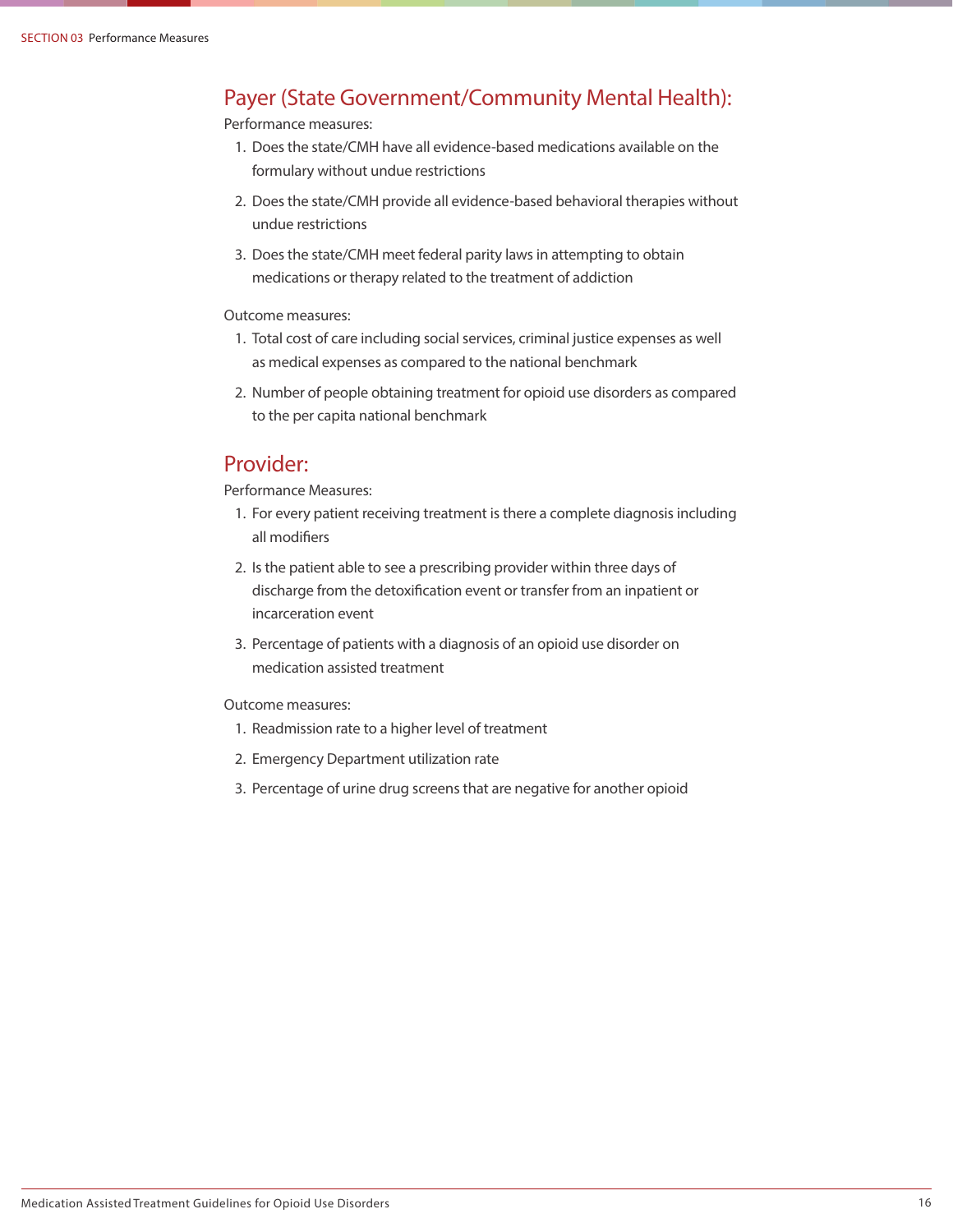## Payer (State Government/Community Mental Health):

Performance measures:

1. Does the state/CMH have all evidence-based medications available on the formulary without undue restrictions
2. Does the state/CMH provide all evidence-based behavioral therapies without undue restrictions
3. Does the state/CMH meet federal parity laws in attempting to obtain medications or therapy related to the treatment of addiction

Outcome measures:

1. Total cost of care including social services, criminal justice expenses as well as medical expenses as compared to the national benchmark
2. Number of people obtaining treatment for opioid use disorders as compared to the per capita national benchmark

## Provider:

Performance Measures:

1. For every patient receiving treatment is there a complete diagnosis including all modifiers
2. Is the patient able to see a prescribing provider within three days of discharge from the detoxification event or transfer from an inpatient or incarceration event
3. Percentage of patients with a diagnosis of an opioid use disorder on medication assisted treatment

Outcome measures:

1. Readmission rate to a higher level of treatment
2. Emergency Department utilization rate
3. Percentage of urine drug screens that are negative for another opioid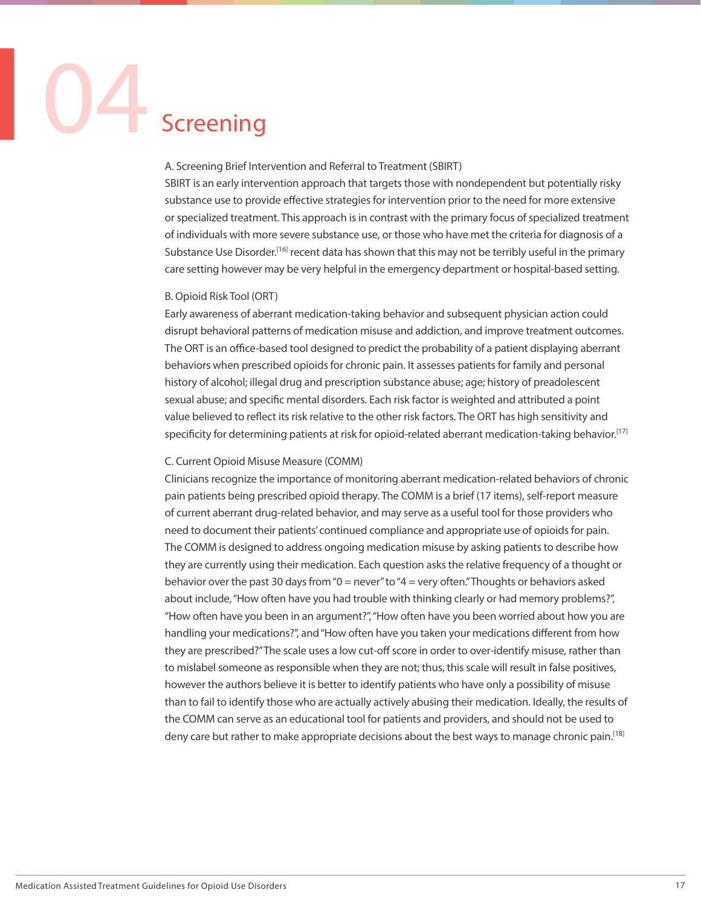# 04 Screening

A. Screening Brief Intervention and Referral to Treatment (SBIRT)

SBIRT is an early intervention approach that targets those with nondependent but potentially risky substance use to provide effective strategies for intervention prior to the need for more extensive or specialized treatment. This approach is in contrast with the primary focus of specialized treatment of individuals with more severe substance use, or those who have met the criteria for diagnosis of a Substance Use Disorder.[16] recent data has shown that this may not be terribly useful in the primary care setting however may be very helpful in the emergency department or hospital-based setting.

B. Opioid Risk Tool (ORT)

Early awareness of aberrant medication-taking behavior and subsequent physician action could disrupt behavioral patterns of medication misuse and addiction, and improve treatment outcomes. The ORT is an office-based tool designed to predict the probability of a patient displaying aberrant behaviors when prescribed opioids for chronic pain. It assesses patients for family and personal history of alcohol; illegal drug and prescription substance abuse; age; history of preadolescent sexual abuse; and specific mental disorders. Each risk factor is weighted and attributed a point value believed to reflect its risk relative to the other risk factors. The ORT has high sensitivity and specificity for determining patients at risk for opioid-related aberrant medication-taking behavior.[17]

C. Current Opioid Misuse Measure (COMM)

Clinicians recognize the importance of monitoring aberrant medication-related behaviors of chronic pain patients being prescribed opioid therapy. The COMM is a brief (17 items), self-report measure of current aberrant drug-related behavior, and may serve as a useful tool for those providers who need to document their patients' continued compliance and appropriate use of opioids for pain. The COMM is designed to address ongoing medication misuse by asking patients to describe how they are currently using their medication. Each question asks the relative frequency of a thought or behavior over the past 30 days from "0 = never" to "4 = very often." Thoughts or behaviors asked about include, "How often have you had trouble with thinking clearly or had memory problems?", "How often have you been in an argument?", "How often have you been worried about how you are handling your medications?", and "How often have you taken your medications different from how they are prescribed?" The scale uses a low cut-off score in order to over-identify misuse, rather than to mislabel someone as responsible when they are not; thus, this scale will result in false positives, however the authors believe it is better to identify patients who have only a possibility of misuse than to fail to identify those who are actually actively abusing their medication. Ideally, the results of the COMM can serve as an educational tool for patients and providers, and should not be used to deny care but rather to make appropriate decisions about the best ways to manage chronic pain.[18]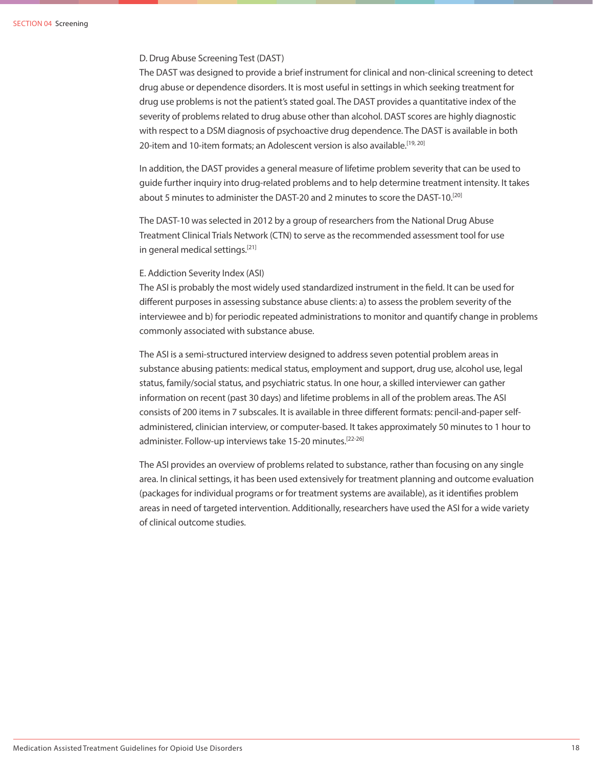### D. Drug Abuse Screening Test (DAST)

The DAST was designed to provide a brief instrument for clinical and non-clinical screening to detect drug abuse or dependence disorders. It is most useful in settings in which seeking treatment for drug use problems is not the patient's stated goal. The DAST provides a quantitative index of the severity of problems related to drug abuse other than alcohol. DAST scores are highly diagnostic with respect to a DSM diagnosis of psychoactive drug dependence. The DAST is available in both 20-item and 10-item formats; an Adolescent version is also available.[19, 20]

In addition, the DAST provides a general measure of lifetime problem severity that can be used to guide further inquiry into drug-related problems and to help determine treatment intensity. It takes about 5 minutes to administer the DAST-20 and 2 minutes to score the DAST-10.[20]

The DAST-10 was selected in 2012 by a group of researchers from the National Drug Abuse Treatment Clinical Trials Network (CTN) to serve as the recommended assessment tool for use in general medical settings.[21]

### E. Addiction Severity Index (ASI)

The ASI is probably the most widely used standardized instrument in the field. It can be used for different purposes in assessing substance abuse clients: a) to assess the problem severity of the interviewee and b) for periodic repeated administrations to monitor and quantify change in problems commonly associated with substance abuse.

The ASI is a semi-structured interview designed to address seven potential problem areas in substance abusing patients: medical status, employment and support, drug use, alcohol use, legal status, family/social status, and psychiatric status. In one hour, a skilled interviewer can gather information on recent (past 30 days) and lifetime problems in all of the problem areas. The ASI consists of 200 items in 7 subscales. It is available in three different formats: pencil-and-paper self-administered, clinician interview, or computer-based. It takes approximately 50 minutes to 1 hour to administer. Follow-up interviews take 15-20 minutes.[22-26]

The ASI provides an overview of problems related to substance, rather than focusing on any single area. In clinical settings, it has been used extensively for treatment planning and outcome evaluation (packages for individual programs or for treatment systems are available), as it identifies problem areas in need of targeted intervention. Additionally, researchers have used the ASI for a wide variety of clinical outcome studies.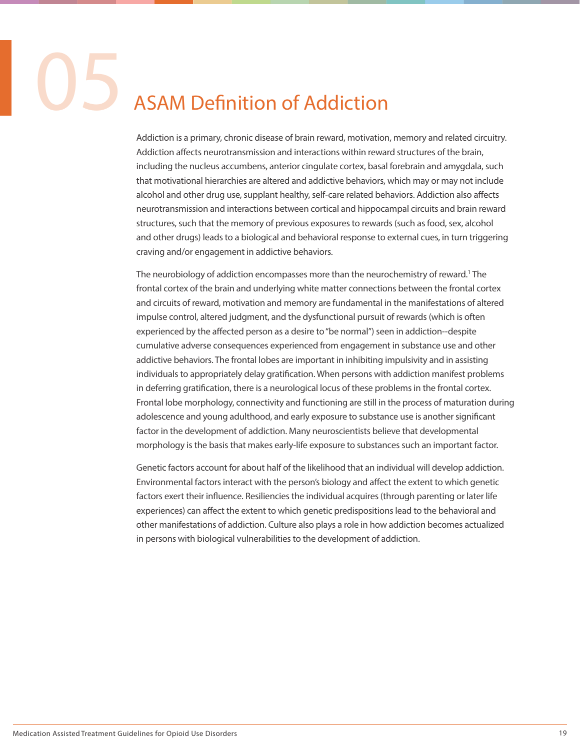# 05 ASAM Definition of Addiction

Addiction is a primary, chronic disease of brain reward, motivation, memory and related circuitry. Addiction affects neurotransmission and interactions within reward structures of the brain, including the nucleus accumbens, anterior cingulate cortex, basal forebrain and amygdala, such that motivational hierarchies are altered and addictive behaviors, which may or may not include alcohol and other drug use, supplant healthy, self-care related behaviors. Addiction also affects neurotransmission and interactions between cortical and hippocampal circuits and brain reward structures, such that the memory of previous exposures to rewards (such as food, sex, alcohol and other drugs) leads to a biological and behavioral response to external cues, in turn triggering craving and/or engagement in addictive behaviors.

The neurobiology of addiction encompasses more than the neurochemistry of reward.[1] The frontal cortex of the brain and underlying white matter connections between the frontal cortex and circuits of reward, motivation and memory are fundamental in the manifestations of altered impulse control, altered judgment, and the dysfunctional pursuit of rewards (which is often experienced by the affected person as a desire to "be normal") seen in addiction--despite cumulative adverse consequences experienced from engagement in substance use and other addictive behaviors. The frontal lobes are important in inhibiting impulsivity and in assisting individuals to appropriately delay gratification. When persons with addiction manifest problems in deferring gratification, there is a neurological locus of these problems in the frontal cortex. Frontal lobe morphology, connectivity and functioning are still in the process of maturation during adolescence and young adulthood, and early exposure to substance use is another significant factor in the development of addiction. Many neuroscientists believe that developmental morphology is the basis that makes early-life exposure to substances such an important factor.

Genetic factors account for about half of the likelihood that an individual will develop addiction. Environmental factors interact with the person's biology and affect the extent to which genetic factors exert their influence. Resiliencies the individual acquires (through parenting or later life experiences) can affect the extent to which genetic predispositions lead to the behavioral and other manifestations of addiction. Culture also plays a role in how addiction becomes actualized in persons with biological vulnerabilities to the development of addiction.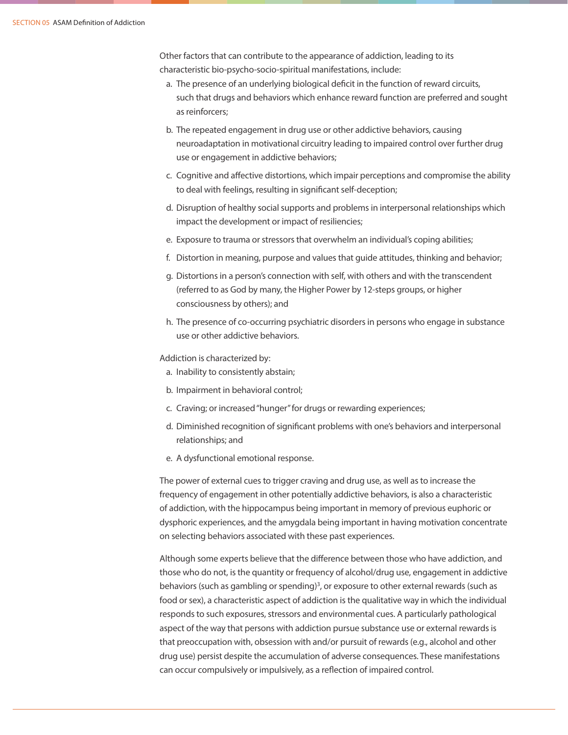Other factors that can contribute to the appearance of addiction, leading to its characteristic bio-psycho-socio-spiritual manifestations, include:

a. The presence of an underlying biological deficit in the function of reward circuits, such that drugs and behaviors which enhance reward function are preferred and sought as reinforcers;

b. The repeated engagement in drug use or other addictive behaviors, causing neuroadaptation in motivational circuitry leading to impaired control over further drug use or engagement in addictive behaviors;

c. Cognitive and affective distortions, which impair perceptions and compromise the ability to deal with feelings, resulting in significant self-deception;

d. Disruption of healthy social supports and problems in interpersonal relationships which impact the development or impact of resiliencies;

e. Exposure to trauma or stressors that overwhelm an individual's coping abilities;

f. Distortion in meaning, purpose and values that guide attitudes, thinking and behavior;

g. Distortions in a person's connection with self, with others and with the transcendent (referred to as God by many, the Higher Power by 12-steps groups, or higher consciousness by others); and

h. The presence of co-occurring psychiatric disorders in persons who engage in substance use or other addictive behaviors.

Addiction is characterized by:

a. Inability to consistently abstain;

b. Impairment in behavioral control;

c. Craving; or increased "hunger" for drugs or rewarding experiences;

d. Diminished recognition of significant problems with one's behaviors and interpersonal relationships; and

e. A dysfunctional emotional response.

The power of external cues to trigger craving and drug use, as well as to increase the frequency of engagement in other potentially addictive behaviors, is also a characteristic of addiction, with the hippocampus being important in memory of previous euphoric or dysphoric experiences, and the amygdala being important in having motivation concentrate on selecting behaviors associated with these past experiences.

Although some experts believe that the difference between those who have addiction, and those who do not, is the quantity or frequency of alcohol/drug use, engagement in addictive behaviors (such as gambling or spending)[3], or exposure to other external rewards (such as food or sex), a characteristic aspect of addiction is the qualitative way in which the individual responds to such exposures, stressors and environmental cues. A particularly pathological aspect of the way that persons with addiction pursue substance use or external rewards is that preoccupation with, obsession with and/or pursuit of rewards (e.g., alcohol and other drug use) persist despite the accumulation of adverse consequences. These manifestations can occur compulsively or impulsively, as a reflection of impaired control.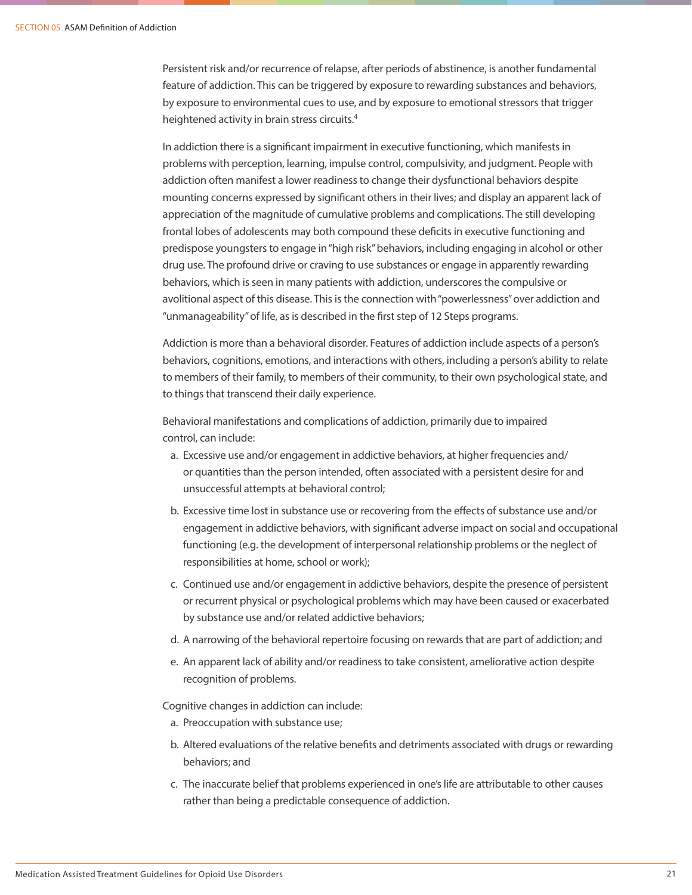Persistent risk and/or recurrence of relapse, after periods of abstinence, is another fundamental feature of addiction. This can be triggered by exposure to rewarding substances and behaviors, by exposure to environmental cues to use, and by exposure to emotional stressors that trigger heightened activity in brain stress circuits.[4]

In addiction there is a significant impairment in executive functioning, which manifests in problems with perception, learning, impulse control, compulsivity, and judgment. People with addiction often manifest a lower readiness to change their dysfunctional behaviors despite mounting concerns expressed by significant others in their lives; and display an apparent lack of appreciation of the magnitude of cumulative problems and complications. The still developing frontal lobes of adolescents may both compound these deficits in executive functioning and predispose youngsters to engage in "high risk" behaviors, including engaging in alcohol or other drug use. The profound drive or craving to use substances or engage in apparently rewarding behaviors, which is seen in many patients with addiction, underscores the compulsive or avolitional aspect of this disease. This is the connection with "powerlessness" over addiction and "unmanageability" of life, as is described in the first step of 12 Steps programs.

Addiction is more than a behavioral disorder. Features of addiction include aspects of a person's behaviors, cognitions, emotions, and interactions with others, including a person's ability to relate to members of their family, to members of their community, to their own psychological state, and to things that transcend their daily experience.

Behavioral manifestations and complications of addiction, primarily due to impaired control, can include:

a. Excessive use and/or engagement in addictive behaviors, at higher frequencies and/or quantities than the person intended, often associated with a persistent desire for and unsuccessful attempts at behavioral control;

b. Excessive time lost in substance use or recovering from the effects of substance use and/or engagement in addictive behaviors, with significant adverse impact on social and occupational functioning (e.g. the development of interpersonal relationship problems or the neglect of responsibilities at home, school or work);

c. Continued use and/or engagement in addictive behaviors, despite the presence of persistent or recurrent physical or psychological problems which may have been caused or exacerbated by substance use and/or related addictive behaviors;

d. A narrowing of the behavioral repertoire focusing on rewards that are part of addiction; and

e. An apparent lack of ability and/or readiness to take consistent, ameliorative action despite recognition of problems.

Cognitive changes in addiction can include:

a. Preoccupation with substance use;

b. Altered evaluations of the relative benefits and detriments associated with drugs or rewarding behaviors; and

c. The inaccurate belief that problems experienced in one's life are attributable to other causes rather than being a predictable consequence of addiction.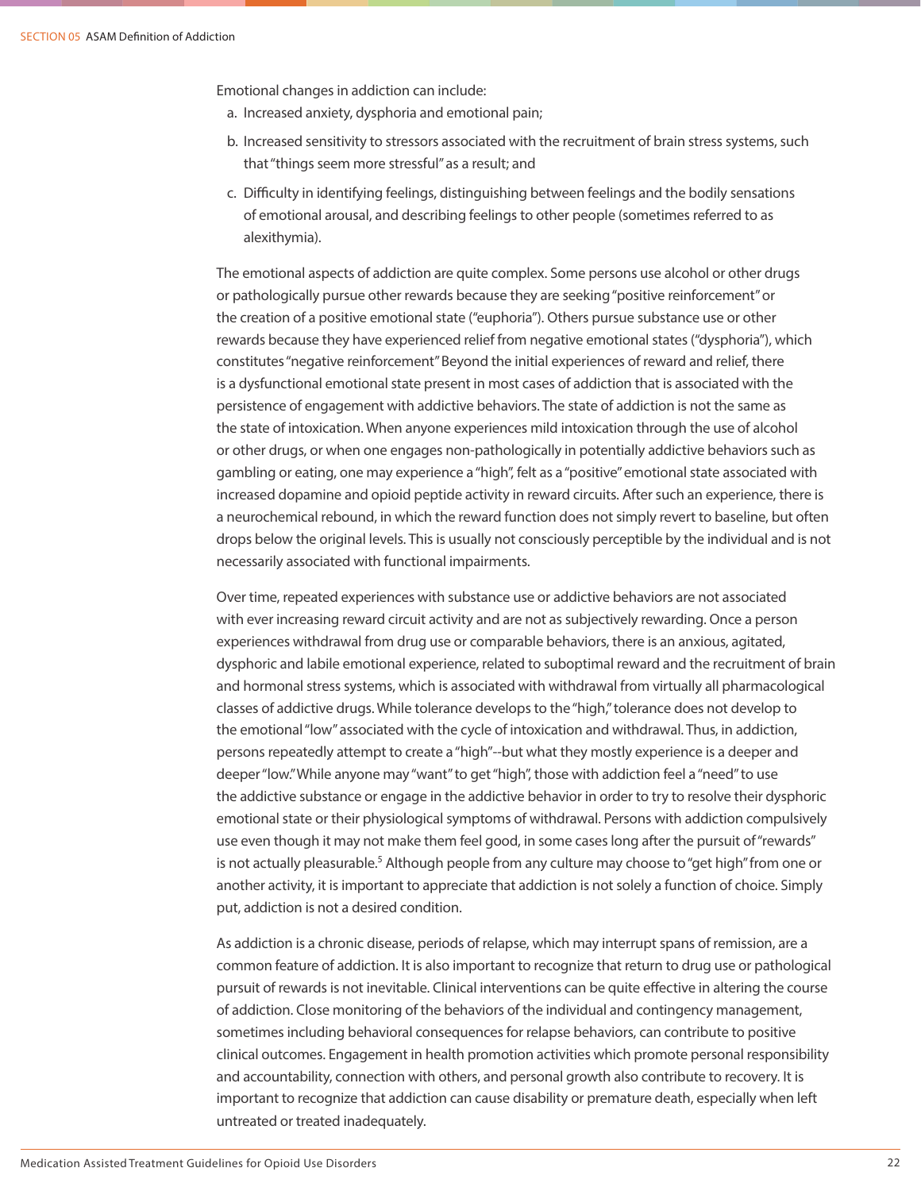Emotional changes in addiction can include:

a. Increased anxiety, dysphoria and emotional pain;

b. Increased sensitivity to stressors associated with the recruitment of brain stress systems, such that "things seem more stressful" as a result; and

c. Difficulty in identifying feelings, distinguishing between feelings and the bodily sensations of emotional arousal, and describing feelings to other people (sometimes referred to as alexithymia).

The emotional aspects of addiction are quite complex. Some persons use alcohol or other drugs or pathologically pursue other rewards because they are seeking "positive reinforcement" or the creation of a positive emotional state ("euphoria"). Others pursue substance use or other rewards because they have experienced relief from negative emotional states ("dysphoria"), which constitutes "negative reinforcement" Beyond the initial experiences of reward and relief, there is a dysfunctional emotional state present in most cases of addiction that is associated with the persistence of engagement with addictive behaviors. The state of addiction is not the same as the state of intoxication. When anyone experiences mild intoxication through the use of alcohol or other drugs, or when one engages non-pathologically in potentially addictive behaviors such as gambling or eating, one may experience a "high", felt as a "positive" emotional state associated with increased dopamine and opioid peptide activity in reward circuits. After such an experience, there is a neurochemical rebound, in which the reward function does not simply revert to baseline, but often drops below the original levels. This is usually not consciously perceptible by the individual and is not necessarily associated with functional impairments.

Over time, repeated experiences with substance use or addictive behaviors are not associated with ever increasing reward circuit activity and are not as subjectively rewarding. Once a person experiences withdrawal from drug use or comparable behaviors, there is an anxious, agitated, dysphoric and labile emotional experience, related to suboptimal reward and the recruitment of brain and hormonal stress systems, which is associated with withdrawal from virtually all pharmacological classes of addictive drugs. While tolerance develops to the "high," tolerance does not develop to the emotional "low" associated with the cycle of intoxication and withdrawal. Thus, in addiction, persons repeatedly attempt to create a "high"--but what they mostly experience is a deeper and deeper "low." While anyone may "want" to get "high", those with addiction feel a "need" to use the addictive substance or engage in the addictive behavior in order to try to resolve their dysphoric emotional state or their physiological symptoms of withdrawal. Persons with addiction compulsively use even though it may not make them feel good, in some cases long after the pursuit of "rewards" is not actually pleasurable.[5] Although people from any culture may choose to "get high" from one or another activity, it is important to appreciate that addiction is not solely a function of choice. Simply put, addiction is not a desired condition.

As addiction is a chronic disease, periods of relapse, which may interrupt spans of remission, are a common feature of addiction. It is also important to recognize that return to drug use or pathological pursuit of rewards is not inevitable. Clinical interventions can be quite effective in altering the course of addiction. Close monitoring of the behaviors of the individual and contingency management, sometimes including behavioral consequences for relapse behaviors, can contribute to positive clinical outcomes. Engagement in health promotion activities which promote personal responsibility and accountability, connection with others, and personal growth also contribute to recovery. It is important to recognize that addiction can cause disability or premature death, especially when left untreated or treated inadequately.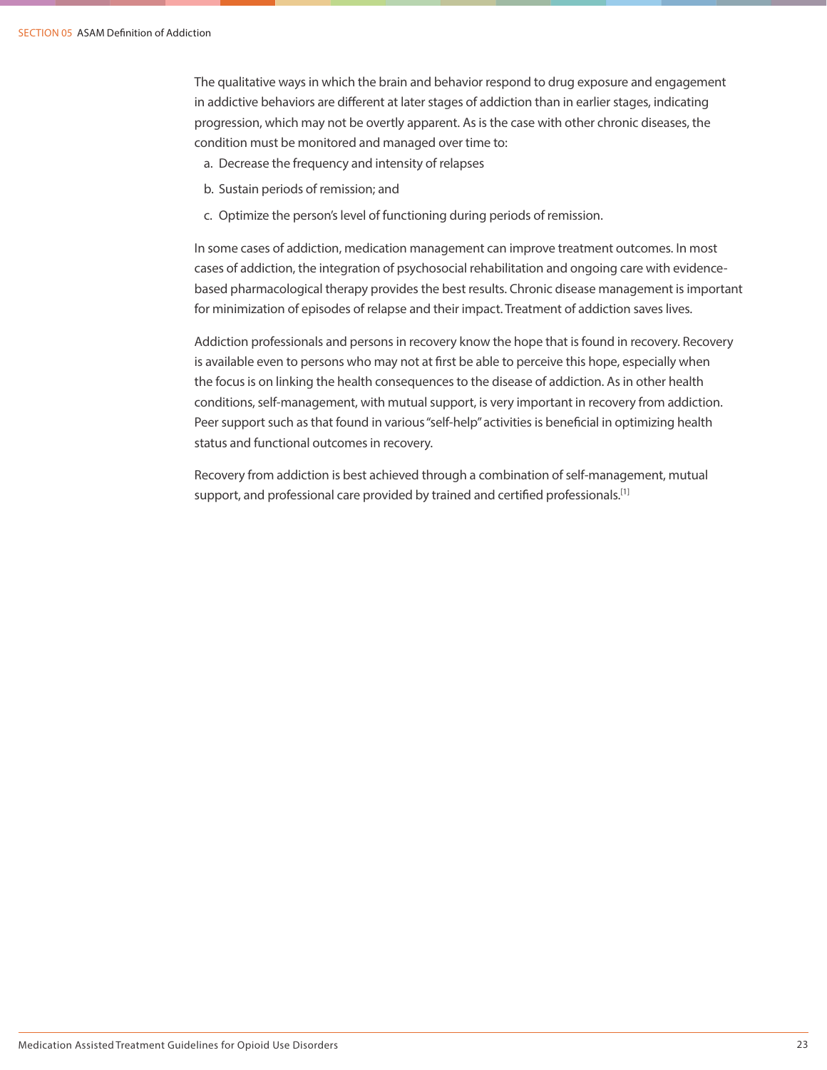The qualitative ways in which the brain and behavior respond to drug exposure and engagement in addictive behaviors are different at later stages of addiction than in earlier stages, indicating progression, which may not be overtly apparent. As is the case with other chronic diseases, the condition must be monitored and managed over time to:

a. Decrease the frequency and intensity of relapses

b. Sustain periods of remission; and

c. Optimize the person's level of functioning during periods of remission.

In some cases of addiction, medication management can improve treatment outcomes. In most cases of addiction, the integration of psychosocial rehabilitation and ongoing care with evidence-based pharmacological therapy provides the best results. Chronic disease management is important for minimization of episodes of relapse and their impact. Treatment of addiction saves lives.

Addiction professionals and persons in recovery know the hope that is found in recovery. Recovery is available even to persons who may not at first be able to perceive this hope, especially when the focus is on linking the health consequences to the disease of addiction. As in other health conditions, self-management, with mutual support, is very important in recovery from addiction. Peer support such as that found in various "self-help" activities is beneficial in optimizing health status and functional outcomes in recovery.

Recovery from addiction is best achieved through a combination of self-management, mutual support, and professional care provided by trained and certified professionals.[1]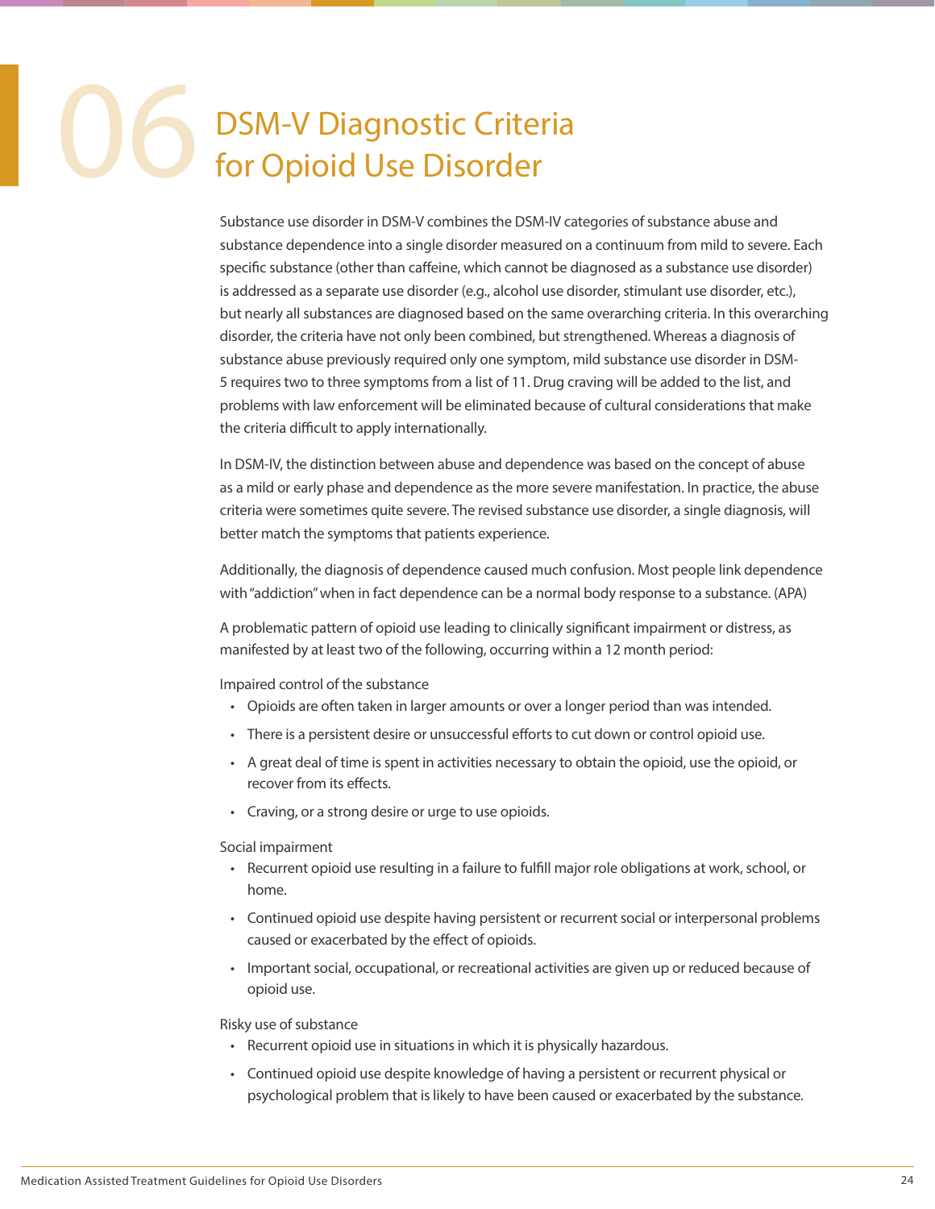# 06 DSM-V Diagnostic Criteria for Opioid Use Disorder

Substance use disorder in DSM-V combines the DSM-IV categories of substance abuse and substance dependence into a single disorder measured on a continuum from mild to severe. Each specific substance (other than caffeine, which cannot be diagnosed as a substance use disorder) is addressed as a separate use disorder (e.g., alcohol use disorder, stimulant use disorder, etc.), but nearly all substances are diagnosed based on the same overarching criteria. In this overarching disorder, the criteria have not only been combined, but strengthened. Whereas a diagnosis of substance abuse previously required only one symptom, mild substance use disorder in DSM-5 requires two to three symptoms from a list of 11. Drug craving will be added to the list, and problems with law enforcement will be eliminated because of cultural considerations that make the criteria difficult to apply internationally.

In DSM-IV, the distinction between abuse and dependence was based on the concept of abuse as a mild or early phase and dependence as the more severe manifestation. In practice, the abuse criteria were sometimes quite severe. The revised substance use disorder, a single diagnosis, will better match the symptoms that patients experience.

Additionally, the diagnosis of dependence caused much confusion. Most people link dependence with "addiction" when in fact dependence can be a normal body response to a substance. (APA)

A problematic pattern of opioid use leading to clinically significant impairment or distress, as manifested by at least two of the following, occurring within a 12 month period:

Impaired control of the substance

- Opioids are often taken in larger amounts or over a longer period than was intended.
- There is a persistent desire or unsuccessful efforts to cut down or control opioid use.
- A great deal of time is spent in activities necessary to obtain the opioid, use the opioid, or recover from its effects.
- Craving, or a strong desire or urge to use opioids.

Social impairment

- Recurrent opioid use resulting in a failure to fulfill major role obligations at work, school, or home.
- Continued opioid use despite having persistent or recurrent social or interpersonal problems caused or exacerbated by the effect of opioids.
- Important social, occupational, or recreational activities are given up or reduced because of opioid use.

Risky use of substance

- Recurrent opioid use in situations in which it is physically hazardous.
- Continued opioid use despite knowledge of having a persistent or recurrent physical or psychological problem that is likely to have been caused or exacerbated by the substance.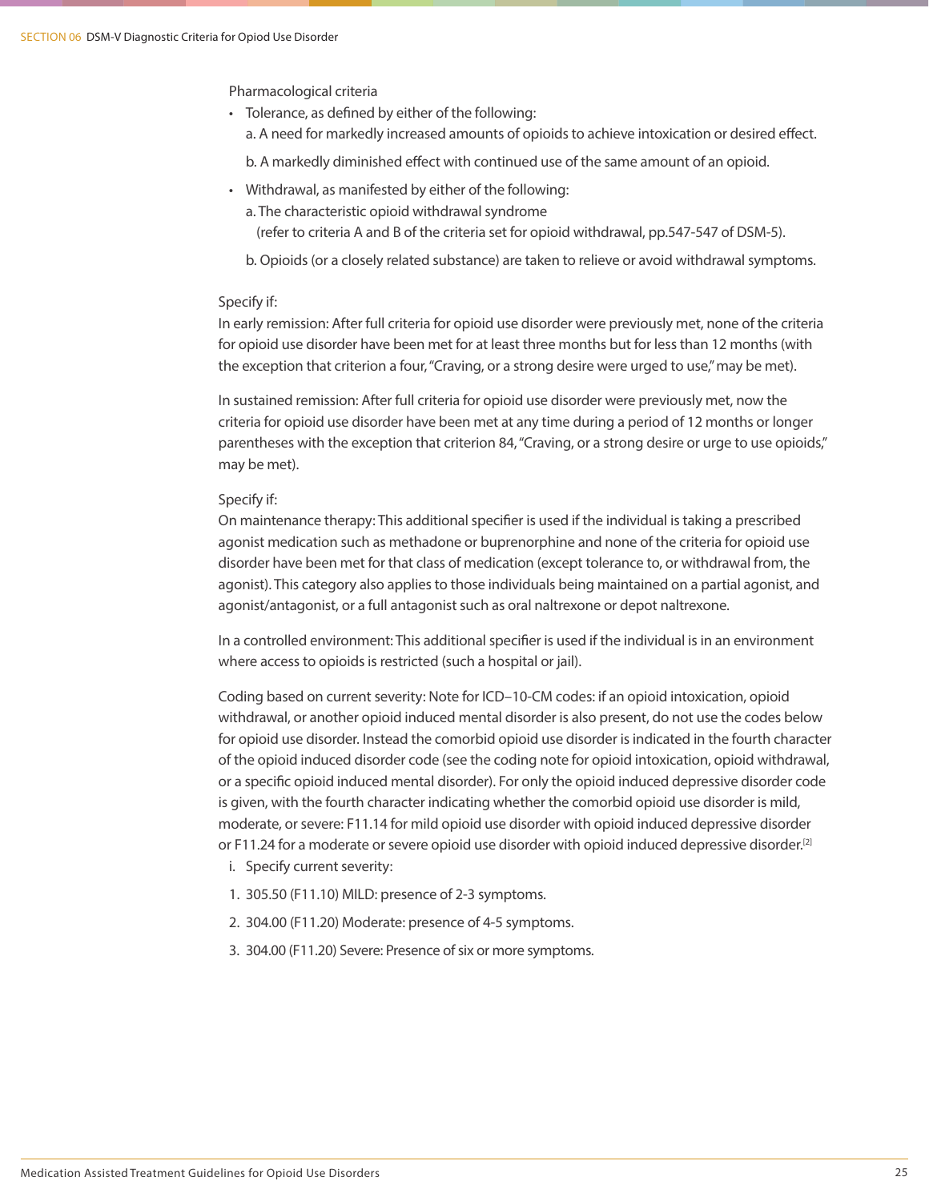Pharmacological criteria

- Tolerance, as defined by either of the following:
  a. A need for markedly increased amounts of opioids to achieve intoxication or desired effect.

  b. A markedly diminished effect with continued use of the same amount of an opioid.

- Withdrawal, as manifested by either of the following:
  a. The characteristic opioid withdrawal syndrome
     (refer to criteria A and B of the criteria set for opioid withdrawal, pp.547-547 of DSM-5).

  b. Opioids (or a closely related substance) are taken to relieve or avoid withdrawal symptoms.

Specify if:
In early remission: After full criteria for opioid use disorder were previously met, none of the criteria for opioid use disorder have been met for at least three months but for less than 12 months (with the exception that criterion a four, "Craving, or a strong desire were urged to use," may be met).

In sustained remission: After full criteria for opioid use disorder were previously met, now the criteria for opioid use disorder have been met at any time during a period of 12 months or longer parentheses with the exception that criterion 84, "Craving, or a strong desire or urge to use opioids," may be met).

Specify if:
On maintenance therapy: This additional specifier is used if the individual is taking a prescribed agonist medication such as methadone or buprenorphine and none of the criteria for opioid use disorder have been met for that class of medication (except tolerance to, or withdrawal from, the agonist). This category also applies to those individuals being maintained on a partial agonist, and agonist/antagonist, or a full antagonist such as oral naltrexone or depot naltrexone.

In a controlled environment: This additional specifier is used if the individual is in an environment where access to opioids is restricted (such a hospital or jail).

Coding based on current severity: Note for ICD–10-CM codes: if an opioid intoxication, opioid withdrawal, or another opioid induced mental disorder is also present, do not use the codes below for opioid use disorder. Instead the comorbid opioid use disorder is indicated in the fourth character of the opioid induced disorder code (see the coding note for opioid intoxication, opioid withdrawal, or a specific opioid induced mental disorder). For only the opioid induced depressive disorder code is given, with the fourth character indicating whether the comorbid opioid use disorder is mild, moderate, or severe: F11.14 for mild opioid use disorder with opioid induced depressive disorder or F11.24 for a moderate or severe opioid use disorder with opioid induced depressive disorder.[2]

i. Specify current severity:

1. 305.50 (F11.10) MILD: presence of 2-3 symptoms.
2. 304.00 (F11.20) Moderate: presence of 4-5 symptoms.
3. 304.00 (F11.20) Severe: Presence of six or more symptoms.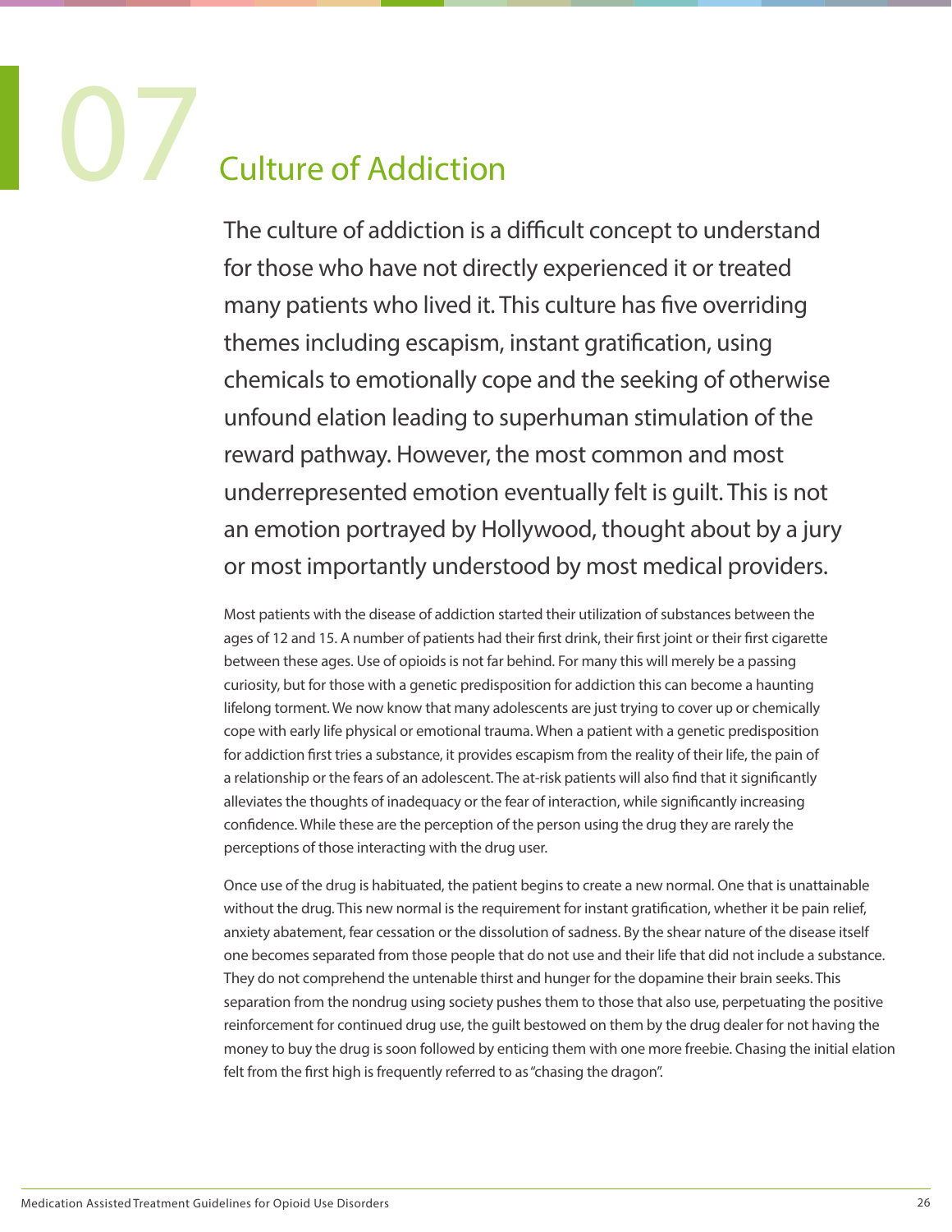# 07 Culture of Addiction

The culture of addiction is a difficult concept to understand for those who have not directly experienced it or treated many patients who lived it. This culture has five overriding themes including escapism, instant gratification, using chemicals to emotionally cope and the seeking of otherwise unfound elation leading to superhuman stimulation of the reward pathway. However, the most common and most underrepresented emotion eventually felt is guilt. This is not an emotion portrayed by Hollywood, thought about by a jury or most importantly understood by most medical providers.

Most patients with the disease of addiction started their utilization of substances between the ages of 12 and 15. A number of patients had their first drink, their first joint or their first cigarette between these ages. Use of opioids is not far behind. For many this will merely be a passing curiosity, but for those with a genetic predisposition for addiction this can become a haunting lifelong torment. We now know that many adolescents are just trying to cover up or chemically cope with early life physical or emotional trauma. When a patient with a genetic predisposition for addiction first tries a substance, it provides escapism from the reality of their life, the pain of a relationship or the fears of an adolescent. The at-risk patients will also find that it significantly alleviates the thoughts of inadequacy or the fear of interaction, while significantly increasing confidence. While these are the perception of the person using the drug they are rarely the perceptions of those interacting with the drug user.

Once use of the drug is habituated, the patient begins to create a new normal. One that is unattainable without the drug. This new normal is the requirement for instant gratification, whether it be pain relief, anxiety abatement, fear cessation or the dissolution of sadness. By the shear nature of the disease itself one becomes separated from those people that do not use and their life that did not include a substance. They do not comprehend the untenable thirst and hunger for the dopamine their brain seeks. This separation from the nondrug using society pushes them to those that also use, perpetuating the positive reinforcement for continued drug use, the guilt bestowed on them by the drug dealer for not having the money to buy the drug is soon followed by enticing them with one more freebie. Chasing the initial elation felt from the first high is frequently referred to as "chasing the dragon".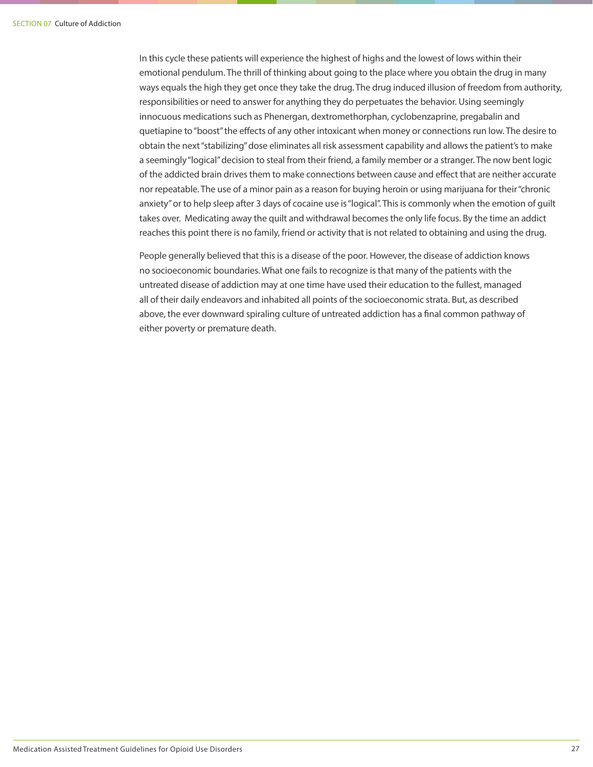In this cycle these patients will experience the highest of highs and the lowest of lows within their emotional pendulum. The thrill of thinking about going to the place where you obtain the drug in many ways equals the high they get once they take the drug. The drug induced illusion of freedom from authority, responsibilities or need to answer for anything they do perpetuates the behavior. Using seemingly innocuous medications such as Phenergan, dextromethorphan, cyclobenzaprine, pregabalin and quetiapine to "boost" the effects of any other intoxicant when money or connections run low. The desire to obtain the next "stabilizing" dose eliminates all risk assessment capability and allows the patient's to make a seemingly "logical" decision to steal from their friend, a family member or a stranger. The now bent logic of the addicted brain drives them to make connections between cause and effect that are neither accurate nor repeatable. The use of a minor pain as a reason for buying heroin or using marijuana for their "chronic anxiety" or to help sleep after 3 days of cocaine use is "logical". This is commonly when the emotion of guilt takes over. Medicating away the quilt and withdrawal becomes the only life focus. By the time an addict reaches this point there is no family, friend or activity that is not related to obtaining and using the drug.

People generally believed that this is a disease of the poor. However, the disease of addiction knows no socioeconomic boundaries. What one fails to recognize is that many of the patients with the untreated disease of addiction may at one time have used their education to the fullest, managed all of their daily endeavors and inhabited all points of the socioeconomic strata. But, as described above, the ever downward spiraling culture of untreated addiction has a final common pathway of either poverty or premature death.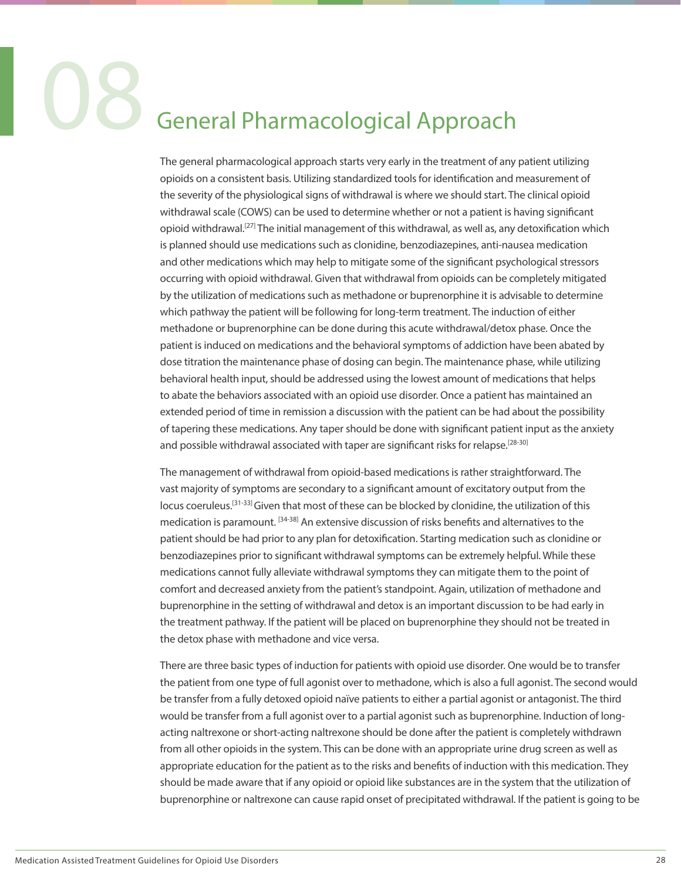# 08 General Pharmacological Approach

The general pharmacological approach starts very early in the treatment of any patient utilizing opioids on a consistent basis. Utilizing standardized tools for identification and measurement of the severity of the physiological signs of withdrawal is where we should start. The clinical opioid withdrawal scale (COWS) can be used to determine whether or not a patient is having significant opioid withdrawal.[27] The initial management of this withdrawal, as well as, any detoxification which is planned should use medications such as clonidine, benzodiazepines, anti-nausea medication and other medications which may help to mitigate some of the significant psychological stressors occurring with opioid withdrawal. Given that withdrawal from opioids can be completely mitigated by the utilization of medications such as methadone or buprenorphine it is advisable to determine which pathway the patient will be following for long-term treatment. The induction of either methadone or buprenorphine can be done during this acute withdrawal/detox phase. Once the patient is induced on medications and the behavioral symptoms of addiction have been abated by dose titration the maintenance phase of dosing can begin. The maintenance phase, while utilizing behavioral health input, should be addressed using the lowest amount of medications that helps to abate the behaviors associated with an opioid use disorder. Once a patient has maintained an extended period of time in remission a discussion with the patient can be had about the possibility of tapering these medications. Any taper should be done with significant patient input as the anxiety and possible withdrawal associated with taper are significant risks for relapse.[28-30]

The management of withdrawal from opioid-based medications is rather straightforward. The vast majority of symptoms are secondary to a significant amount of excitatory output from the locus coeruleus.[31-33] Given that most of these can be blocked by clonidine, the utilization of this medication is paramount. [34-38] An extensive discussion of risks benefits and alternatives to the patient should be had prior to any plan for detoxification. Starting medication such as clonidine or benzodiazepines prior to significant withdrawal symptoms can be extremely helpful. While these medications cannot fully alleviate withdrawal symptoms they can mitigate them to the point of comfort and decreased anxiety from the patient's standpoint. Again, utilization of methadone and buprenorphine in the setting of withdrawal and detox is an important discussion to be had early in the treatment pathway. If the patient will be placed on buprenorphine they should not be treated in the detox phase with methadone and vice versa.

There are three basic types of induction for patients with opioid use disorder. One would be to transfer the patient from one type of full agonist over to methadone, which is also a full agonist. The second would be transfer from a fully detoxed opioid naïve patients to either a partial agonist or antagonist. The third would be transfer from a full agonist over to a partial agonist such as buprenorphine. Induction of long-acting naltrexone or short-acting naltrexone should be done after the patient is completely withdrawn from all other opioids in the system. This can be done with an appropriate urine drug screen as well as appropriate education for the patient as to the risks and benefits of induction with this medication. They should be made aware that if any opioid or opioid like substances are in the system that the utilization of buprenorphine or naltrexone can cause rapid onset of precipitated withdrawal. If the patient is going to be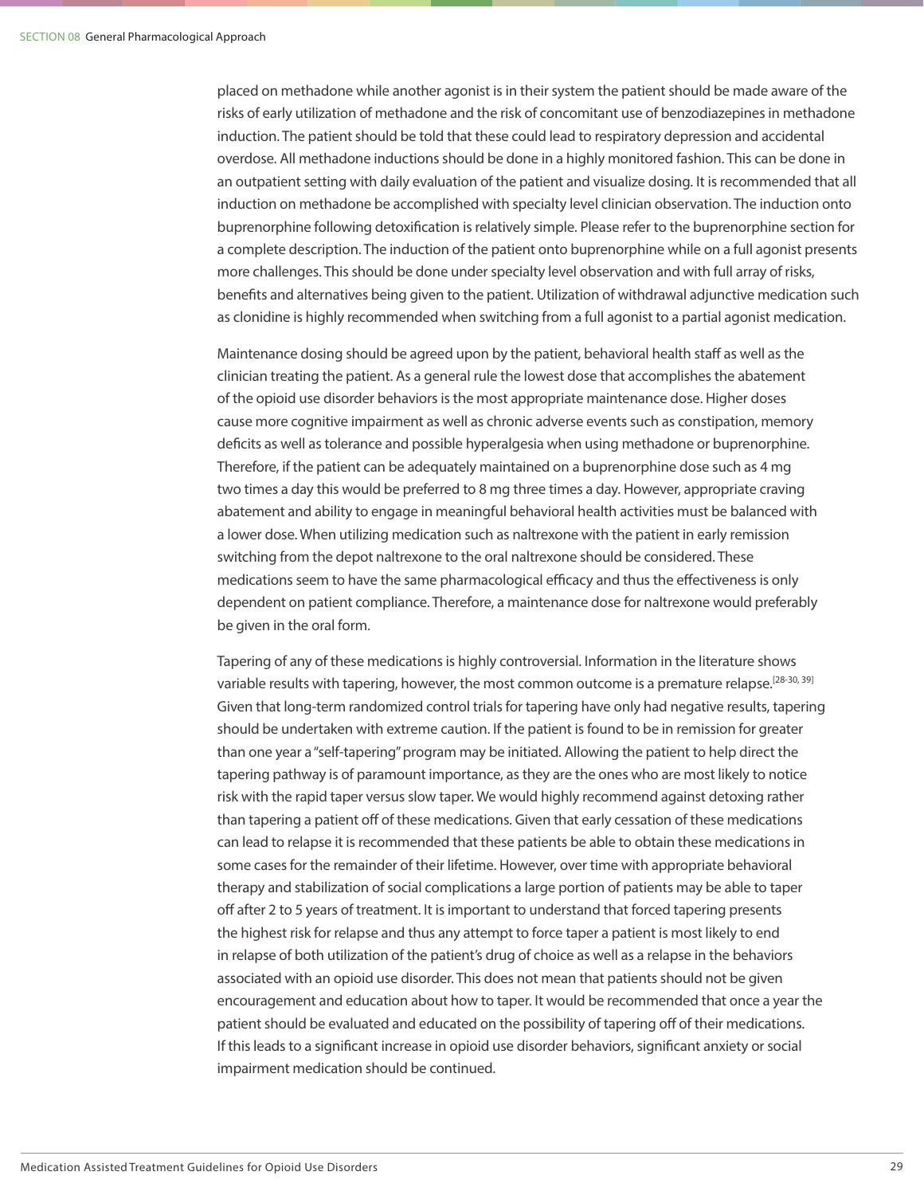placed on methadone while another agonist is in their system the patient should be made aware of the risks of early utilization of methadone and the risk of concomitant use of benzodiazepines in methadone induction. The patient should be told that these could lead to respiratory depression and accidental overdose. All methadone inductions should be done in a highly monitored fashion. This can be done in an outpatient setting with daily evaluation of the patient and visualize dosing. It is recommended that all induction on methadone be accomplished with specialty level clinician observation. The induction onto buprenorphine following detoxification is relatively simple. Please refer to the buprenorphine section for a complete description. The induction of the patient onto buprenorphine while on a full agonist presents more challenges. This should be done under specialty level observation and with full array of risks, benefits and alternatives being given to the patient. Utilization of withdrawal adjunctive medication such as clonidine is highly recommended when switching from a full agonist to a partial agonist medication.

Maintenance dosing should be agreed upon by the patient, behavioral health staff as well as the clinician treating the patient. As a general rule the lowest dose that accomplishes the abatement of the opioid use disorder behaviors is the most appropriate maintenance dose. Higher doses cause more cognitive impairment as well as chronic adverse events such as constipation, memory deficits as well as tolerance and possible hyperalgesia when using methadone or buprenorphine. Therefore, if the patient can be adequately maintained on a buprenorphine dose such as 4 mg two times a day this would be preferred to 8 mg three times a day. However, appropriate craving abatement and ability to engage in meaningful behavioral health activities must be balanced with a lower dose. When utilizing medication such as naltrexone with the patient in early remission switching from the depot naltrexone to the oral naltrexone should be considered. These medications seem to have the same pharmacological efficacy and thus the effectiveness is only dependent on patient compliance. Therefore, a maintenance dose for naltrexone would preferably be given in the oral form.

Tapering of any of these medications is highly controversial. Information in the literature shows variable results with tapering, however, the most common outcome is a premature relapse.[28-30, 39] Given that long-term randomized control trials for tapering have only had negative results, tapering should be undertaken with extreme caution. If the patient is found to be in remission for greater than one year a "self-tapering" program may be initiated. Allowing the patient to help direct the tapering pathway is of paramount importance, as they are the ones who are most likely to notice risk with the rapid taper versus slow taper. We would highly recommend against detoxing rather than tapering a patient off of these medications. Given that early cessation of these medications can lead to relapse it is recommended that these patients be able to obtain these medications in some cases for the remainder of their lifetime. However, over time with appropriate behavioral therapy and stabilization of social complications a large portion of patients may be able to taper off after 2 to 5 years of treatment. It is important to understand that forced tapering presents the highest risk for relapse and thus any attempt to force taper a patient is most likely to end in relapse of both utilization of the patient's drug of choice as well as a relapse in the behaviors associated with an opioid use disorder. This does not mean that patients should not be given encouragement and education about how to taper. It would be recommended that once a year the patient should be evaluated and educated on the possibility of tapering off of their medications. If this leads to a significant increase in opioid use disorder behaviors, significant anxiety or social impairment medication should be continued.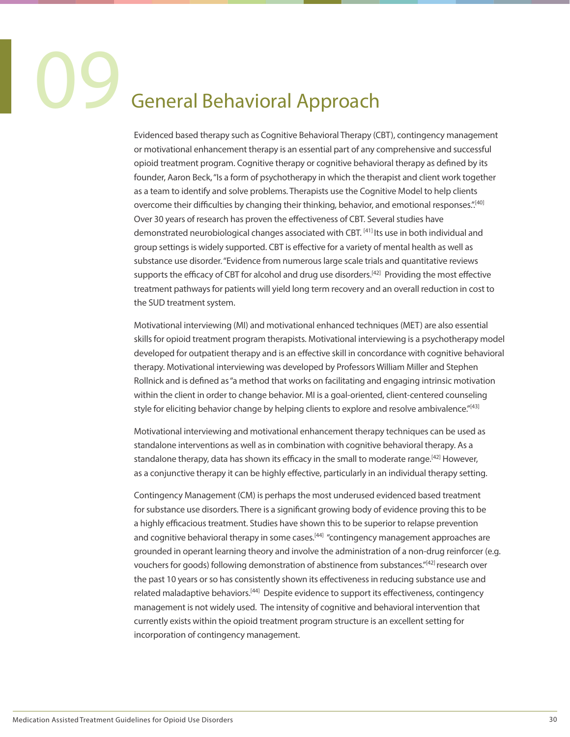# 09 General Behavioral Approach

Evidenced based therapy such as Cognitive Behavioral Therapy (CBT), contingency management or motivational enhancement therapy is an essential part of any comprehensive and successful opioid treatment program. Cognitive therapy or cognitive behavioral therapy as defined by its founder, Aaron Beck, "Is a form of psychotherapy in which the therapist and client work together as a team to identify and solve problems. Therapists use the Cognitive Model to help clients overcome their difficulties by changing their thinking, behavior, and emotional responses.".[40] Over 30 years of research has proven the effectiveness of CBT. Several studies have demonstrated neurobiological changes associated with CBT. [41] Its use in both individual and group settings is widely supported. CBT is effective for a variety of mental health as well as substance use disorder. "Evidence from numerous large scale trials and quantitative reviews supports the efficacy of CBT for alcohol and drug use disorders.[42] Providing the most effective treatment pathways for patients will yield long term recovery and an overall reduction in cost to the SUD treatment system.

Motivational interviewing (MI) and motivational enhanced techniques (MET) are also essential skills for opioid treatment program therapists. Motivational interviewing is a psychotherapy model developed for outpatient therapy and is an effective skill in concordance with cognitive behavioral therapy. Motivational interviewing was developed by Professors William Miller and Stephen Rollnick and is defined as "a method that works on facilitating and engaging intrinsic motivation within the client in order to change behavior. MI is a goal-oriented, client-centered counseling style for eliciting behavior change by helping clients to explore and resolve ambivalence."[43]

Motivational interviewing and motivational enhancement therapy techniques can be used as standalone interventions as well as in combination with cognitive behavioral therapy. As a standalone therapy, data has shown its efficacy in the small to moderate range.[42] However, as a conjunctive therapy it can be highly effective, particularly in an individual therapy setting.

Contingency Management (CM) is perhaps the most underused evidenced based treatment for substance use disorders. There is a significant growing body of evidence proving this to be a highly efficacious treatment. Studies have shown this to be superior to relapse prevention and cognitive behavioral therapy in some cases.[44] "contingency management approaches are grounded in operant learning theory and involve the administration of a non-drug reinforcer (e.g. vouchers for goods) following demonstration of abstinence from substances."[42] research over the past 10 years or so has consistently shown its effectiveness in reducing substance use and related maladaptive behaviors.[44] Despite evidence to support its effectiveness, contingency management is not widely used. The intensity of cognitive and behavioral intervention that currently exists within the opioid treatment program structure is an excellent setting for incorporation of contingency management.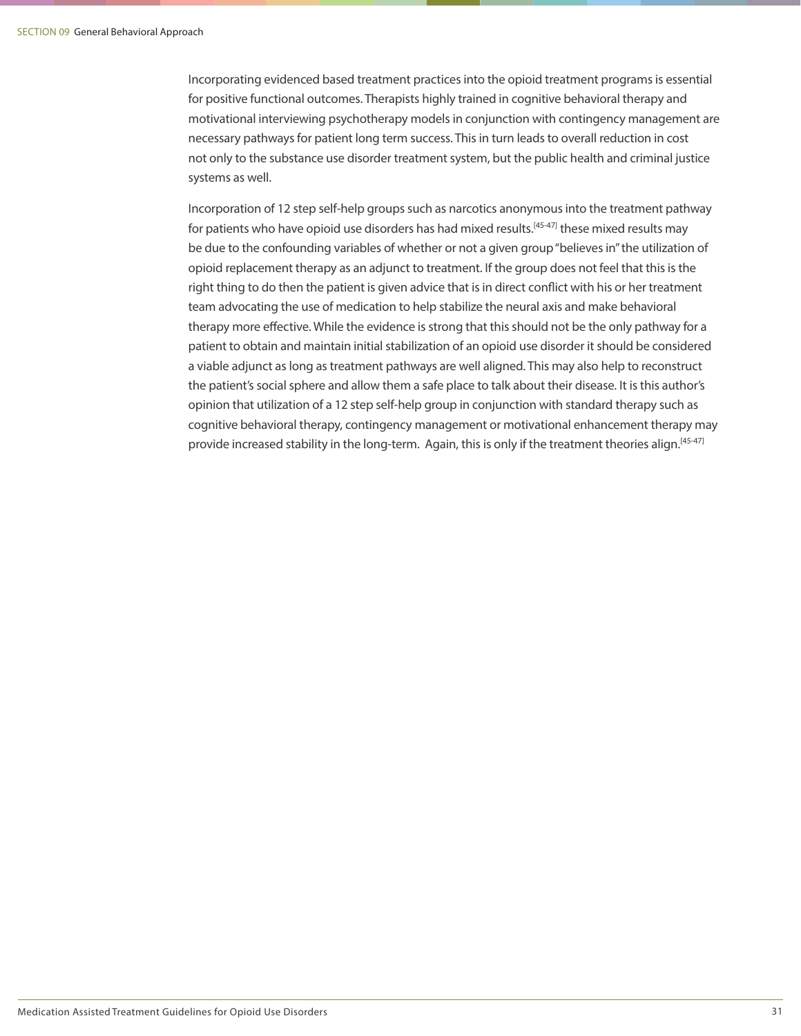Incorporating evidenced based treatment practices into the opioid treatment programs is essential for positive functional outcomes. Therapists highly trained in cognitive behavioral therapy and motivational interviewing psychotherapy models in conjunction with contingency management are necessary pathways for patient long term success. This in turn leads to overall reduction in cost not only to the substance use disorder treatment system, but the public health and criminal justice systems as well.

Incorporation of 12 step self-help groups such as narcotics anonymous into the treatment pathway for patients who have opioid use disorders has had mixed results.[45-47] these mixed results may be due to the confounding variables of whether or not a given group "believes in" the utilization of opioid replacement therapy as an adjunct to treatment. If the group does not feel that this is the right thing to do then the patient is given advice that is in direct conflict with his or her treatment team advocating the use of medication to help stabilize the neural axis and make behavioral therapy more effective. While the evidence is strong that this should not be the only pathway for a patient to obtain and maintain initial stabilization of an opioid use disorder it should be considered a viable adjunct as long as treatment pathways are well aligned. This may also help to reconstruct the patient's social sphere and allow them a safe place to talk about their disease. It is this author's opinion that utilization of a 12 step self-help group in conjunction with standard therapy such as cognitive behavioral therapy, contingency management or motivational enhancement therapy may provide increased stability in the long-term. Again, this is only if the treatment theories align.[45-47]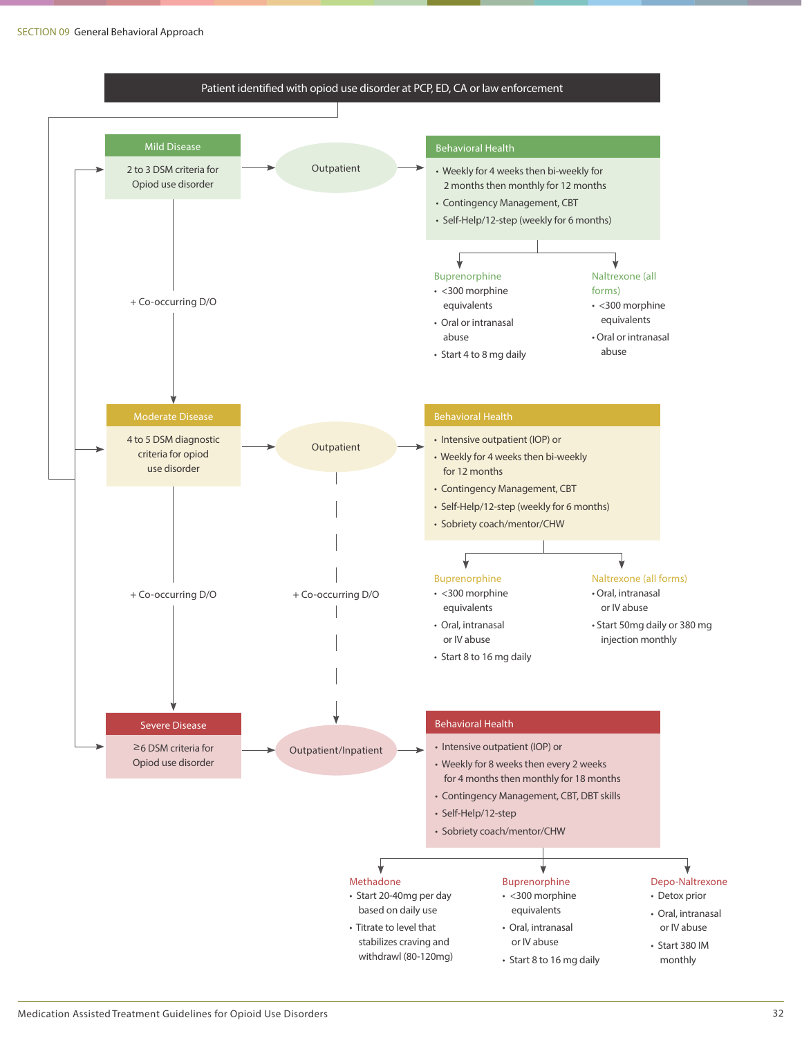**Patient identified with opiod use disorder at PCP, ED, CA or law enforcement**

## Mild Disease

2 to 3 DSM criteria for Opioid use disorder

→ Outpatient

### Behavioral Health

- Weekly for 4 weeks then bi-weekly for 2 months then monthly for 12 months
- Contingency Management, CBT
- Self-Help/12-step (weekly for 6 months)

**Buprenorphine**

- <300 morphine equivalents
- Oral or intranasal abuse
- Start 4 to 8 mg daily

**Naltrexone (all forms)**

- <300 morphine equivalents
- Oral or intranasal abuse

+ Co-occurring D/O

## Moderate Disease

4 to 5 DSM diagnostic criteria for opioid use disorder

→ Outpatient

### Behavioral Health

- Intensive outpatient (IOP) or
- Weekly for 4 weeks then bi-weekly for 12 months
- Contingency Management, CBT
- Self-Help/12-step (weekly for 6 months)
- Sobriety coach/mentor/CHW

**Buprenorphine**

- <300 morphine equivalents
- Oral, intranasal or IV abuse
- Start 8 to 16 mg daily

**Naltrexone (all forms)**

- Oral, intranasal or IV abuse
- Start 50mg daily or 380 mg injection monthly

+ Co-occurring D/O

+ Co-occurring D/O

## Severe Disease

≥6 DSM criteria for Opioid use disorder

→ Outpatient/Inpatient

### Behavioral Health

- Intensive outpatient (IOP) or
- Weekly for 8 weeks then every 2 weeks for 4 months then monthly for 18 months
- Contingency Management, CBT, DBT skills
- Self-Help/12-step
- Sobriety coach/mentor/CHW

**Methadone**

- Start 20-40mg per day based on daily use
- Titrate to level that stabilizes craving and withdrawl (80-120mg)

**Buprenorphine**

- <300 morphine equivalents
- Oral, intranasal or IV abuse
- Start 8 to 16 mg daily

**Depo-Naltrexone**

- Detox prior
- Oral, intranasal or IV abuse
- Start 380 IM monthly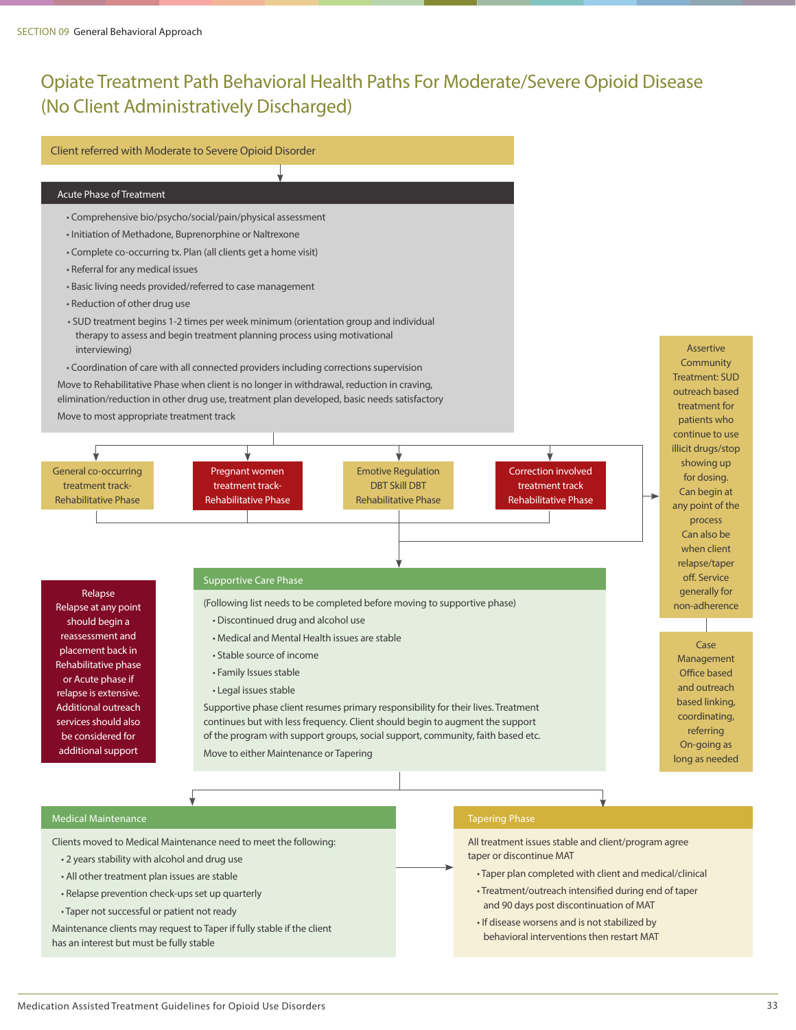# Opiate Treatment Path Behavioral Health Paths For Moderate/Severe Opioid Disease (No Client Administratively Discharged)

**Client referred with Moderate to Severe Opioid Disorder**

## Acute Phase of Treatment

- Comprehensive bio/psycho/social/pain/physical assessment
- Initiation of Methadone, Buprenorphine or Naltrexone
- Complete co-occurring tx. Plan (all clients get a home visit)
- Referral for any medical issues
- Basic living needs provided/referred to case management
- Reduction of other drug use
- SUD treatment begins 1-2 times per week minimum (orientation group and individual therapy to assess and begin treatment planning process using motivational interviewing)
- Coordination of care with all connected providers including corrections supervision

Move to Rehabilitative Phase when client is no longer in withdrawal, reduction in craving, elimination/reduction in other drug use, treatment plan developed, basic needs satisfactory

Move to most appropriate treatment track

**General co-occurring treatment track- Rehabilitative Phase**

**Pregnant women treatment track- Rehabilitative Phase**

**Emotive Regulation DBT Skill DBT Rehabilitative Phase**

**Correction involved treatment track Rehabilitative Phase**

**Assertive Community Treatment:** SUD outreach based treatment for patients who continue to use illicit drugs/stop showing up for dosing. Can begin at any point of the process Can also be when client relapse/taper off. Service generally for non-adherence

**Case Management** Office based and outreach based linking, coordinating, referring On-going as long as needed

**Relapse**

Relapse at any point should begin a reassessment and placement back in Rehabilitative phase or Acute phase if relapse is extensive. Additional outreach services should also be considered for additional support

## Supportive Care Phase

(Following list needs to be completed before moving to supportive phase)

- Discontinued drug and alcohol use
- Medical and Mental Health issues are stable
- Stable source of income
- Family Issues stable
- Legal issues stable

Supportive phase client resumes primary responsibility for their lives. Treatment continues but with less frequency. Client should begin to augment the support of the program with support groups, social support, community, faith based etc.

Move to either Maintenance or Tapering

## Medical Maintenance

Clients moved to Medical Maintenance need to meet the following:

- 2 years stability with alcohol and drug use
- All other treatment plan issues are stable
- Relapse prevention check-ups set up quarterly
- Taper not successful or patient not ready

Maintenance clients may request to Taper if fully stable if the client has an interest but must be fully stable

## Tapering Phase

All treatment issues stable and client/program agree taper or discontinue MAT

- Taper plan completed with client and medical/clinical
- Treatment/outreach intensified during end of taper and 90 days post discontinuation of MAT
- If disease worsens and is not stabilized by behavioral interventions then restart MAT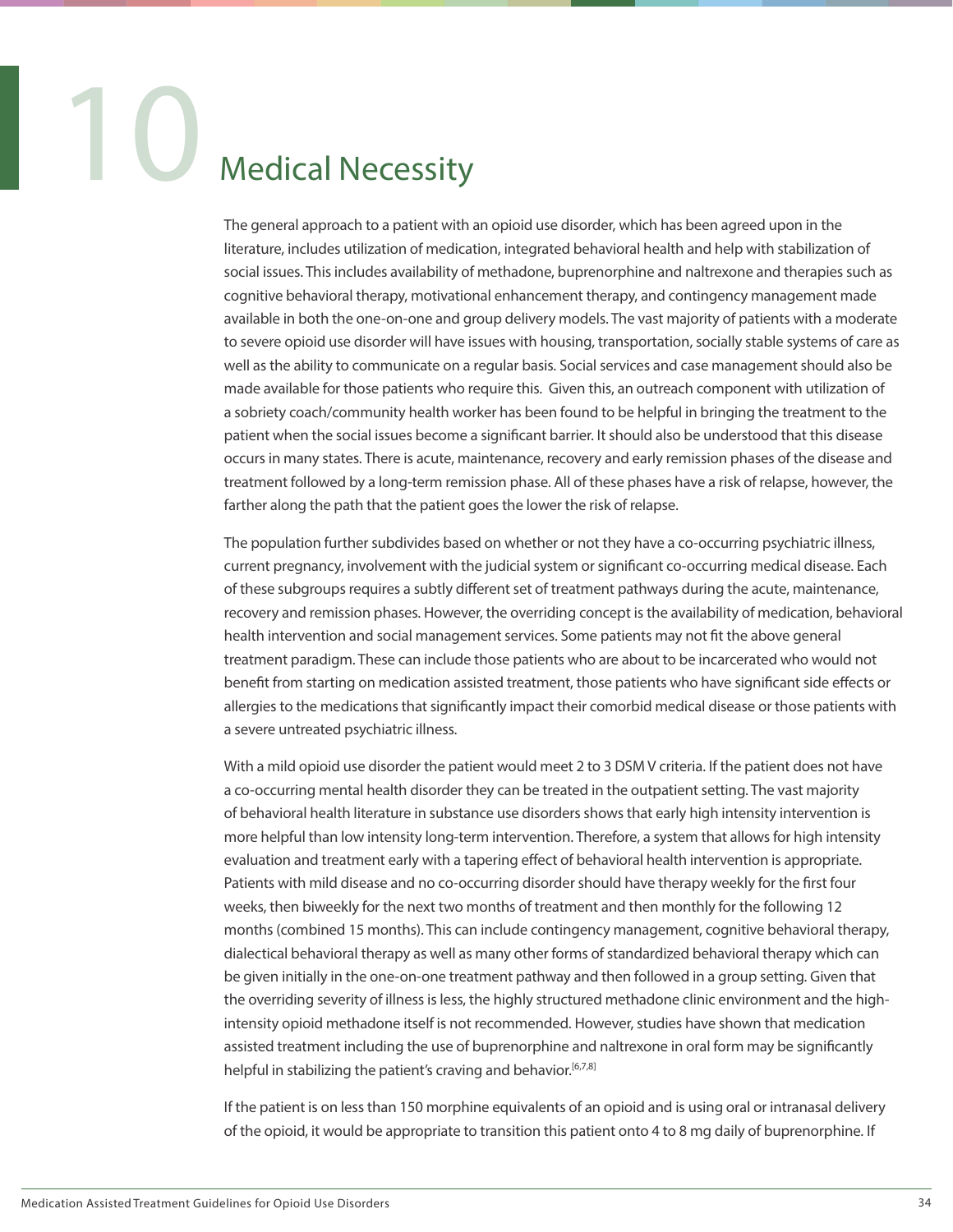# 10 Medical Necessity

The general approach to a patient with an opioid use disorder, which has been agreed upon in the literature, includes utilization of medication, integrated behavioral health and help with stabilization of social issues. This includes availability of methadone, buprenorphine and naltrexone and therapies such as cognitive behavioral therapy, motivational enhancement therapy, and contingency management made available in both the one-on-one and group delivery models. The vast majority of patients with a moderate to severe opioid use disorder will have issues with housing, transportation, socially stable systems of care as well as the ability to communicate on a regular basis. Social services and case management should also be made available for those patients who require this. Given this, an outreach component with utilization of a sobriety coach/community health worker has been found to be helpful in bringing the treatment to the patient when the social issues become a significant barrier. It should also be understood that this disease occurs in many states. There is acute, maintenance, recovery and early remission phases of the disease and treatment followed by a long-term remission phase. All of these phases have a risk of relapse, however, the farther along the path that the patient goes the lower the risk of relapse.

The population further subdivides based on whether or not they have a co-occurring psychiatric illness, current pregnancy, involvement with the judicial system or significant co-occurring medical disease. Each of these subgroups requires a subtly different set of treatment pathways during the acute, maintenance, recovery and remission phases. However, the overriding concept is the availability of medication, behavioral health intervention and social management services. Some patients may not fit the above general treatment paradigm. These can include those patients who are about to be incarcerated who would not benefit from starting on medication assisted treatment, those patients who have significant side effects or allergies to the medications that significantly impact their comorbid medical disease or those patients with a severe untreated psychiatric illness.

With a mild opioid use disorder the patient would meet 2 to 3 DSM V criteria. If the patient does not have a co-occurring mental health disorder they can be treated in the outpatient setting. The vast majority of behavioral health literature in substance use disorders shows that early high intensity intervention is more helpful than low intensity long-term intervention. Therefore, a system that allows for high intensity evaluation and treatment early with a tapering effect of behavioral health intervention is appropriate. Patients with mild disease and no co-occurring disorder should have therapy weekly for the first four weeks, then biweekly for the next two months of treatment and then monthly for the following 12 months (combined 15 months). This can include contingency management, cognitive behavioral therapy, dialectical behavioral therapy as well as many other forms of standardized behavioral therapy which can be given initially in the one-on-one treatment pathway and then followed in a group setting. Given that the overriding severity of illness is less, the highly structured methadone clinic environment and the high-intensity opioid methadone itself is not recommended. However, studies have shown that medication assisted treatment including the use of buprenorphine and naltrexone in oral form may be significantly helpful in stabilizing the patient's craving and behavior.[6,7,8]

If the patient is on less than 150 morphine equivalents of an opioid and is using oral or intranasal delivery of the opioid, it would be appropriate to transition this patient onto 4 to 8 mg daily of buprenorphine. If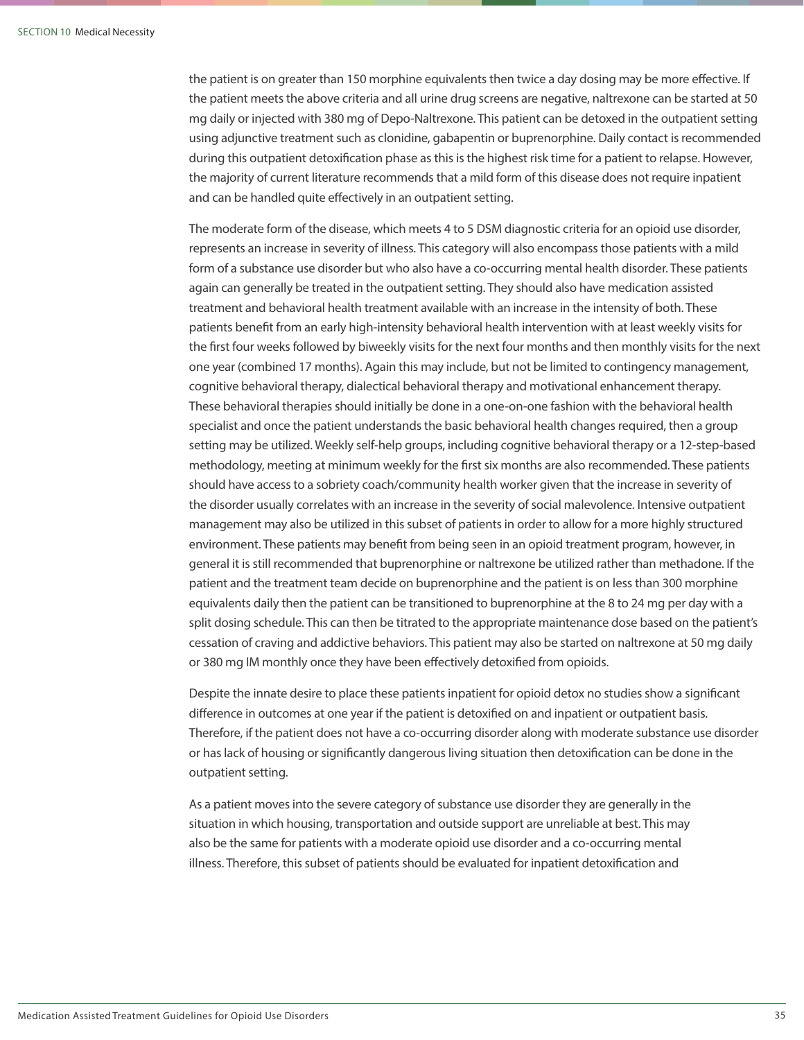the patient is on greater than 150 morphine equivalents then twice a day dosing may be more effective. If the patient meets the above criteria and all urine drug screens are negative, naltrexone can be started at 50 mg daily or injected with 380 mg of Depo-Naltrexone. This patient can be detoxed in the outpatient setting using adjunctive treatment such as clonidine, gabapentin or buprenorphine. Daily contact is recommended during this outpatient detoxification phase as this is the highest risk time for a patient to relapse. However, the majority of current literature recommends that a mild form of this disease does not require inpatient and can be handled quite effectively in an outpatient setting.

The moderate form of the disease, which meets 4 to 5 DSM diagnostic criteria for an opioid use disorder, represents an increase in severity of illness. This category will also encompass those patients with a mild form of a substance use disorder but who also have a co-occurring mental health disorder. These patients again can generally be treated in the outpatient setting. They should also have medication assisted treatment and behavioral health treatment available with an increase in the intensity of both. These patients benefit from an early high-intensity behavioral health intervention with at least weekly visits for the first four weeks followed by biweekly visits for the next four months and then monthly visits for the next one year (combined 17 months). Again this may include, but not be limited to contingency management, cognitive behavioral therapy, dialectical behavioral therapy and motivational enhancement therapy. These behavioral therapies should initially be done in a one-on-one fashion with the behavioral health specialist and once the patient understands the basic behavioral health changes required, then a group setting may be utilized. Weekly self-help groups, including cognitive behavioral therapy or a 12-step-based methodology, meeting at minimum weekly for the first six months are also recommended. These patients should have access to a sobriety coach/community health worker given that the increase in severity of the disorder usually correlates with an increase in the severity of social malevolence. Intensive outpatient management may also be utilized in this subset of patients in order to allow for a more highly structured environment. These patients may benefit from being seen in an opioid treatment program, however, in general it is still recommended that buprenorphine or naltrexone be utilized rather than methadone. If the patient and the treatment team decide on buprenorphine and the patient is on less than 300 morphine equivalents daily then the patient can be transitioned to buprenorphine at the 8 to 24 mg per day with a split dosing schedule. This can then be titrated to the appropriate maintenance dose based on the patient's cessation of craving and addictive behaviors. This patient may also be started on naltrexone at 50 mg daily or 380 mg IM monthly once they have been effectively detoxified from opioids.

Despite the innate desire to place these patients inpatient for opioid detox no studies show a significant difference in outcomes at one year if the patient is detoxified on and inpatient or outpatient basis. Therefore, if the patient does not have a co-occurring disorder along with moderate substance use disorder or has lack of housing or significantly dangerous living situation then detoxification can be done in the outpatient setting.

As a patient moves into the severe category of substance use disorder they are generally in the situation in which housing, transportation and outside support are unreliable at best. This may also be the same for patients with a moderate opioid use disorder and a co-occurring mental illness. Therefore, this subset of patients should be evaluated for inpatient detoxification and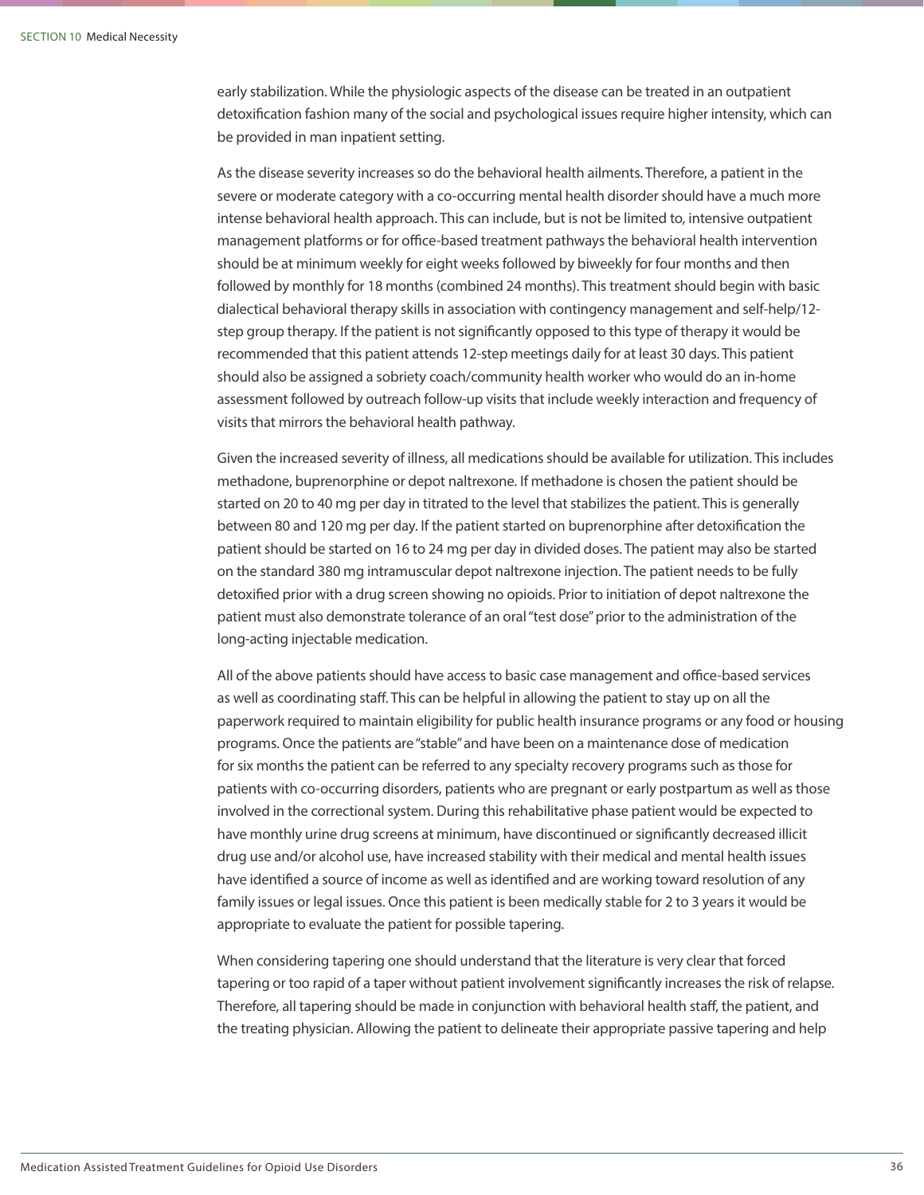early stabilization. While the physiologic aspects of the disease can be treated in an outpatient detoxification fashion many of the social and psychological issues require higher intensity, which can be provided in man inpatient setting.

As the disease severity increases so do the behavioral health ailments. Therefore, a patient in the severe or moderate category with a co-occurring mental health disorder should have a much more intense behavioral health approach. This can include, but is not be limited to, intensive outpatient management platforms or for office-based treatment pathways the behavioral health intervention should be at minimum weekly for eight weeks followed by biweekly for four months and then followed by monthly for 18 months (combined 24 months). This treatment should begin with basic dialectical behavioral therapy skills in association with contingency management and self-help/12-step group therapy. If the patient is not significantly opposed to this type of therapy it would be recommended that this patient attends 12-step meetings daily for at least 30 days. This patient should also be assigned a sobriety coach/community health worker who would do an in-home assessment followed by outreach follow-up visits that include weekly interaction and frequency of visits that mirrors the behavioral health pathway.

Given the increased severity of illness, all medications should be available for utilization. This includes methadone, buprenorphine or depot naltrexone. If methadone is chosen the patient should be started on 20 to 40 mg per day in titrated to the level that stabilizes the patient. This is generally between 80 and 120 mg per day. If the patient started on buprenorphine after detoxification the patient should be started on 16 to 24 mg per day in divided doses. The patient may also be started on the standard 380 mg intramuscular depot naltrexone injection. The patient needs to be fully detoxified prior with a drug screen showing no opioids. Prior to initiation of depot naltrexone the patient must also demonstrate tolerance of an oral "test dose" prior to the administration of the long-acting injectable medication.

All of the above patients should have access to basic case management and office-based services as well as coordinating staff. This can be helpful in allowing the patient to stay up on all the paperwork required to maintain eligibility for public health insurance programs or any food or housing programs. Once the patients are "stable" and have been on a maintenance dose of medication for six months the patient can be referred to any specialty recovery programs such as those for patients with co-occurring disorders, patients who are pregnant or early postpartum as well as those involved in the correctional system. During this rehabilitative phase patient would be expected to have monthly urine drug screens at minimum, have discontinued or significantly decreased illicit drug use and/or alcohol use, have increased stability with their medical and mental health issues have identified a source of income as well as identified and are working toward resolution of any family issues or legal issues. Once this patient is been medically stable for 2 to 3 years it would be appropriate to evaluate the patient for possible tapering.

When considering tapering one should understand that the literature is very clear that forced tapering or too rapid of a taper without patient involvement significantly increases the risk of relapse. Therefore, all tapering should be made in conjunction with behavioral health staff, the patient, and the treating physician. Allowing the patient to delineate their appropriate passive tapering and help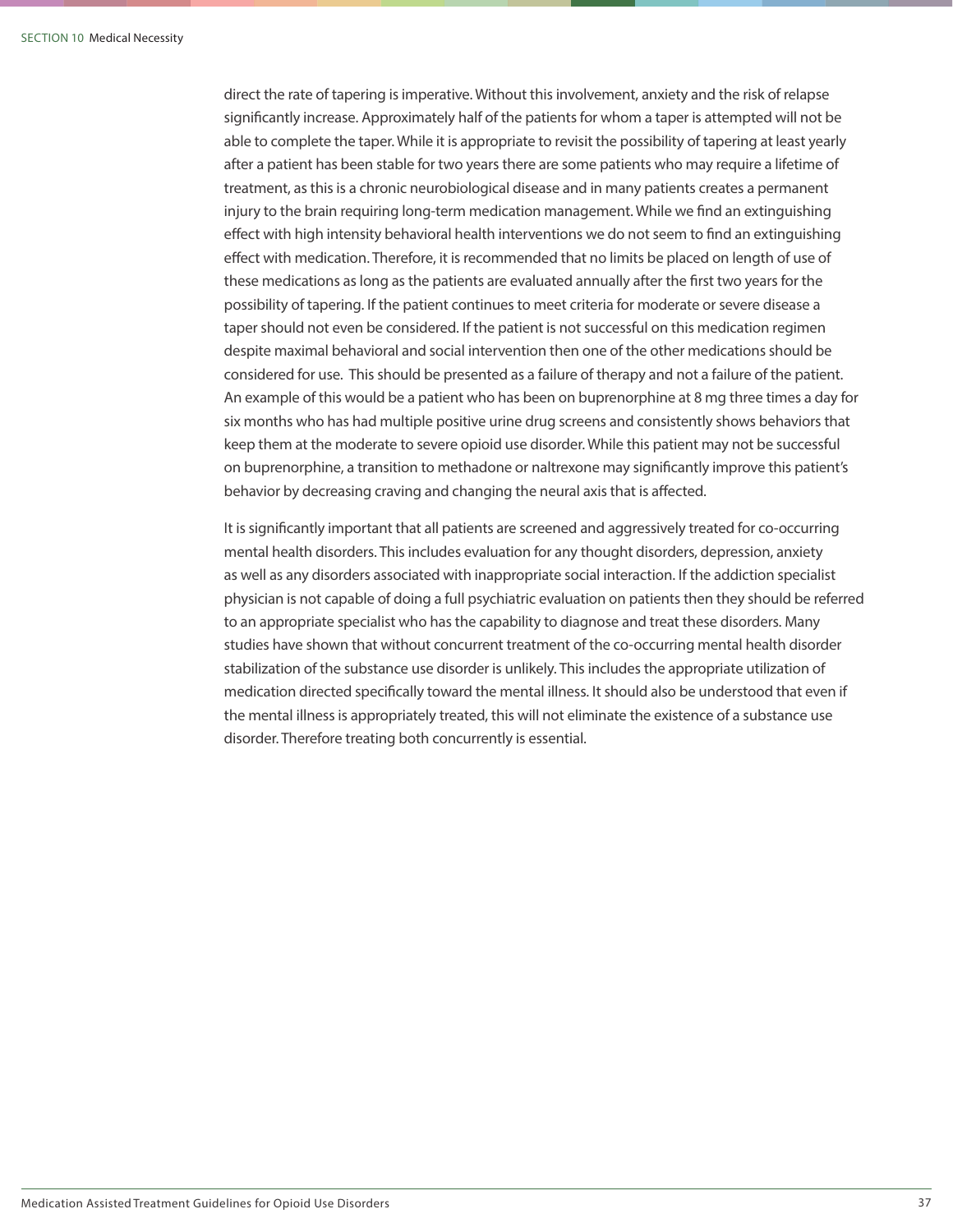direct the rate of tapering is imperative. Without this involvement, anxiety and the risk of relapse significantly increase. Approximately half of the patients for whom a taper is attempted will not be able to complete the taper. While it is appropriate to revisit the possibility of tapering at least yearly after a patient has been stable for two years there are some patients who may require a lifetime of treatment, as this is a chronic neurobiological disease and in many patients creates a permanent injury to the brain requiring long-term medication management. While we find an extinguishing effect with high intensity behavioral health interventions we do not seem to find an extinguishing effect with medication. Therefore, it is recommended that no limits be placed on length of use of these medications as long as the patients are evaluated annually after the first two years for the possibility of tapering. If the patient continues to meet criteria for moderate or severe disease a taper should not even be considered. If the patient is not successful on this medication regimen despite maximal behavioral and social intervention then one of the other medications should be considered for use. This should be presented as a failure of therapy and not a failure of the patient. An example of this would be a patient who has been on buprenorphine at 8 mg three times a day for six months who has had multiple positive urine drug screens and consistently shows behaviors that keep them at the moderate to severe opioid use disorder. While this patient may not be successful on buprenorphine, a transition to methadone or naltrexone may significantly improve this patient's behavior by decreasing craving and changing the neural axis that is affected.

It is significantly important that all patients are screened and aggressively treated for co-occurring mental health disorders. This includes evaluation for any thought disorders, depression, anxiety as well as any disorders associated with inappropriate social interaction. If the addiction specialist physician is not capable of doing a full psychiatric evaluation on patients then they should be referred to an appropriate specialist who has the capability to diagnose and treat these disorders. Many studies have shown that without concurrent treatment of the co-occurring mental health disorder stabilization of the substance use disorder is unlikely. This includes the appropriate utilization of medication directed specifically toward the mental illness. It should also be understood that even if the mental illness is appropriately treated, this will not eliminate the existence of a substance use disorder. Therefore treating both concurrently is essential.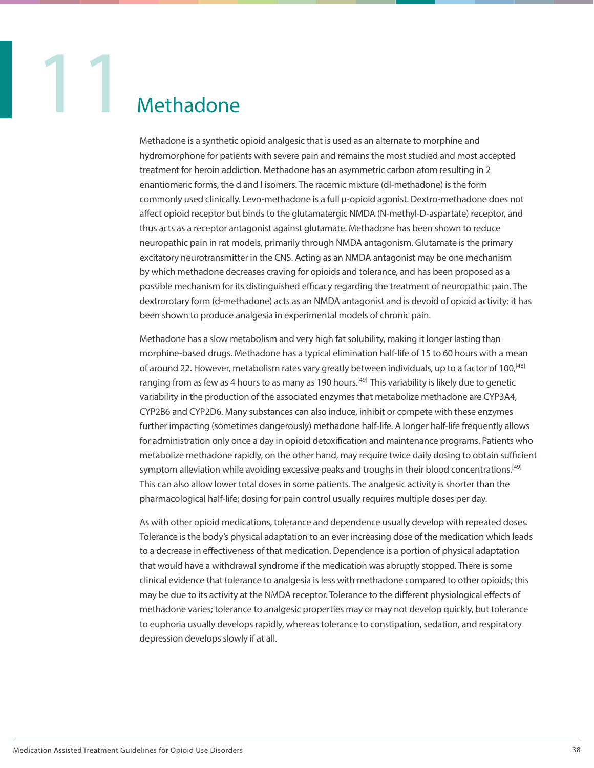# 11 Methadone

Methadone is a synthetic opioid analgesic that is used as an alternate to morphine and hydromorphone for patients with severe pain and remains the most studied and most accepted treatment for heroin addiction. Methadone has an asymmetric carbon atom resulting in 2 enantiomeric forms, the d and l isomers. The racemic mixture (dl-methadone) is the form commonly used clinically. Levo-methadone is a full μ-opioid agonist. Dextro-methadone does not affect opioid receptor but binds to the glutamatergic NMDA (N-methyl-D-aspartate) receptor, and thus acts as a receptor antagonist against glutamate. Methadone has been shown to reduce neuropathic pain in rat models, primarily through NMDA antagonism. Glutamate is the primary excitatory neurotransmitter in the CNS. Acting as an NMDA antagonist may be one mechanism by which methadone decreases craving for opioids and tolerance, and has been proposed as a possible mechanism for its distinguished efficacy regarding the treatment of neuropathic pain. The dextrorotary form (d-methadone) acts as an NMDA antagonist and is devoid of opioid activity: it has been shown to produce analgesia in experimental models of chronic pain.

Methadone has a slow metabolism and very high fat solubility, making it longer lasting than morphine-based drugs. Methadone has a typical elimination half-life of 15 to 60 hours with a mean of around 22. However, metabolism rates vary greatly between individuals, up to a factor of 100,[48] ranging from as few as 4 hours to as many as 190 hours.[49] This variability is likely due to genetic variability in the production of the associated enzymes that metabolize methadone are CYP3A4, CYP2B6 and CYP2D6. Many substances can also induce, inhibit or compete with these enzymes further impacting (sometimes dangerously) methadone half-life. A longer half-life frequently allows for administration only once a day in opioid detoxification and maintenance programs. Patients who metabolize methadone rapidly, on the other hand, may require twice daily dosing to obtain sufficient symptom alleviation while avoiding excessive peaks and troughs in their blood concentrations.[49] This can also allow lower total doses in some patients. The analgesic activity is shorter than the pharmacological half-life; dosing for pain control usually requires multiple doses per day.

As with other opioid medications, tolerance and dependence usually develop with repeated doses. Tolerance is the body's physical adaptation to an ever increasing dose of the medication which leads to a decrease in effectiveness of that medication. Dependence is a portion of physical adaptation that would have a withdrawal syndrome if the medication was abruptly stopped. There is some clinical evidence that tolerance to analgesia is less with methadone compared to other opioids; this may be due to its activity at the NMDA receptor. Tolerance to the different physiological effects of methadone varies; tolerance to analgesic properties may or may not develop quickly, but tolerance to euphoria usually develops rapidly, whereas tolerance to constipation, sedation, and respiratory depression develops slowly if at all.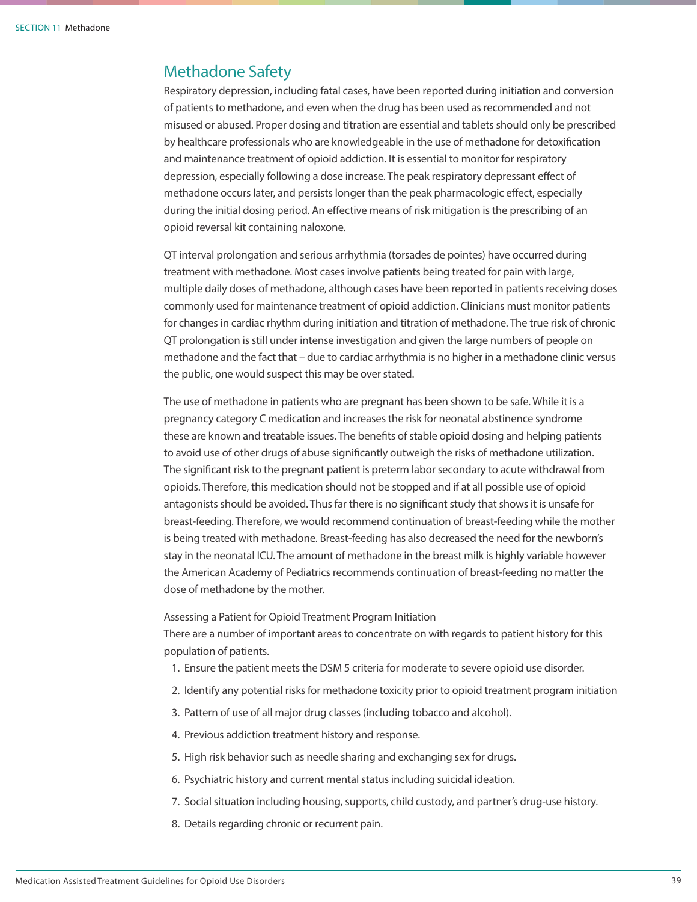## Methadone Safety

Respiratory depression, including fatal cases, have been reported during initiation and conversion of patients to methadone, and even when the drug has been used as recommended and not misused or abused. Proper dosing and titration are essential and tablets should only be prescribed by healthcare professionals who are knowledgeable in the use of methadone for detoxification and maintenance treatment of opioid addiction. It is essential to monitor for respiratory depression, especially following a dose increase. The peak respiratory depressant effect of methadone occurs later, and persists longer than the peak pharmacologic effect, especially during the initial dosing period. An effective means of risk mitigation is the prescribing of an opioid reversal kit containing naloxone.

QT interval prolongation and serious arrhythmia (torsades de pointes) have occurred during treatment with methadone. Most cases involve patients being treated for pain with large, multiple daily doses of methadone, although cases have been reported in patients receiving doses commonly used for maintenance treatment of opioid addiction. Clinicians must monitor patients for changes in cardiac rhythm during initiation and titration of methadone. The true risk of chronic QT prolongation is still under intense investigation and given the large numbers of people on methadone and the fact that – due to cardiac arrhythmia is no higher in a methadone clinic versus the public, one would suspect this may be over stated.

The use of methadone in patients who are pregnant has been shown to be safe. While it is a pregnancy category C medication and increases the risk for neonatal abstinence syndrome these are known and treatable issues. The benefits of stable opioid dosing and helping patients to avoid use of other drugs of abuse significantly outweigh the risks of methadone utilization. The significant risk to the pregnant patient is preterm labor secondary to acute withdrawal from opioids. Therefore, this medication should not be stopped and if at all possible use of opioid antagonists should be avoided. Thus far there is no significant study that shows it is unsafe for breast-feeding. Therefore, we would recommend continuation of breast-feeding while the mother is being treated with methadone. Breast-feeding has also decreased the need for the newborn's stay in the neonatal ICU. The amount of methadone in the breast milk is highly variable however the American Academy of Pediatrics recommends continuation of breast-feeding no matter the dose of methadone by the mother.

Assessing a Patient for Opioid Treatment Program Initiation

There are a number of important areas to concentrate on with regards to patient history for this population of patients.

1. Ensure the patient meets the DSM 5 criteria for moderate to severe opioid use disorder.
2. Identify any potential risks for methadone toxicity prior to opioid treatment program initiation
3. Pattern of use of all major drug classes (including tobacco and alcohol).
4. Previous addiction treatment history and response.
5. High risk behavior such as needle sharing and exchanging sex for drugs.
6. Psychiatric history and current mental status including suicidal ideation.
7. Social situation including housing, supports, child custody, and partner's drug-use history.
8. Details regarding chronic or recurrent pain.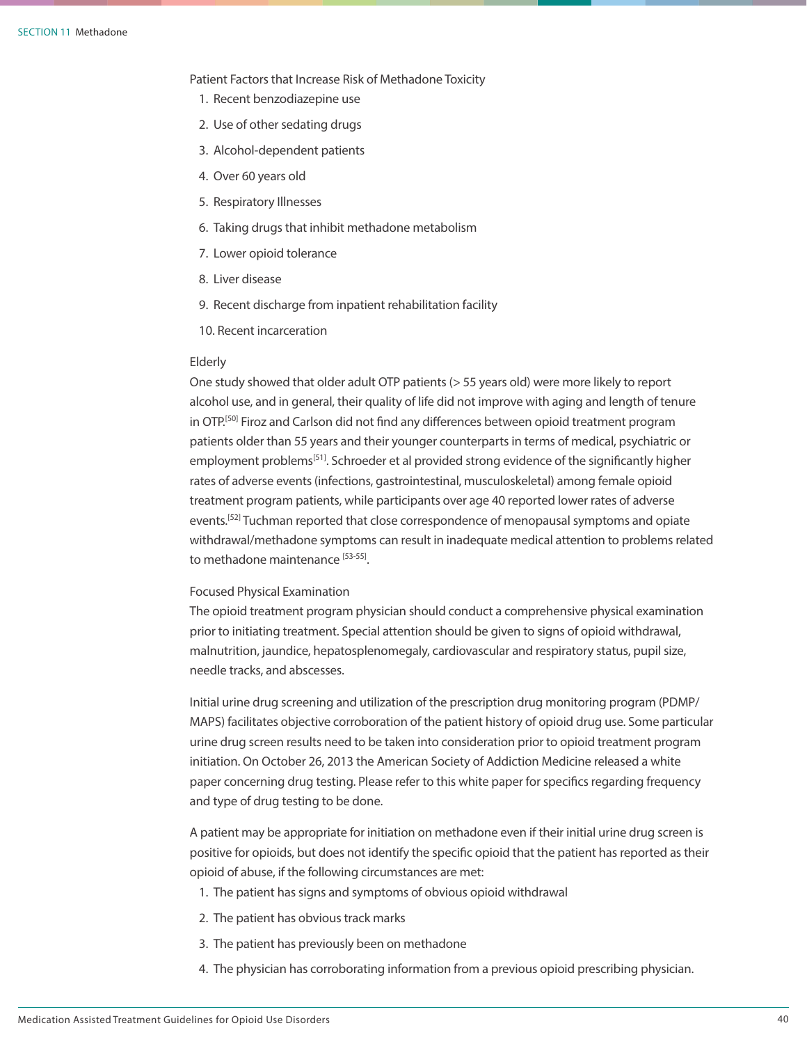Patient Factors that Increase Risk of Methadone Toxicity

1. Recent benzodiazepine use
2. Use of other sedating drugs
3. Alcohol-dependent patients
4. Over 60 years old
5. Respiratory Illnesses
6. Taking drugs that inhibit methadone metabolism
7. Lower opioid tolerance
8. Liver disease
9. Recent discharge from inpatient rehabilitation facility
10. Recent incarceration

Elderly

One study showed that older adult OTP patients (> 55 years old) were more likely to report alcohol use, and in general, their quality of life did not improve with aging and length of tenure in OTP.[50] Firoz and Carlson did not find any differences between opioid treatment program patients older than 55 years and their younger counterparts in terms of medical, psychiatric or employment problems[51]. Schroeder et al provided strong evidence of the significantly higher rates of adverse events (infections, gastrointestinal, musculoskeletal) among female opioid treatment program patients, while participants over age 40 reported lower rates of adverse events.[52] Tuchman reported that close correspondence of menopausal symptoms and opiate withdrawal/methadone symptoms can result in inadequate medical attention to problems related to methadone maintenance [53-55].

Focused Physical Examination

The opioid treatment program physician should conduct a comprehensive physical examination prior to initiating treatment. Special attention should be given to signs of opioid withdrawal, malnutrition, jaundice, hepatosplenomegaly, cardiovascular and respiratory status, pupil size, needle tracks, and abscesses.

Initial urine drug screening and utilization of the prescription drug monitoring program (PDMP/MAPS) facilitates objective corroboration of the patient history of opioid drug use. Some particular urine drug screen results need to be taken into consideration prior to opioid treatment program initiation. On October 26, 2013 the American Society of Addiction Medicine released a white paper concerning drug testing. Please refer to this white paper for specifics regarding frequency and type of drug testing to be done.

A patient may be appropriate for initiation on methadone even if their initial urine drug screen is positive for opioids, but does not identify the specific opioid that the patient has reported as their opioid of abuse, if the following circumstances are met:

1. The patient has signs and symptoms of obvious opioid withdrawal
2. The patient has obvious track marks
3. The patient has previously been on methadone
4. The physician has corroborating information from a previous opioid prescribing physician.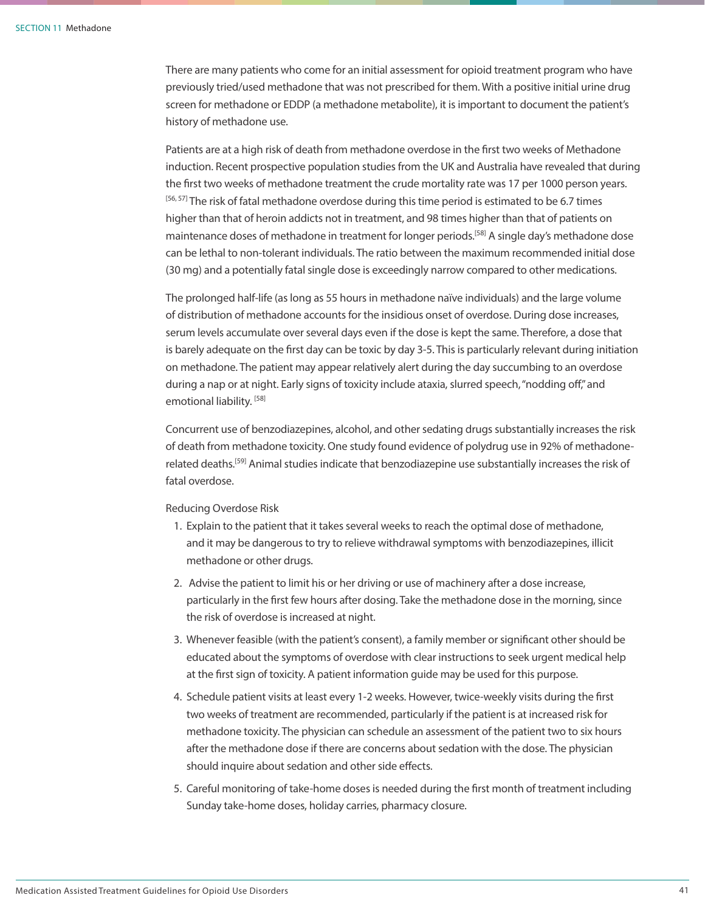There are many patients who come for an initial assessment for opioid treatment program who have previously tried/used methadone that was not prescribed for them. With a positive initial urine drug screen for methadone or EDDP (a methadone metabolite), it is important to document the patient's history of methadone use.

Patients are at a high risk of death from methadone overdose in the first two weeks of Methadone induction. Recent prospective population studies from the UK and Australia have revealed that during the first two weeks of methadone treatment the crude mortality rate was 17 per 1000 person years.[56, 57] The risk of fatal methadone overdose during this time period is estimated to be 6.7 times higher than that of heroin addicts not in treatment, and 98 times higher than that of patients on maintenance doses of methadone in treatment for longer periods.[58] A single day's methadone dose can be lethal to non-tolerant individuals. The ratio between the maximum recommended initial dose (30 mg) and a potentially fatal single dose is exceedingly narrow compared to other medications.

The prolonged half-life (as long as 55 hours in methadone naïve individuals) and the large volume of distribution of methadone accounts for the insidious onset of overdose. During dose increases, serum levels accumulate over several days even if the dose is kept the same. Therefore, a dose that is barely adequate on the first day can be toxic by day 3-5. This is particularly relevant during initiation on methadone. The patient may appear relatively alert during the day succumbing to an overdose during a nap or at night. Early signs of toxicity include ataxia, slurred speech, "nodding off," and emotional liability. [58]

Concurrent use of benzodiazepines, alcohol, and other sedating drugs substantially increases the risk of death from methadone toxicity. One study found evidence of polydrug use in 92% of methadone-related deaths.[59] Animal studies indicate that benzodiazepine use substantially increases the risk of fatal overdose.

Reducing Overdose Risk

1. Explain to the patient that it takes several weeks to reach the optimal dose of methadone, and it may be dangerous to try to relieve withdrawal symptoms with benzodiazepines, illicit methadone or other drugs.
2. Advise the patient to limit his or her driving or use of machinery after a dose increase, particularly in the first few hours after dosing. Take the methadone dose in the morning, since the risk of overdose is increased at night.
3. Whenever feasible (with the patient's consent), a family member or significant other should be educated about the symptoms of overdose with clear instructions to seek urgent medical help at the first sign of toxicity. A patient information guide may be used for this purpose.
4. Schedule patient visits at least every 1-2 weeks. However, twice-weekly visits during the first two weeks of treatment are recommended, particularly if the patient is at increased risk for methadone toxicity. The physician can schedule an assessment of the patient two to six hours after the methadone dose if there are concerns about sedation with the dose. The physician should inquire about sedation and other side effects.
5. Careful monitoring of take-home doses is needed during the first month of treatment including Sunday take-home doses, holiday carries, pharmacy closure.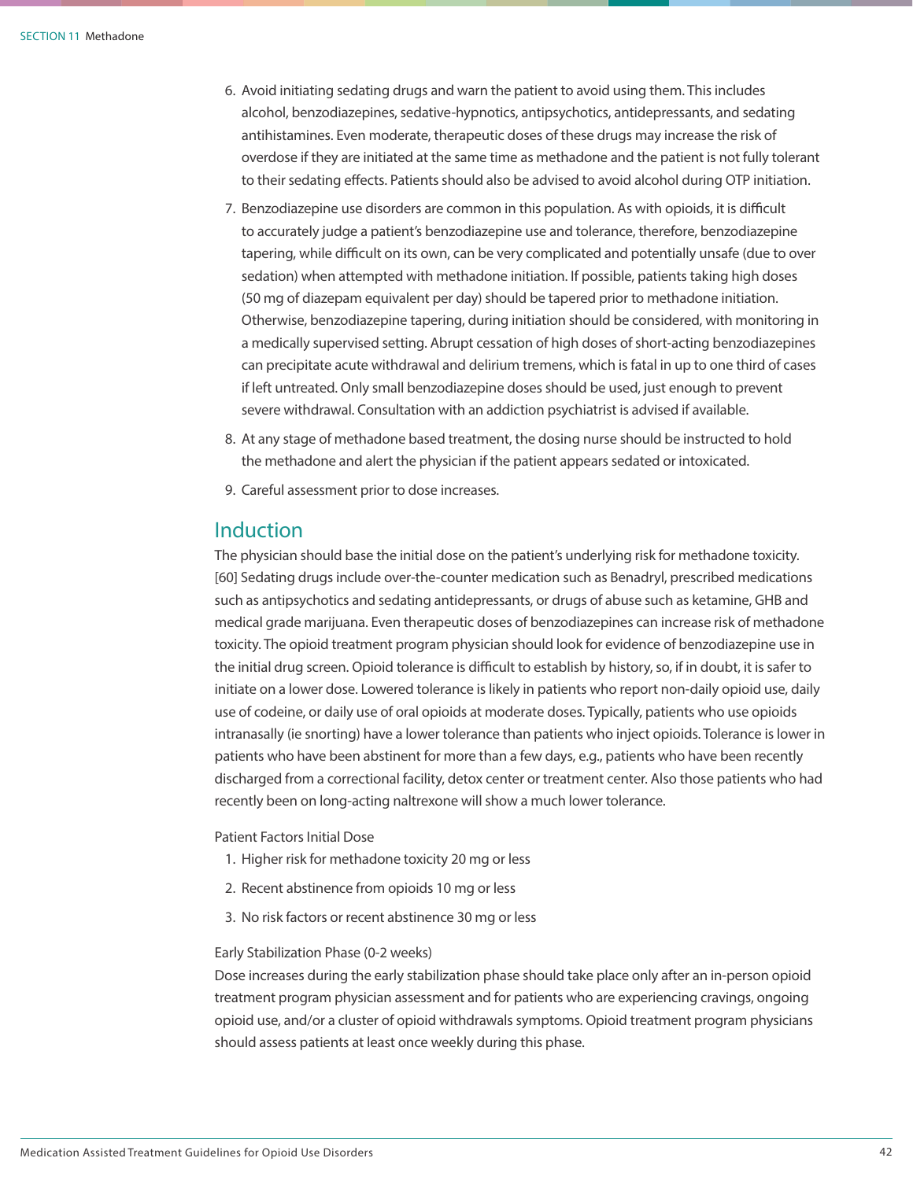6. Avoid initiating sedating drugs and warn the patient to avoid using them. This includes alcohol, benzodiazepines, sedative-hypnotics, antipsychotics, antidepressants, and sedating antihistamines. Even moderate, therapeutic doses of these drugs may increase the risk of overdose if they are initiated at the same time as methadone and the patient is not fully tolerant to their sedating effects. Patients should also be advised to avoid alcohol during OTP initiation.
7. Benzodiazepine use disorders are common in this population. As with opioids, it is difficult to accurately judge a patient's benzodiazepine use and tolerance, therefore, benzodiazepine tapering, while difficult on its own, can be very complicated and potentially unsafe (due to over sedation) when attempted with methadone initiation. If possible, patients taking high doses (50 mg of diazepam equivalent per day) should be tapered prior to methadone initiation. Otherwise, benzodiazepine tapering, during initiation should be considered, with monitoring in a medically supervised setting. Abrupt cessation of high doses of short-acting benzodiazepines can precipitate acute withdrawal and delirium tremens, which is fatal in up to one third of cases if left untreated. Only small benzodiazepine doses should be used, just enough to prevent severe withdrawal. Consultation with an addiction psychiatrist is advised if available.
8. At any stage of methadone based treatment, the dosing nurse should be instructed to hold the methadone and alert the physician if the patient appears sedated or intoxicated.
9. Careful assessment prior to dose increases.

## Induction

The physician should base the initial dose on the patient's underlying risk for methadone toxicity. [60] Sedating drugs include over-the-counter medication such as Benadryl, prescribed medications such as antipsychotics and sedating antidepressants, or drugs of abuse such as ketamine, GHB and medical grade marijuana. Even therapeutic doses of benzodiazepines can increase risk of methadone toxicity. The opioid treatment program physician should look for evidence of benzodiazepine use in the initial drug screen. Opioid tolerance is difficult to establish by history, so, if in doubt, it is safer to initiate on a lower dose. Lowered tolerance is likely in patients who report non-daily opioid use, daily use of codeine, or daily use of oral opioids at moderate doses. Typically, patients who use opioids intranasally (ie snorting) have a lower tolerance than patients who inject opioids. Tolerance is lower in patients who have been abstinent for more than a few days, e.g., patients who have been recently discharged from a correctional facility, detox center or treatment center. Also those patients who had recently been on long-acting naltrexone will show a much lower tolerance.

Patient Factors Initial Dose

1. Higher risk for methadone toxicity 20 mg or less
2. Recent abstinence from opioids 10 mg or less
3. No risk factors or recent abstinence 30 mg or less

Early Stabilization Phase (0-2 weeks)

Dose increases during the early stabilization phase should take place only after an in-person opioid treatment program physician assessment and for patients who are experiencing cravings, ongoing opioid use, and/or a cluster of opioid withdrawals symptoms. Opioid treatment program physicians should assess patients at least once weekly during this phase.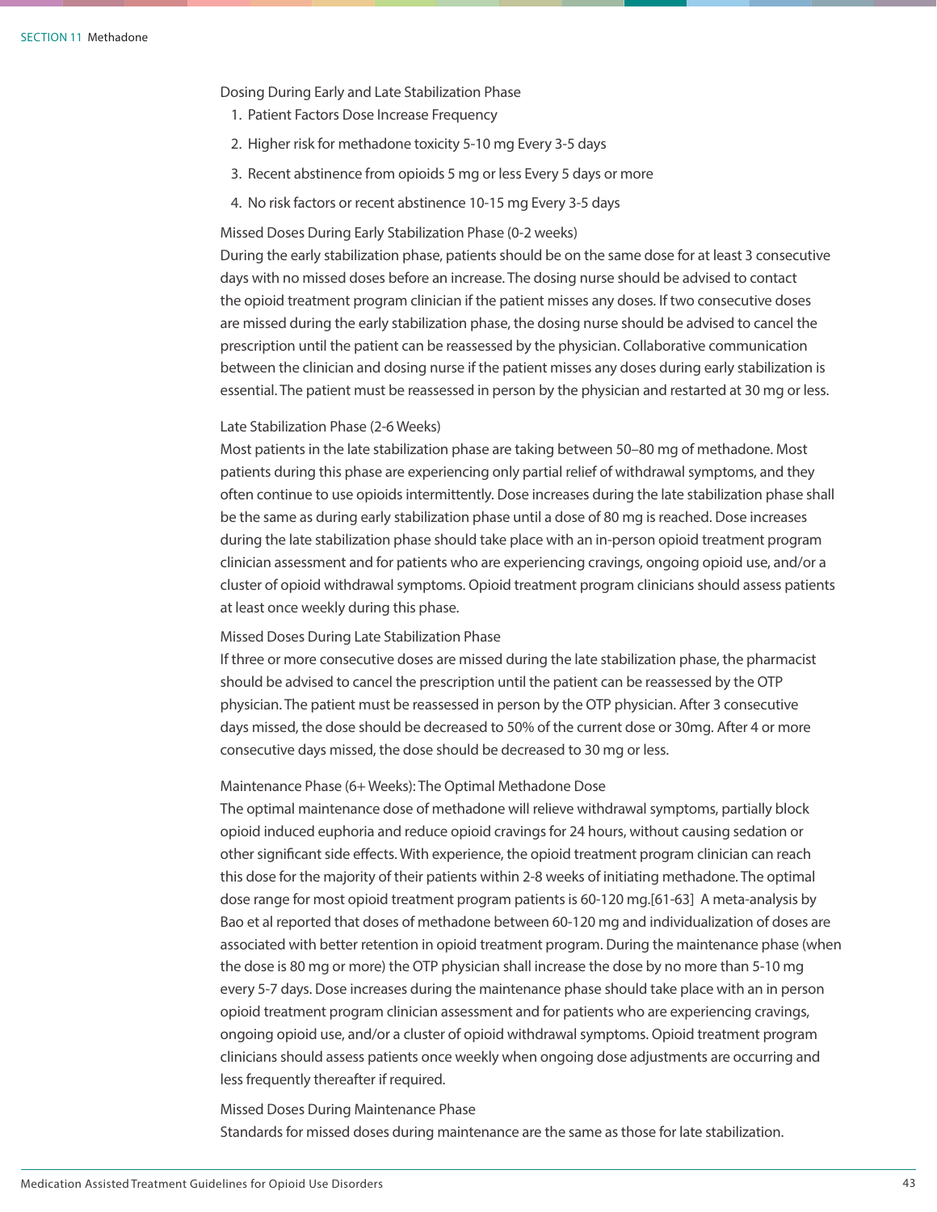Dosing During Early and Late Stabilization Phase

1. Patient Factors Dose Increase Frequency
2. Higher risk for methadone toxicity 5-10 mg Every 3-5 days
3. Recent abstinence from opioids 5 mg or less Every 5 days or more
4. No risk factors or recent abstinence 10-15 mg Every 3-5 days

Missed Doses During Early Stabilization Phase (0-2 weeks)
During the early stabilization phase, patients should be on the same dose for at least 3 consecutive days with no missed doses before an increase. The dosing nurse should be advised to contact the opioid treatment program clinician if the patient misses any doses. If two consecutive doses are missed during the early stabilization phase, the dosing nurse should be advised to cancel the prescription until the patient can be reassessed by the physician. Collaborative communication between the clinician and dosing nurse if the patient misses any doses during early stabilization is essential. The patient must be reassessed in person by the physician and restarted at 30 mg or less.

Late Stabilization Phase (2-6 Weeks)
Most patients in the late stabilization phase are taking between 50–80 mg of methadone. Most patients during this phase are experiencing only partial relief of withdrawal symptoms, and they often continue to use opioids intermittently. Dose increases during the late stabilization phase shall be the same as during early stabilization phase until a dose of 80 mg is reached. Dose increases during the late stabilization phase should take place with an in-person opioid treatment program clinician assessment and for patients who are experiencing cravings, ongoing opioid use, and/or a cluster of opioid withdrawal symptoms. Opioid treatment program clinicians should assess patients at least once weekly during this phase.

Missed Doses During Late Stabilization Phase
If three or more consecutive doses are missed during the late stabilization phase, the pharmacist should be advised to cancel the prescription until the patient can be reassessed by the OTP physician. The patient must be reassessed in person by the OTP physician. After 3 consecutive days missed, the dose should be decreased to 50% of the current dose or 30mg. After 4 or more consecutive days missed, the dose should be decreased to 30 mg or less.

Maintenance Phase (6+ Weeks): The Optimal Methadone Dose
The optimal maintenance dose of methadone will relieve withdrawal symptoms, partially block opioid induced euphoria and reduce opioid cravings for 24 hours, without causing sedation or other significant side effects. With experience, the opioid treatment program clinician can reach this dose for the majority of their patients within 2-8 weeks of initiating methadone. The optimal dose range for most opioid treatment program patients is 60-120 mg.[61-63] A meta-analysis by Bao et al reported that doses of methadone between 60-120 mg and individualization of doses are associated with better retention in opioid treatment program. During the maintenance phase (when the dose is 80 mg or more) the OTP physician shall increase the dose by no more than 5-10 mg every 5-7 days. Dose increases during the maintenance phase should take place with an in person opioid treatment program clinician assessment and for patients who are experiencing cravings, ongoing opioid use, and/or a cluster of opioid withdrawal symptoms. Opioid treatment program clinicians should assess patients once weekly when ongoing dose adjustments are occurring and less frequently thereafter if required.

Missed Doses During Maintenance Phase
Standards for missed doses during maintenance are the same as those for late stabilization.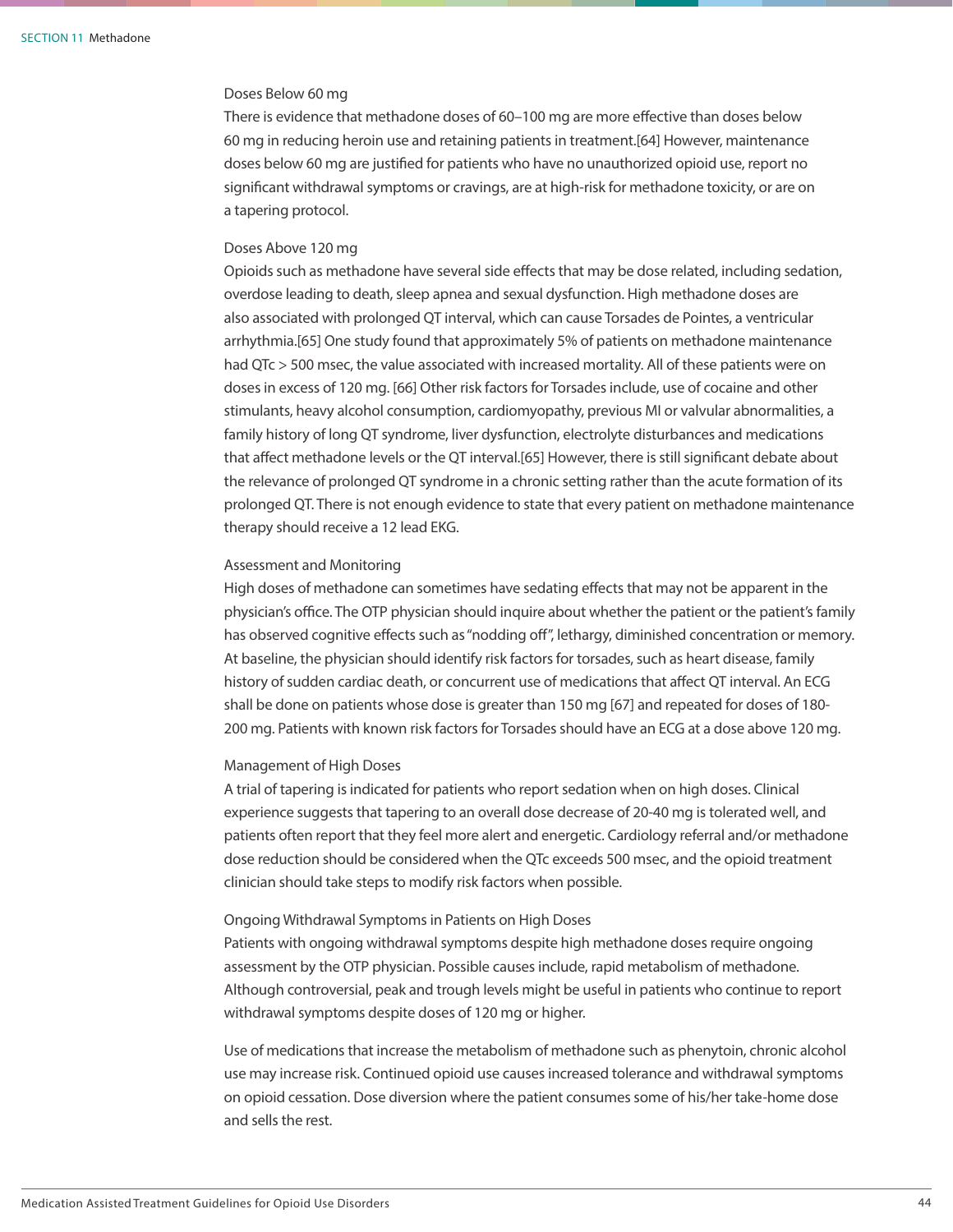### Doses Below 60 mg

There is evidence that methadone doses of 60–100 mg are more effective than doses below 60 mg in reducing heroin use and retaining patients in treatment.[64] However, maintenance doses below 60 mg are justified for patients who have no unauthorized opioid use, report no significant withdrawal symptoms or cravings, are at high-risk for methadone toxicity, or are on a tapering protocol.

### Doses Above 120 mg

Opioids such as methadone have several side effects that may be dose related, including sedation, overdose leading to death, sleep apnea and sexual dysfunction. High methadone doses are also associated with prolonged QT interval, which can cause Torsades de Pointes, a ventricular arrhythmia.[65] One study found that approximately 5% of patients on methadone maintenance had QTc > 500 msec, the value associated with increased mortality. All of these patients were on doses in excess of 120 mg. [66] Other risk factors for Torsades include, use of cocaine and other stimulants, heavy alcohol consumption, cardiomyopathy, previous MI or valvular abnormalities, a family history of long QT syndrome, liver dysfunction, electrolyte disturbances and medications that affect methadone levels or the QT interval.[65] However, there is still significant debate about the relevance of prolonged QT syndrome in a chronic setting rather than the acute formation of its prolonged QT. There is not enough evidence to state that every patient on methadone maintenance therapy should receive a 12 lead EKG.

### Assessment and Monitoring

High doses of methadone can sometimes have sedating effects that may not be apparent in the physician's office. The OTP physician should inquire about whether the patient or the patient's family has observed cognitive effects such as "nodding off", lethargy, diminished concentration or memory. At baseline, the physician should identify risk factors for torsades, such as heart disease, family history of sudden cardiac death, or concurrent use of medications that affect QT interval. An ECG shall be done on patients whose dose is greater than 150 mg [67] and repeated for doses of 180-200 mg. Patients with known risk factors for Torsades should have an ECG at a dose above 120 mg.

### Management of High Doses

A trial of tapering is indicated for patients who report sedation when on high doses. Clinical experience suggests that tapering to an overall dose decrease of 20-40 mg is tolerated well, and patients often report that they feel more alert and energetic. Cardiology referral and/or methadone dose reduction should be considered when the QTc exceeds 500 msec, and the opioid treatment clinician should take steps to modify risk factors when possible.

### Ongoing Withdrawal Symptoms in Patients on High Doses

Patients with ongoing withdrawal symptoms despite high methadone doses require ongoing assessment by the OTP physician. Possible causes include, rapid metabolism of methadone. Although controversial, peak and trough levels might be useful in patients who continue to report withdrawal symptoms despite doses of 120 mg or higher.

Use of medications that increase the metabolism of methadone such as phenytoin, chronic alcohol use may increase risk. Continued opioid use causes increased tolerance and withdrawal symptoms on opioid cessation. Dose diversion where the patient consumes some of his/her take-home dose and sells the rest.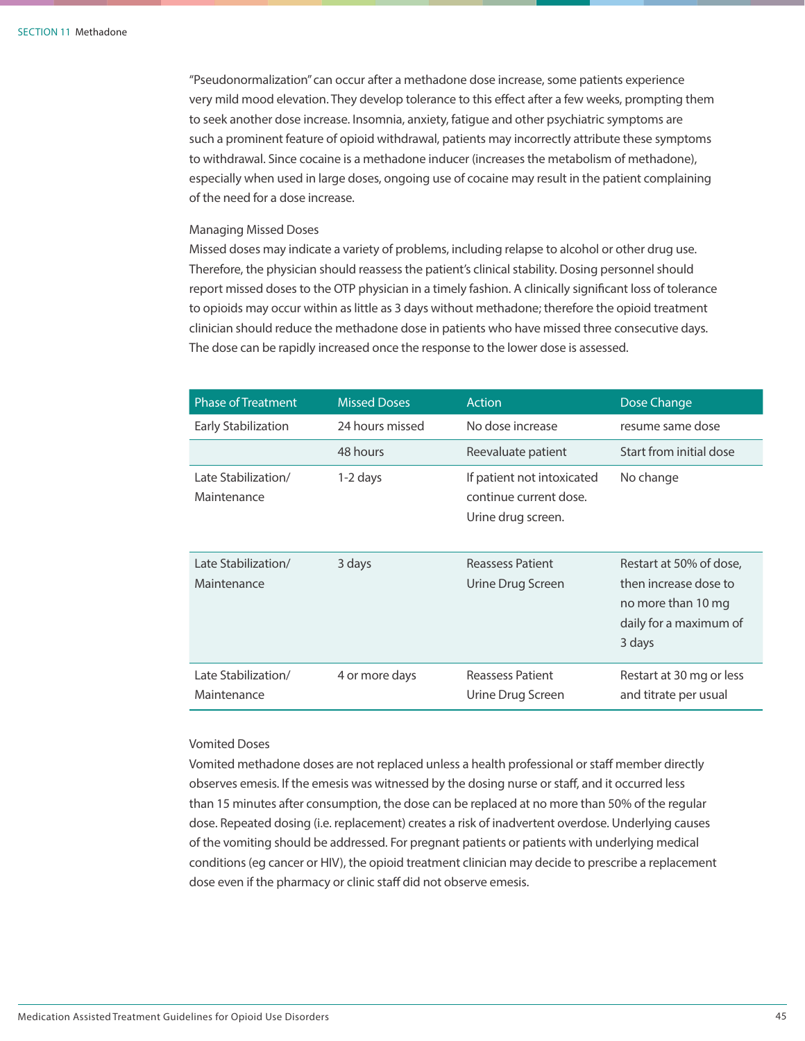"Pseudonormalization" can occur after a methadone dose increase, some patients experience very mild mood elevation. They develop tolerance to this effect after a few weeks, prompting them to seek another dose increase. Insomnia, anxiety, fatigue and other psychiatric symptoms are such a prominent feature of opioid withdrawal, patients may incorrectly attribute these symptoms to withdrawal. Since cocaine is a methadone inducer (increases the metabolism of methadone), especially when used in large doses, ongoing use of cocaine may result in the patient complaining of the need for a dose increase.

### Managing Missed Doses

Missed doses may indicate a variety of problems, including relapse to alcohol or other drug use. Therefore, the physician should reassess the patient's clinical stability. Dosing personnel should report missed doses to the OTP physician in a timely fashion. A clinically significant loss of tolerance to opioids may occur within as little as 3 days without methadone; therefore the opioid treatment clinician should reduce the methadone dose in patients who have missed three consecutive days. The dose can be rapidly increased once the response to the lower dose is assessed.

| Phase of Treatment | Missed Doses | Action | Dose Change |
|---|---|---|---|
| Early Stabilization | 24 hours missed | No dose increase | resume same dose |
| | 48 hours | Reevaluate patient | Start from initial dose |
| Late Stabilization/ Maintenance | 1-2 days | If patient not intoxicated continue current dose. Urine drug screen. | No change |
| Late Stabilization/ Maintenance | 3 days | Reassess Patient Urine Drug Screen | Restart at 50% of dose, then increase dose to no more than 10 mg daily for a maximum of 3 days |
| Late Stabilization/ Maintenance | 4 or more days | Reassess Patient Urine Drug Screen | Restart at 30 mg or less and titrate per usual |

### Vomited Doses

Vomited methadone doses are not replaced unless a health professional or staff member directly observes emesis. If the emesis was witnessed by the dosing nurse or staff, and it occurred less than 15 minutes after consumption, the dose can be replaced at no more than 50% of the regular dose. Repeated dosing (i.e. replacement) creates a risk of inadvertent overdose. Underlying causes of the vomiting should be addressed. For pregnant patients or patients with underlying medical conditions (eg cancer or HIV), the opioid treatment clinician may decide to prescribe a replacement dose even if the pharmacy or clinic staff did not observe emesis.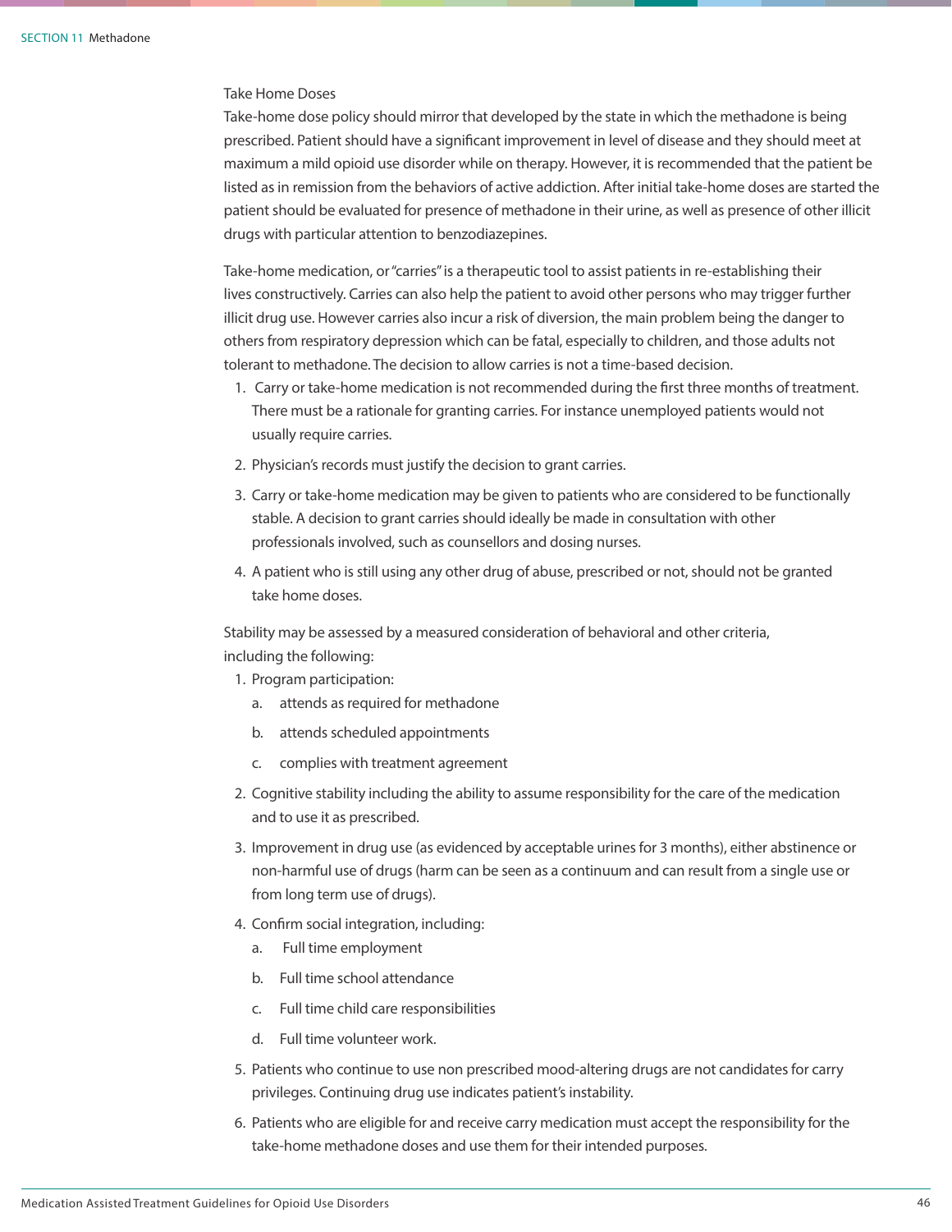### Take Home Doses

Take-home dose policy should mirror that developed by the state in which the methadone is being prescribed. Patient should have a significant improvement in level of disease and they should meet at maximum a mild opioid use disorder while on therapy. However, it is recommended that the patient be listed as in remission from the behaviors of active addiction. After initial take-home doses are started the patient should be evaluated for presence of methadone in their urine, as well as presence of other illicit drugs with particular attention to benzodiazepines.

Take-home medication, or "carries" is a therapeutic tool to assist patients in re-establishing their lives constructively. Carries can also help the patient to avoid other persons who may trigger further illicit drug use. However carries also incur a risk of diversion, the main problem being the danger to others from respiratory depression which can be fatal, especially to children, and those adults not tolerant to methadone. The decision to allow carries is not a time-based decision.

1. Carry or take-home medication is not recommended during the first three months of treatment. There must be a rationale for granting carries. For instance unemployed patients would not usually require carries.
2. Physician's records must justify the decision to grant carries.
3. Carry or take-home medication may be given to patients who are considered to be functionally stable. A decision to grant carries should ideally be made in consultation with other professionals involved, such as counsellors and dosing nurses.
4. A patient who is still using any other drug of abuse, prescribed or not, should not be granted take home doses.

Stability may be assessed by a measured consideration of behavioral and other criteria, including the following:

1. Program participation:
    a. attends as required for methadone
    b. attends scheduled appointments
    c. complies with treatment agreement
2. Cognitive stability including the ability to assume responsibility for the care of the medication and to use it as prescribed.
3. Improvement in drug use (as evidenced by acceptable urines for 3 months), either abstinence or non-harmful use of drugs (harm can be seen as a continuum and can result from a single use or from long term use of drugs).
4. Confirm social integration, including:
    a. Full time employment
    b. Full time school attendance
    c. Full time child care responsibilities
    d. Full time volunteer work.
5. Patients who continue to use non prescribed mood-altering drugs are not candidates for carry privileges. Continuing drug use indicates patient's instability.
6. Patients who are eligible for and receive carry medication must accept the responsibility for the take-home methadone doses and use them for their intended purposes.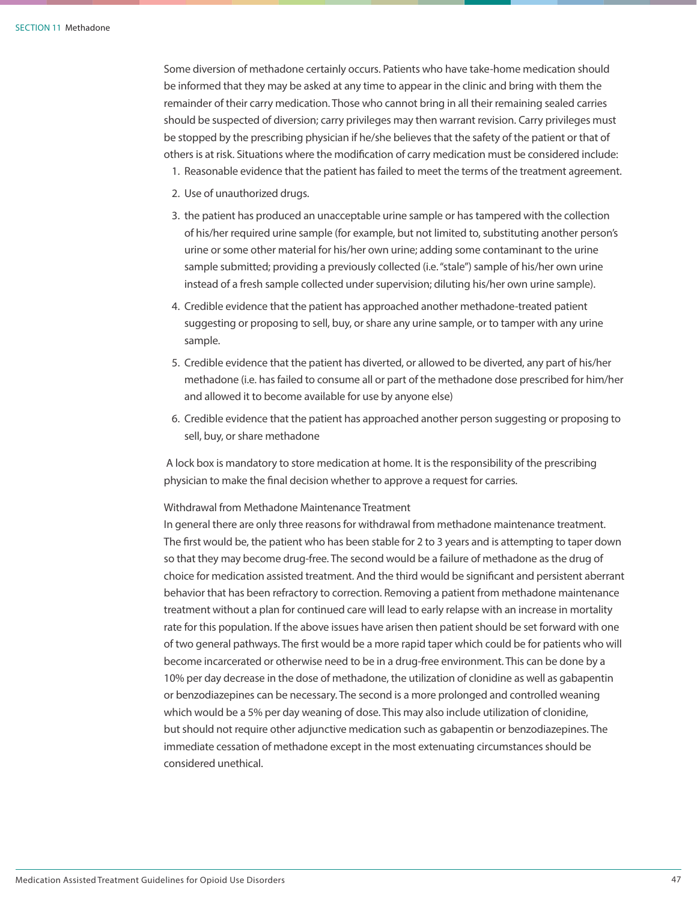Some diversion of methadone certainly occurs. Patients who have take-home medication should be informed that they may be asked at any time to appear in the clinic and bring with them the remainder of their carry medication. Those who cannot bring in all their remaining sealed carries should be suspected of diversion; carry privileges may then warrant revision. Carry privileges must be stopped by the prescribing physician if he/she believes that the safety of the patient or that of others is at risk. Situations where the modification of carry medication must be considered include:

1. Reasonable evidence that the patient has failed to meet the terms of the treatment agreement.
2. Use of unauthorized drugs.
3. the patient has produced an unacceptable urine sample or has tampered with the collection of his/her required urine sample (for example, but not limited to, substituting another person's urine or some other material for his/her own urine; adding some contaminant to the urine sample submitted; providing a previously collected (i.e. "stale") sample of his/her own urine instead of a fresh sample collected under supervision; diluting his/her own urine sample).
4. Credible evidence that the patient has approached another methadone-treated patient suggesting or proposing to sell, buy, or share any urine sample, or to tamper with any urine sample.
5. Credible evidence that the patient has diverted, or allowed to be diverted, any part of his/her methadone (i.e. has failed to consume all or part of the methadone dose prescribed for him/her and allowed it to become available for use by anyone else)
6. Credible evidence that the patient has approached another person suggesting or proposing to sell, buy, or share methadone

A lock box is mandatory to store medication at home. It is the responsibility of the prescribing physician to make the final decision whether to approve a request for carries.

Withdrawal from Methadone Maintenance Treatment

In general there are only three reasons for withdrawal from methadone maintenance treatment. The first would be, the patient who has been stable for 2 to 3 years and is attempting to taper down so that they may become drug-free. The second would be a failure of methadone as the drug of choice for medication assisted treatment. And the third would be significant and persistent aberrant behavior that has been refractory to correction. Removing a patient from methadone maintenance treatment without a plan for continued care will lead to early relapse with an increase in mortality rate for this population. If the above issues have arisen then patient should be set forward with one of two general pathways. The first would be a more rapid taper which could be for patients who will become incarcerated or otherwise need to be in a drug-free environment. This can be done by a 10% per day decrease in the dose of methadone, the utilization of clonidine as well as gabapentin or benzodiazepines can be necessary. The second is a more prolonged and controlled weaning which would be a 5% per day weaning of dose. This may also include utilization of clonidine, but should not require other adjunctive medication such as gabapentin or benzodiazepines. The immediate cessation of methadone except in the most extenuating circumstances should be considered unethical.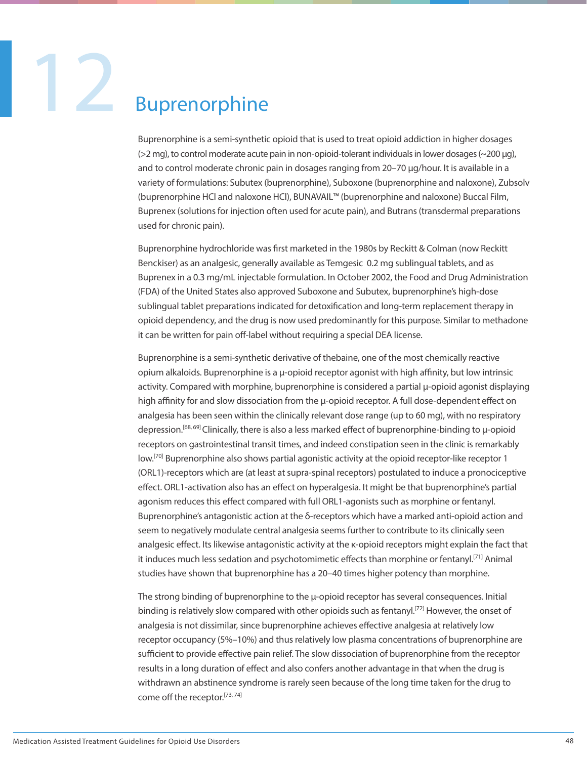# 12 Buprenorphine

Buprenorphine is a semi-synthetic opioid that is used to treat opioid addiction in higher dosages (>2 mg), to control moderate acute pain in non-opioid-tolerant individuals in lower dosages (~200 µg), and to control moderate chronic pain in dosages ranging from 20–70 µg/hour. It is available in a variety of formulations: Subutex (buprenorphine), Suboxone (buprenorphine and naloxone), Zubsolv (buprenorphine HCl and naloxone HCl), BUNAVAIL™ (buprenorphine and naloxone) Buccal Film, Buprenex (solutions for injection often used for acute pain), and Butrans (transdermal preparations used for chronic pain).

Buprenorphine hydrochloride was first marketed in the 1980s by Reckitt & Colman (now Reckitt Benckiser) as an analgesic, generally available as Temgesic 0.2 mg sublingual tablets, and as Buprenex in a 0.3 mg/mL injectable formulation. In October 2002, the Food and Drug Administration (FDA) of the United States also approved Suboxone and Subutex, buprenorphine's high-dose sublingual tablet preparations indicated for detoxification and long-term replacement therapy in opioid dependency, and the drug is now used predominantly for this purpose. Similar to methadone it can be written for pain off-label without requiring a special DEA license.

Buprenorphine is a semi-synthetic derivative of thebaine, one of the most chemically reactive opium alkaloids. Buprenorphine is a µ-opioid receptor agonist with high affinity, but low intrinsic activity. Compared with morphine, buprenorphine is considered a partial µ-opioid agonist displaying high affinity for and slow dissociation from the µ-opioid receptor. A full dose-dependent effect on analgesia has been seen within the clinically relevant dose range (up to 60 mg), with no respiratory depression.[68, 69] Clinically, there is also a less marked effect of buprenorphine-binding to µ-opioid receptors on gastrointestinal transit times, and indeed constipation seen in the clinic is remarkably low.[70] Buprenorphine also shows partial agonistic activity at the opioid receptor-like receptor 1 (ORL1)-receptors which are (at least at supra-spinal receptors) postulated to induce a pronociceptive effect. ORL1-activation also has an effect on hyperalgesia. It might be that buprenorphine's partial agonism reduces this effect compared with full ORL1-agonists such as morphine or fentanyl. Buprenorphine's antagonistic action at the δ-receptors which have a marked anti-opioid action and seem to negatively modulate central analgesia seems further to contribute to its clinically seen analgesic effect. Its likewise antagonistic activity at the κ-opioid receptors might explain the fact that it induces much less sedation and psychotomimetic effects than morphine or fentanyl.[71] Animal studies have shown that buprenorphine has a 20–40 times higher potency than morphine.

The strong binding of buprenorphine to the µ-opioid receptor has several consequences. Initial binding is relatively slow compared with other opioids such as fentanyl.[72] However, the onset of analgesia is not dissimilar, since buprenorphine achieves effective analgesia at relatively low receptor occupancy (5%–10%) and thus relatively low plasma concentrations of buprenorphine are sufficient to provide effective pain relief. The slow dissociation of buprenorphine from the receptor results in a long duration of effect and also confers another advantage in that when the drug is withdrawn an abstinence syndrome is rarely seen because of the long time taken for the drug to come off the receptor.[73, 74]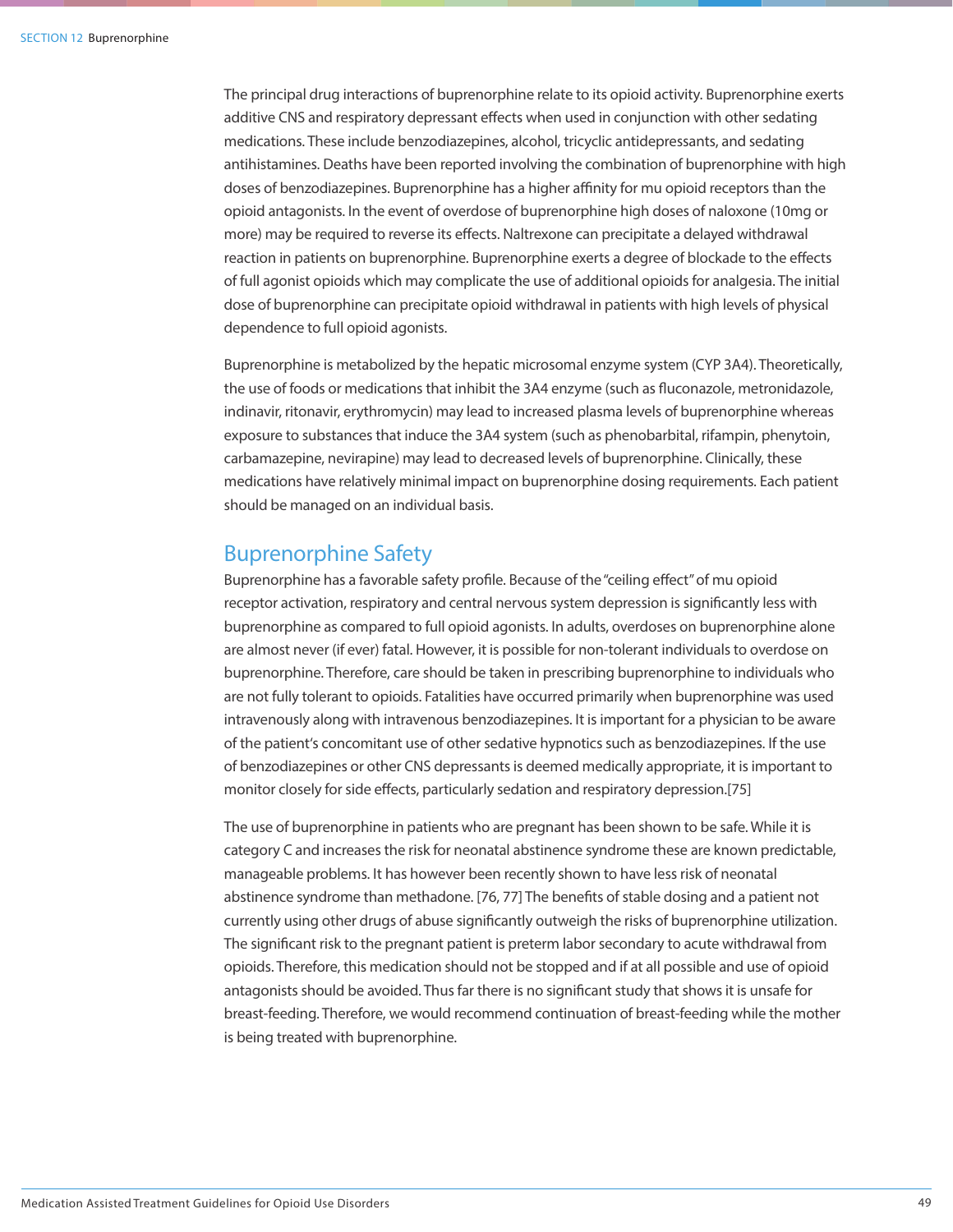The principal drug interactions of buprenorphine relate to its opioid activity. Buprenorphine exerts additive CNS and respiratory depressant effects when used in conjunction with other sedating medications. These include benzodiazepines, alcohol, tricyclic antidepressants, and sedating antihistamines. Deaths have been reported involving the combination of buprenorphine with high doses of benzodiazepines. Buprenorphine has a higher affinity for mu opioid receptors than the opioid antagonists. In the event of overdose of buprenorphine high doses of naloxone (10mg or more) may be required to reverse its effects. Naltrexone can precipitate a delayed withdrawal reaction in patients on buprenorphine. Buprenorphine exerts a degree of blockade to the effects of full agonist opioids which may complicate the use of additional opioids for analgesia. The initial dose of buprenorphine can precipitate opioid withdrawal in patients with high levels of physical dependence to full opioid agonists.

Buprenorphine is metabolized by the hepatic microsomal enzyme system (CYP 3A4). Theoretically, the use of foods or medications that inhibit the 3A4 enzyme (such as fluconazole, metronidazole, indinavir, ritonavir, erythromycin) may lead to increased plasma levels of buprenorphine whereas exposure to substances that induce the 3A4 system (such as phenobarbital, rifampin, phenytoin, carbamazepine, nevirapine) may lead to decreased levels of buprenorphine. Clinically, these medications have relatively minimal impact on buprenorphine dosing requirements. Each patient should be managed on an individual basis.

## Buprenorphine Safety

Buprenorphine has a favorable safety profile. Because of the "ceiling effect" of mu opioid receptor activation, respiratory and central nervous system depression is significantly less with buprenorphine as compared to full opioid agonists. In adults, overdoses on buprenorphine alone are almost never (if ever) fatal. However, it is possible for non-tolerant individuals to overdose on buprenorphine. Therefore, care should be taken in prescribing buprenorphine to individuals who are not fully tolerant to opioids. Fatalities have occurred primarily when buprenorphine was used intravenously along with intravenous benzodiazepines. It is important for a physician to be aware of the patient's concomitant use of other sedative hypnotics such as benzodiazepines. If the use of benzodiazepines or other CNS depressants is deemed medically appropriate, it is important to monitor closely for side effects, particularly sedation and respiratory depression.[75]

The use of buprenorphine in patients who are pregnant has been shown to be safe. While it is category C and increases the risk for neonatal abstinence syndrome these are known predictable, manageable problems. It has however been recently shown to have less risk of neonatal abstinence syndrome than methadone. [76, 77] The benefits of stable dosing and a patient not currently using other drugs of abuse significantly outweigh the risks of buprenorphine utilization. The significant risk to the pregnant patient is preterm labor secondary to acute withdrawal from opioids. Therefore, this medication should not be stopped and if at all possible and use of opioid antagonists should be avoided. Thus far there is no significant study that shows it is unsafe for breast-feeding. Therefore, we would recommend continuation of breast-feeding while the mother is being treated with buprenorphine.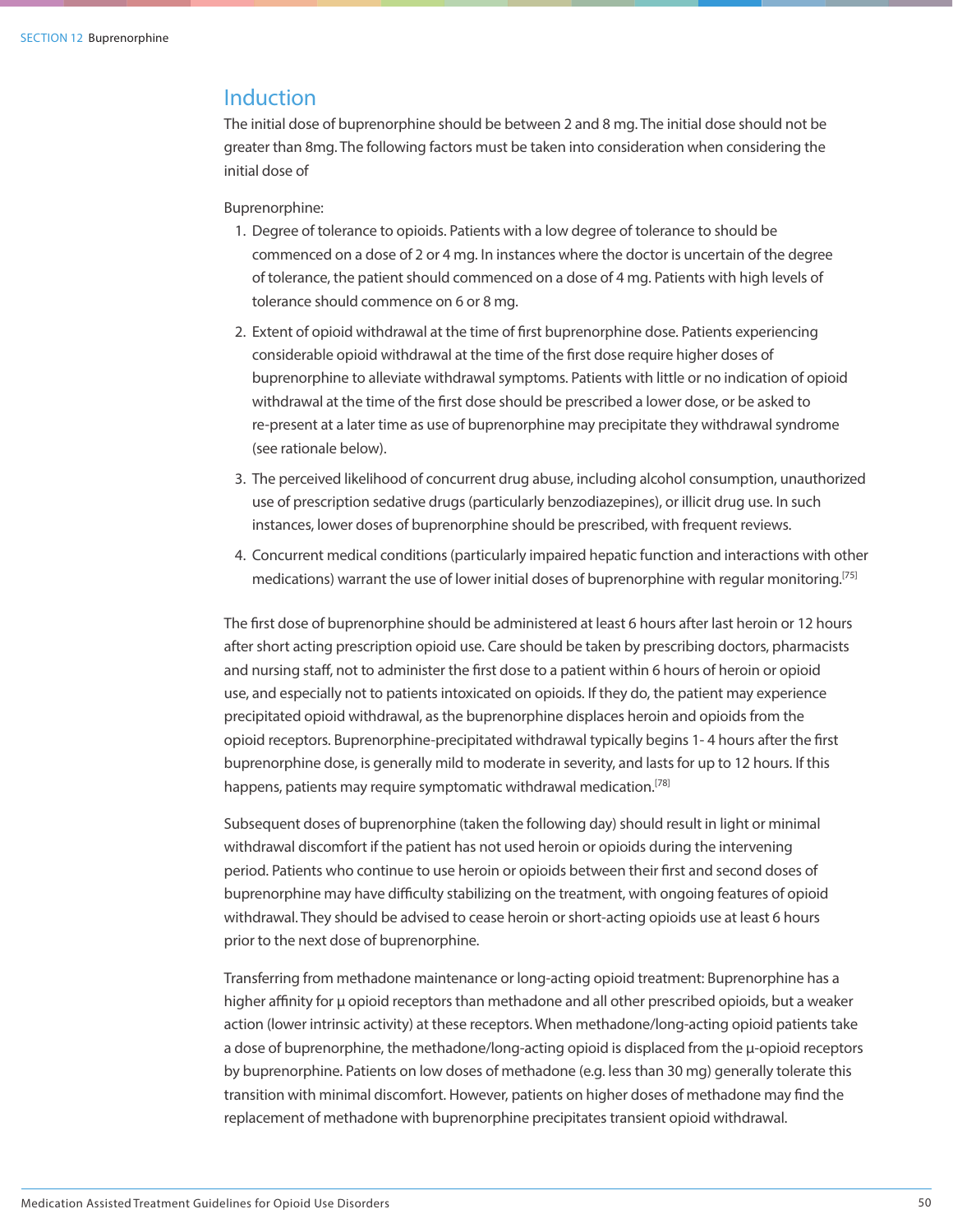## Induction

The initial dose of buprenorphine should be between 2 and 8 mg. The initial dose should not be greater than 8mg. The following factors must be taken into consideration when considering the initial dose of

Buprenorphine:

1. Degree of tolerance to opioids. Patients with a low degree of tolerance to should be commenced on a dose of 2 or 4 mg. In instances where the doctor is uncertain of the degree of tolerance, the patient should commenced on a dose of 4 mg. Patients with high levels of tolerance should commence on 6 or 8 mg.
2. Extent of opioid withdrawal at the time of first buprenorphine dose. Patients experiencing considerable opioid withdrawal at the time of the first dose require higher doses of buprenorphine to alleviate withdrawal symptoms. Patients with little or no indication of opioid withdrawal at the time of the first dose should be prescribed a lower dose, or be asked to re-present at a later time as use of buprenorphine may precipitate they withdrawal syndrome (see rationale below).
3. The perceived likelihood of concurrent drug abuse, including alcohol consumption, unauthorized use of prescription sedative drugs (particularly benzodiazepines), or illicit drug use. In such instances, lower doses of buprenorphine should be prescribed, with frequent reviews.
4. Concurrent medical conditions (particularly impaired hepatic function and interactions with other medications) warrant the use of lower initial doses of buprenorphine with regular monitoring.[75]

The first dose of buprenorphine should be administered at least 6 hours after last heroin or 12 hours after short acting prescription opioid use. Care should be taken by prescribing doctors, pharmacists and nursing staff, not to administer the first dose to a patient within 6 hours of heroin or opioid use, and especially not to patients intoxicated on opioids. If they do, the patient may experience precipitated opioid withdrawal, as the buprenorphine displaces heroin and opioids from the opioid receptors. Buprenorphine-precipitated withdrawal typically begins 1- 4 hours after the first buprenorphine dose, is generally mild to moderate in severity, and lasts for up to 12 hours. If this happens, patients may require symptomatic withdrawal medication.[78]

Subsequent doses of buprenorphine (taken the following day) should result in light or minimal withdrawal discomfort if the patient has not used heroin or opioids during the intervening period. Patients who continue to use heroin or opioids between their first and second doses of buprenorphine may have difficulty stabilizing on the treatment, with ongoing features of opioid withdrawal. They should be advised to cease heroin or short-acting opioids use at least 6 hours prior to the next dose of buprenorphine.

Transferring from methadone maintenance or long-acting opioid treatment: Buprenorphine has a higher affinity for μ opioid receptors than methadone and all other prescribed opioids, but a weaker action (lower intrinsic activity) at these receptors. When methadone/long-acting opioid patients take a dose of buprenorphine, the methadone/long-acting opioid is displaced from the μ-opioid receptors by buprenorphine. Patients on low doses of methadone (e.g. less than 30 mg) generally tolerate this transition with minimal discomfort. However, patients on higher doses of methadone may find the replacement of methadone with buprenorphine precipitates transient opioid withdrawal.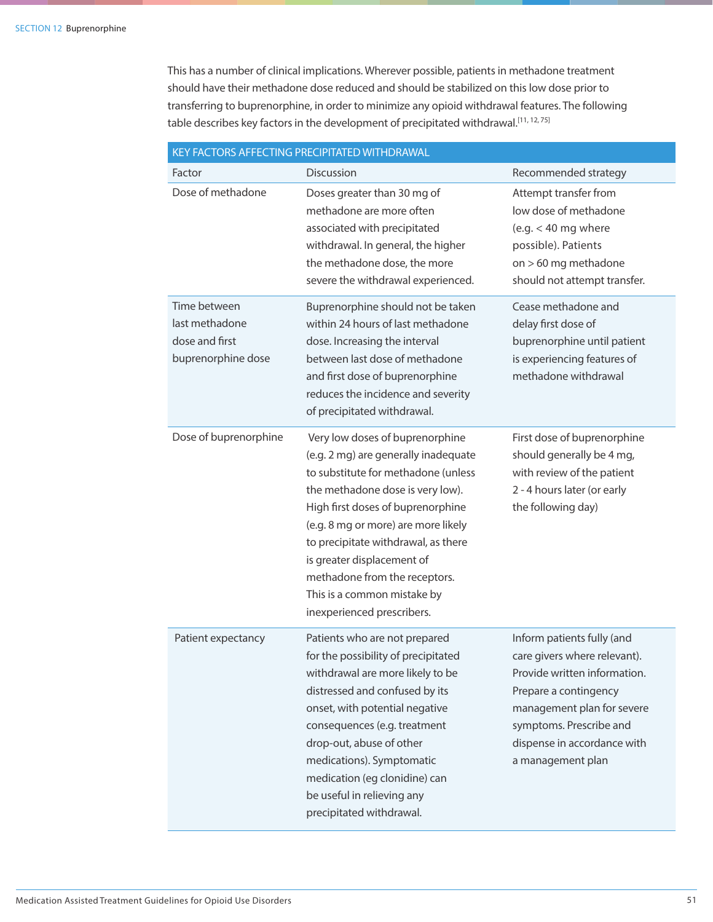This has a number of clinical implications. Wherever possible, patients in methadone treatment should have their methadone dose reduced and should be stabilized on this low dose prior to transferring to buprenorphine, in order to minimize any opioid withdrawal features. The following table describes key factors in the development of precipitated withdrawal.[11, 12, 75]

| KEY FACTORS AFFECTING PRECIPITATED WITHDRAWAL | | |
|---|---|---|
| Factor | Discussion | Recommended strategy |
| Dose of methadone | Doses greater than 30 mg of methadone are more often associated with precipitated withdrawal. In general, the higher the methadone dose, the more severe the withdrawal experienced. | Attempt transfer from low dose of methadone (e.g. < 40 mg where possible). Patients on > 60 mg methadone should not attempt transfer. |
| Time between last methadone dose and first buprenorphine dose | Buprenorphine should not be taken within 24 hours of last methadone dose. Increasing the interval between last dose of methadone and first dose of buprenorphine reduces the incidence and severity of precipitated withdrawal. | Cease methadone and delay first dose of buprenorphine until patient is experiencing features of methadone withdrawal |
| Dose of buprenorphine | Very low doses of buprenorphine (e.g. 2 mg) are generally inadequate to substitute for methadone (unless the methadone dose is very low). High first doses of buprenorphine (e.g. 8 mg or more) are more likely to precipitate withdrawal, as there is greater displacement of methadone from the receptors. This is a common mistake by inexperienced prescribers. | First dose of buprenorphine should generally be 4 mg, with review of the patient 2 - 4 hours later (or early the following day) |
| Patient expectancy | Patients who are not prepared for the possibility of precipitated withdrawal are more likely to be distressed and confused by its onset, with potential negative consequences (e.g. treatment drop-out, abuse of other medications). Symptomatic medication (eg clonidine) can be useful in relieving any precipitated withdrawal. | Inform patients fully (and care givers where relevant). Provide written information. Prepare a contingency management plan for severe symptoms. Prescribe and dispense in accordance with a management plan |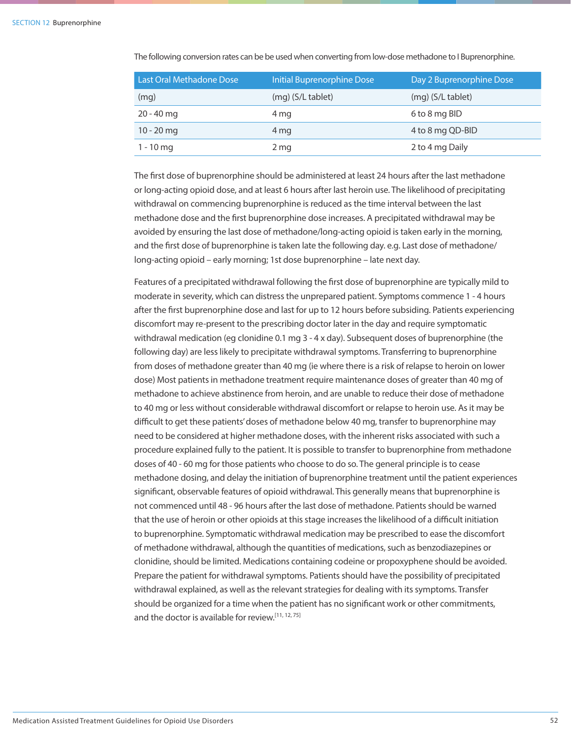The following conversion rates can be be used when converting from low-dose methadone to l Buprenorphine.

| Last Oral Methadone Dose | Initial Buprenorphine Dose | Day 2 Buprenorphine Dose |
|---|---|---|
| (mg) | (mg) (S/L tablet) | (mg) (S/L tablet) |
| 20 - 40 mg | 4 mg | 6 to 8 mg BID |
| 10 - 20 mg | 4 mg | 4 to 8 mg QD-BID |
| 1 - 10 mg | 2 mg | 2 to 4 mg Daily |

The first dose of buprenorphine should be administered at least 24 hours after the last methadone or long-acting opioid dose, and at least 6 hours after last heroin use. The likelihood of precipitating withdrawal on commencing buprenorphine is reduced as the time interval between the last methadone dose and the first buprenorphine dose increases. A precipitated withdrawal may be avoided by ensuring the last dose of methadone/long-acting opioid is taken early in the morning, and the first dose of buprenorphine is taken late the following day. e.g. Last dose of methadone/ long-acting opioid – early morning; 1st dose buprenorphine – late next day.

Features of a precipitated withdrawal following the first dose of buprenorphine are typically mild to moderate in severity, which can distress the unprepared patient. Symptoms commence 1 - 4 hours after the first buprenorphine dose and last for up to 12 hours before subsiding. Patients experiencing discomfort may re-present to the prescribing doctor later in the day and require symptomatic withdrawal medication (eg clonidine 0.1 mg 3 - 4 x day). Subsequent doses of buprenorphine (the following day) are less likely to precipitate withdrawal symptoms. Transferring to buprenorphine from doses of methadone greater than 40 mg (ie where there is a risk of relapse to heroin on lower dose) Most patients in methadone treatment require maintenance doses of greater than 40 mg of methadone to achieve abstinence from heroin, and are unable to reduce their dose of methadone to 40 mg or less without considerable withdrawal discomfort or relapse to heroin use. As it may be difficult to get these patients' doses of methadone below 40 mg, transfer to buprenorphine may need to be considered at higher methadone doses, with the inherent risks associated with such a procedure explained fully to the patient. It is possible to transfer to buprenorphine from methadone doses of 40 - 60 mg for those patients who choose to do so. The general principle is to cease methadone dosing, and delay the initiation of buprenorphine treatment until the patient experiences significant, observable features of opioid withdrawal. This generally means that buprenorphine is not commenced until 48 - 96 hours after the last dose of methadone. Patients should be warned that the use of heroin or other opioids at this stage increases the likelihood of a difficult initiation to buprenorphine. Symptomatic withdrawal medication may be prescribed to ease the discomfort of methadone withdrawal, although the quantities of medications, such as benzodiazepines or clonidine, should be limited. Medications containing codeine or propoxyphene should be avoided. Prepare the patient for withdrawal symptoms. Patients should have the possibility of precipitated withdrawal explained, as well as the relevant strategies for dealing with its symptoms. Transfer should be organized for a time when the patient has no significant work or other commitments, and the doctor is available for review.[11, 12, 75]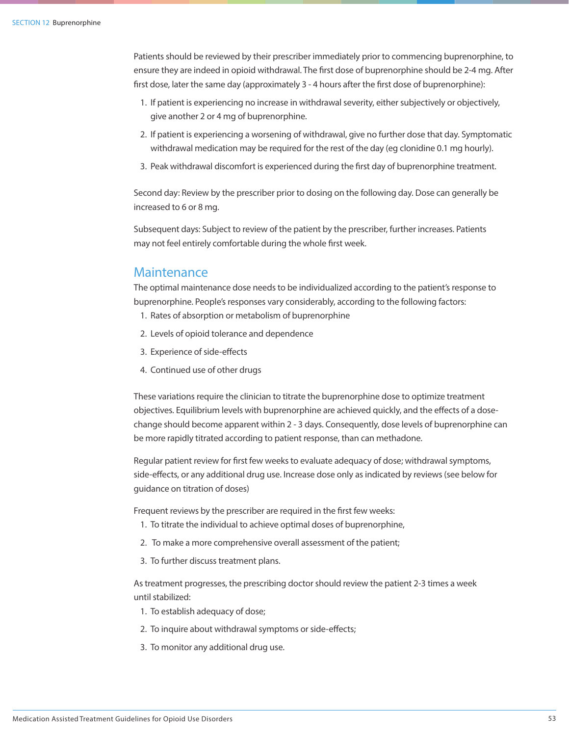Patients should be reviewed by their prescriber immediately prior to commencing buprenorphine, to ensure they are indeed in opioid withdrawal. The first dose of buprenorphine should be 2-4 mg. After first dose, later the same day (approximately 3 - 4 hours after the first dose of buprenorphine):

1. If patient is experiencing no increase in withdrawal severity, either subjectively or objectively, give another 2 or 4 mg of buprenorphine.
2. If patient is experiencing a worsening of withdrawal, give no further dose that day. Symptomatic withdrawal medication may be required for the rest of the day (eg clonidine 0.1 mg hourly).
3. Peak withdrawal discomfort is experienced during the first day of buprenorphine treatment.

Second day: Review by the prescriber prior to dosing on the following day. Dose can generally be increased to 6 or 8 mg.

Subsequent days: Subject to review of the patient by the prescriber, further increases. Patients may not feel entirely comfortable during the whole first week.

## Maintenance

The optimal maintenance dose needs to be individualized according to the patient's response to buprenorphine. People's responses vary considerably, according to the following factors:

1. Rates of absorption or metabolism of buprenorphine
2. Levels of opioid tolerance and dependence
3. Experience of side-effects
4. Continued use of other drugs

These variations require the clinician to titrate the buprenorphine dose to optimize treatment objectives. Equilibrium levels with buprenorphine are achieved quickly, and the effects of a dose-change should become apparent within 2 - 3 days. Consequently, dose levels of buprenorphine can be more rapidly titrated according to patient response, than can methadone.

Regular patient review for first few weeks to evaluate adequacy of dose; withdrawal symptoms, side-effects, or any additional drug use. Increase dose only as indicated by reviews (see below for guidance on titration of doses)

Frequent reviews by the prescriber are required in the first few weeks:

1. To titrate the individual to achieve optimal doses of buprenorphine,
2. To make a more comprehensive overall assessment of the patient;
3. To further discuss treatment plans.

As treatment progresses, the prescribing doctor should review the patient 2-3 times a week until stabilized:

1. To establish adequacy of dose;
2. To inquire about withdrawal symptoms or side-effects;
3. To monitor any additional drug use.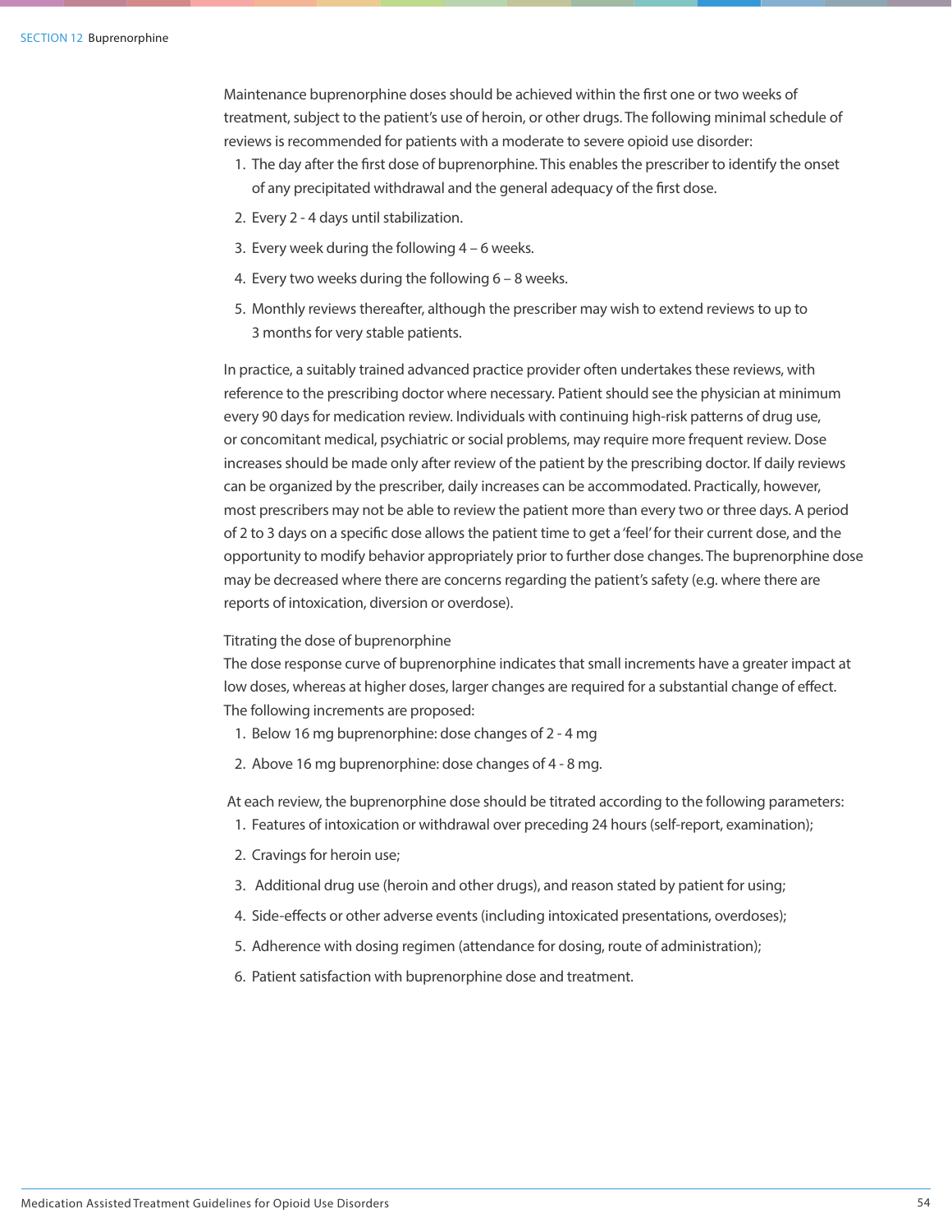Maintenance buprenorphine doses should be achieved within the first one or two weeks of treatment, subject to the patient's use of heroin, or other drugs. The following minimal schedule of reviews is recommended for patients with a moderate to severe opioid use disorder:

1. The day after the first dose of buprenorphine. This enables the prescriber to identify the onset of any precipitated withdrawal and the general adequacy of the first dose.
2. Every 2 - 4 days until stabilization.
3. Every week during the following 4 – 6 weeks.
4. Every two weeks during the following 6 – 8 weeks.
5. Monthly reviews thereafter, although the prescriber may wish to extend reviews to up to 3 months for very stable patients.

In practice, a suitably trained advanced practice provider often undertakes these reviews, with reference to the prescribing doctor where necessary. Patient should see the physician at minimum every 90 days for medication review. Individuals with continuing high-risk patterns of drug use, or concomitant medical, psychiatric or social problems, may require more frequent review. Dose increases should be made only after review of the patient by the prescribing doctor. If daily reviews can be organized by the prescriber, daily increases can be accommodated. Practically, however, most prescribers may not be able to review the patient more than every two or three days. A period of 2 to 3 days on a specific dose allows the patient time to get a 'feel' for their current dose, and the opportunity to modify behavior appropriately prior to further dose changes. The buprenorphine dose may be decreased where there are concerns regarding the patient's safety (e.g. where there are reports of intoxication, diversion or overdose).

Titrating the dose of buprenorphine

The dose response curve of buprenorphine indicates that small increments have a greater impact at low doses, whereas at higher doses, larger changes are required for a substantial change of effect. The following increments are proposed:

1. Below 16 mg buprenorphine: dose changes of 2 - 4 mg
2. Above 16 mg buprenorphine: dose changes of 4 - 8 mg.

At each review, the buprenorphine dose should be titrated according to the following parameters:

1. Features of intoxication or withdrawal over preceding 24 hours (self-report, examination);
2. Cravings for heroin use;
3. Additional drug use (heroin and other drugs), and reason stated by patient for using;
4. Side-effects or other adverse events (including intoxicated presentations, overdoses);
5. Adherence with dosing regimen (attendance for dosing, route of administration);
6. Patient satisfaction with buprenorphine dose and treatment.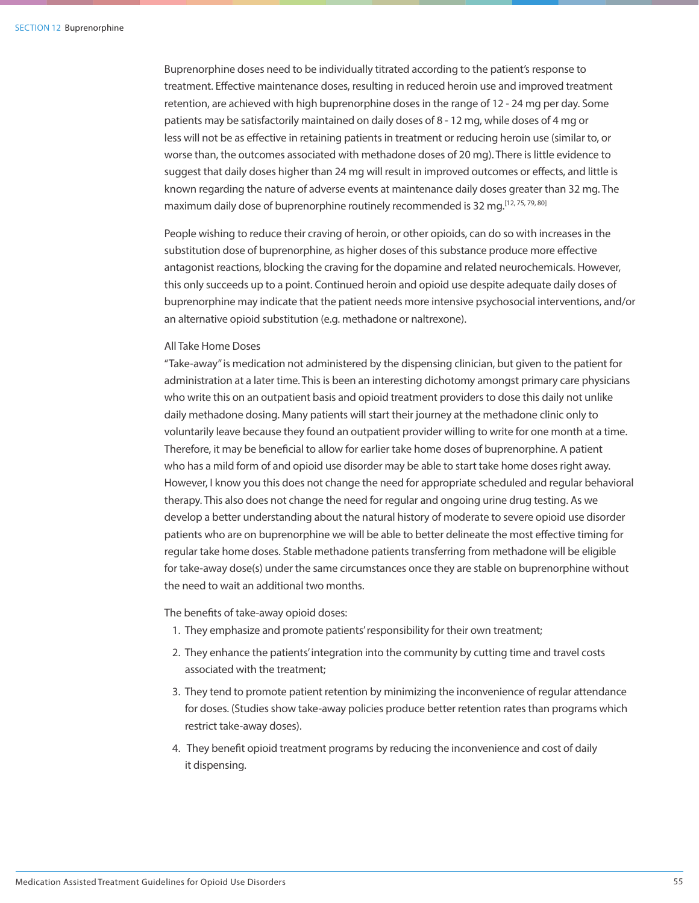Buprenorphine doses need to be individually titrated according to the patient's response to treatment. Effective maintenance doses, resulting in reduced heroin use and improved treatment retention, are achieved with high buprenorphine doses in the range of 12 - 24 mg per day. Some patients may be satisfactorily maintained on daily doses of 8 - 12 mg, while doses of 4 mg or less will not be as effective in retaining patients in treatment or reducing heroin use (similar to, or worse than, the outcomes associated with methadone doses of 20 mg). There is little evidence to suggest that daily doses higher than 24 mg will result in improved outcomes or effects, and little is known regarding the nature of adverse events at maintenance daily doses greater than 32 mg. The maximum daily dose of buprenorphine routinely recommended is 32 mg.[12, 75, 79, 80]

People wishing to reduce their craving of heroin, or other opioids, can do so with increases in the substitution dose of buprenorphine, as higher doses of this substance produce more effective antagonist reactions, blocking the craving for the dopamine and related neurochemicals. However, this only succeeds up to a point. Continued heroin and opioid use despite adequate daily doses of buprenorphine may indicate that the patient needs more intensive psychosocial interventions, and/or an alternative opioid substitution (e.g. methadone or naltrexone).

All Take Home Doses

"Take-away" is medication not administered by the dispensing clinician, but given to the patient for administration at a later time. This is been an interesting dichotomy amongst primary care physicians who write this on an outpatient basis and opioid treatment providers to dose this daily not unlike daily methadone dosing. Many patients will start their journey at the methadone clinic only to voluntarily leave because they found an outpatient provider willing to write for one month at a time. Therefore, it may be beneficial to allow for earlier take home doses of buprenorphine. A patient who has a mild form of and opioid use disorder may be able to start take home doses right away. However, I know you this does not change the need for appropriate scheduled and regular behavioral therapy. This also does not change the need for regular and ongoing urine drug testing. As we develop a better understanding about the natural history of moderate to severe opioid use disorder patients who are on buprenorphine we will be able to better delineate the most effective timing for regular take home doses. Stable methadone patients transferring from methadone will be eligible for take-away dose(s) under the same circumstances once they are stable on buprenorphine without the need to wait an additional two months.

The benefits of take-away opioid doses:

1. They emphasize and promote patients' responsibility for their own treatment;
2. They enhance the patients' integration into the community by cutting time and travel costs associated with the treatment;
3. They tend to promote patient retention by minimizing the inconvenience of regular attendance for doses. (Studies show take-away policies produce better retention rates than programs which restrict take-away doses).
4. They benefit opioid treatment programs by reducing the inconvenience and cost of daily it dispensing.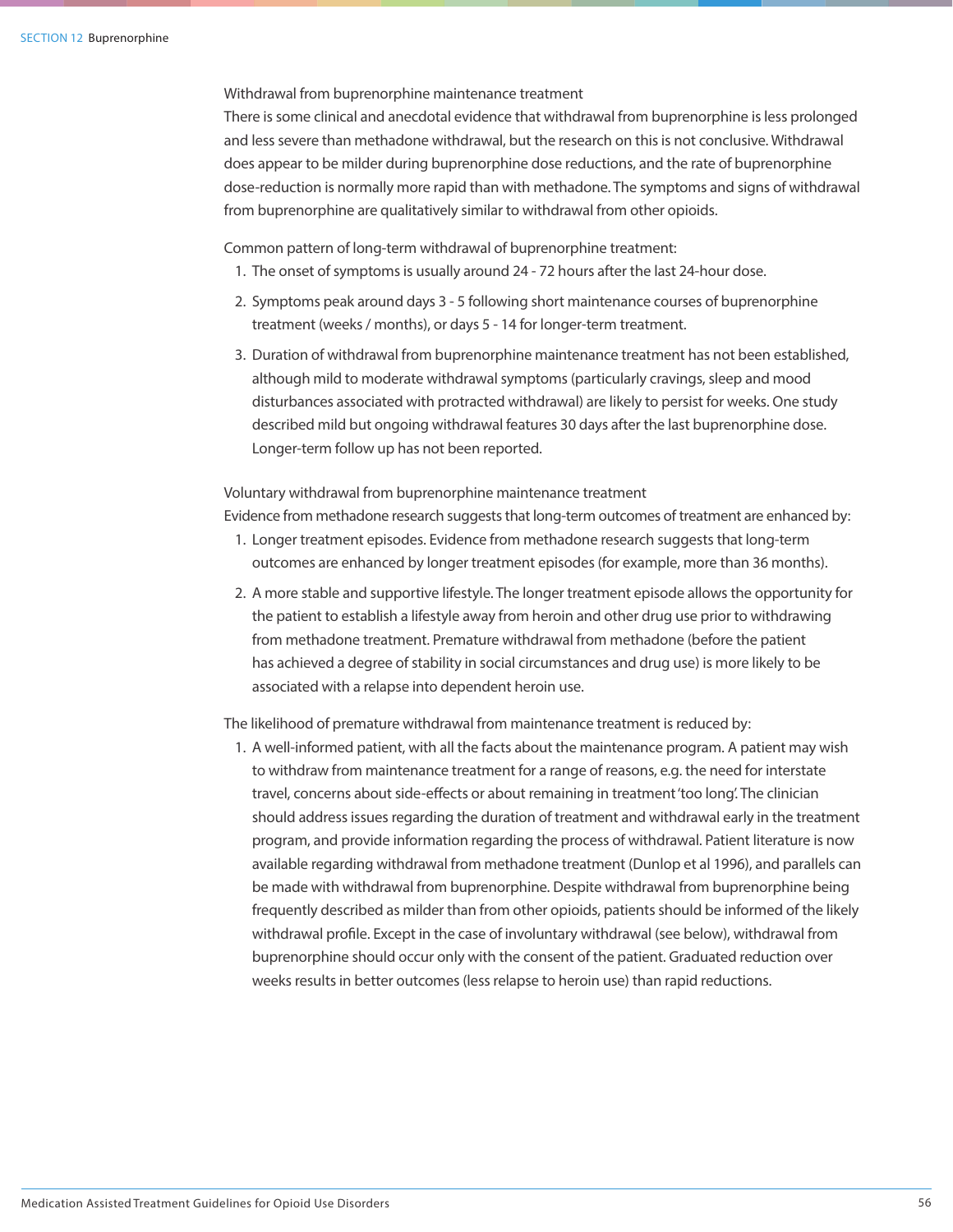### Withdrawal from buprenorphine maintenance treatment

There is some clinical and anecdotal evidence that withdrawal from buprenorphine is less prolonged and less severe than methadone withdrawal, but the research on this is not conclusive. Withdrawal does appear to be milder during buprenorphine dose reductions, and the rate of buprenorphine dose-reduction is normally more rapid than with methadone. The symptoms and signs of withdrawal from buprenorphine are qualitatively similar to withdrawal from other opioids.

Common pattern of long-term withdrawal of buprenorphine treatment:

1. The onset of symptoms is usually around 24 - 72 hours after the last 24-hour dose.
2. Symptoms peak around days 3 - 5 following short maintenance courses of buprenorphine treatment (weeks / months), or days 5 - 14 for longer-term treatment.
3. Duration of withdrawal from buprenorphine maintenance treatment has not been established, although mild to moderate withdrawal symptoms (particularly cravings, sleep and mood disturbances associated with protracted withdrawal) are likely to persist for weeks. One study described mild but ongoing withdrawal features 30 days after the last buprenorphine dose. Longer-term follow up has not been reported.

### Voluntary withdrawal from buprenorphine maintenance treatment

Evidence from methadone research suggests that long-term outcomes of treatment are enhanced by:

1. Longer treatment episodes. Evidence from methadone research suggests that long-term outcomes are enhanced by longer treatment episodes (for example, more than 36 months).
2. A more stable and supportive lifestyle. The longer treatment episode allows the opportunity for the patient to establish a lifestyle away from heroin and other drug use prior to withdrawing from methadone treatment. Premature withdrawal from methadone (before the patient has achieved a degree of stability in social circumstances and drug use) is more likely to be associated with a relapse into dependent heroin use.

The likelihood of premature withdrawal from maintenance treatment is reduced by:

1. A well-informed patient, with all the facts about the maintenance program. A patient may wish to withdraw from maintenance treatment for a range of reasons, e.g. the need for interstate travel, concerns about side-effects or about remaining in treatment 'too long'. The clinician should address issues regarding the duration of treatment and withdrawal early in the treatment program, and provide information regarding the process of withdrawal. Patient literature is now available regarding withdrawal from methadone treatment (Dunlop et al 1996), and parallels can be made with withdrawal from buprenorphine. Despite withdrawal from buprenorphine being frequently described as milder than from other opioids, patients should be informed of the likely withdrawal profile. Except in the case of involuntary withdrawal (see below), withdrawal from buprenorphine should occur only with the consent of the patient. Graduated reduction over weeks results in better outcomes (less relapse to heroin use) than rapid reductions.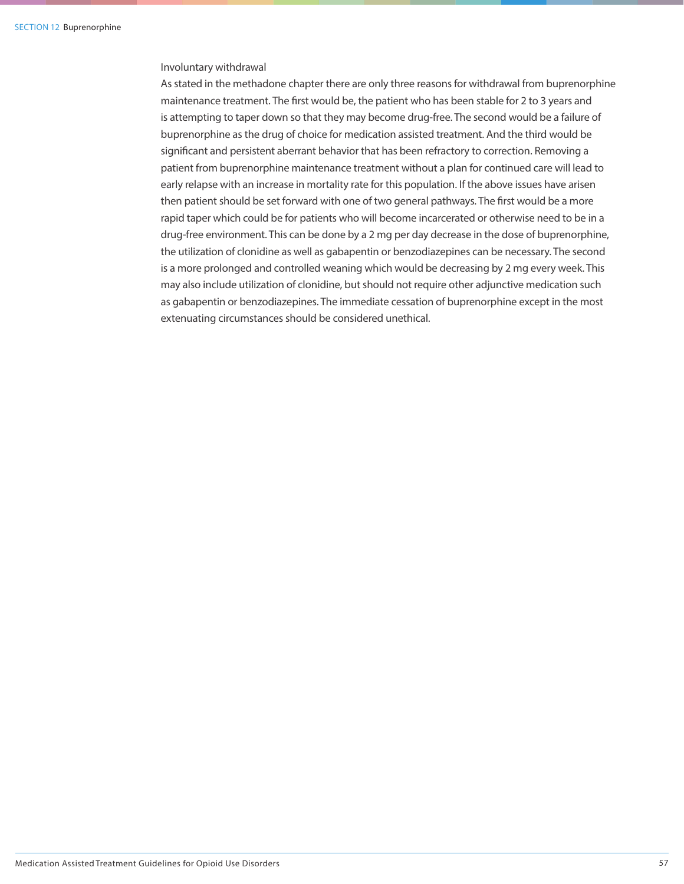### Involuntary withdrawal

As stated in the methadone chapter there are only three reasons for withdrawal from buprenorphine maintenance treatment. The first would be, the patient who has been stable for 2 to 3 years and is attempting to taper down so that they may become drug-free. The second would be a failure of buprenorphine as the drug of choice for medication assisted treatment. And the third would be significant and persistent aberrant behavior that has been refractory to correction. Removing a patient from buprenorphine maintenance treatment without a plan for continued care will lead to early relapse with an increase in mortality rate for this population. If the above issues have arisen then patient should be set forward with one of two general pathways. The first would be a more rapid taper which could be for patients who will become incarcerated or otherwise need to be in a drug-free environment. This can be done by a 2 mg per day decrease in the dose of buprenorphine, the utilization of clonidine as well as gabapentin or benzodiazepines can be necessary. The second is a more prolonged and controlled weaning which would be decreasing by 2 mg every week. This may also include utilization of clonidine, but should not require other adjunctive medication such as gabapentin or benzodiazepines. The immediate cessation of buprenorphine except in the most extenuating circumstances should be considered unethical.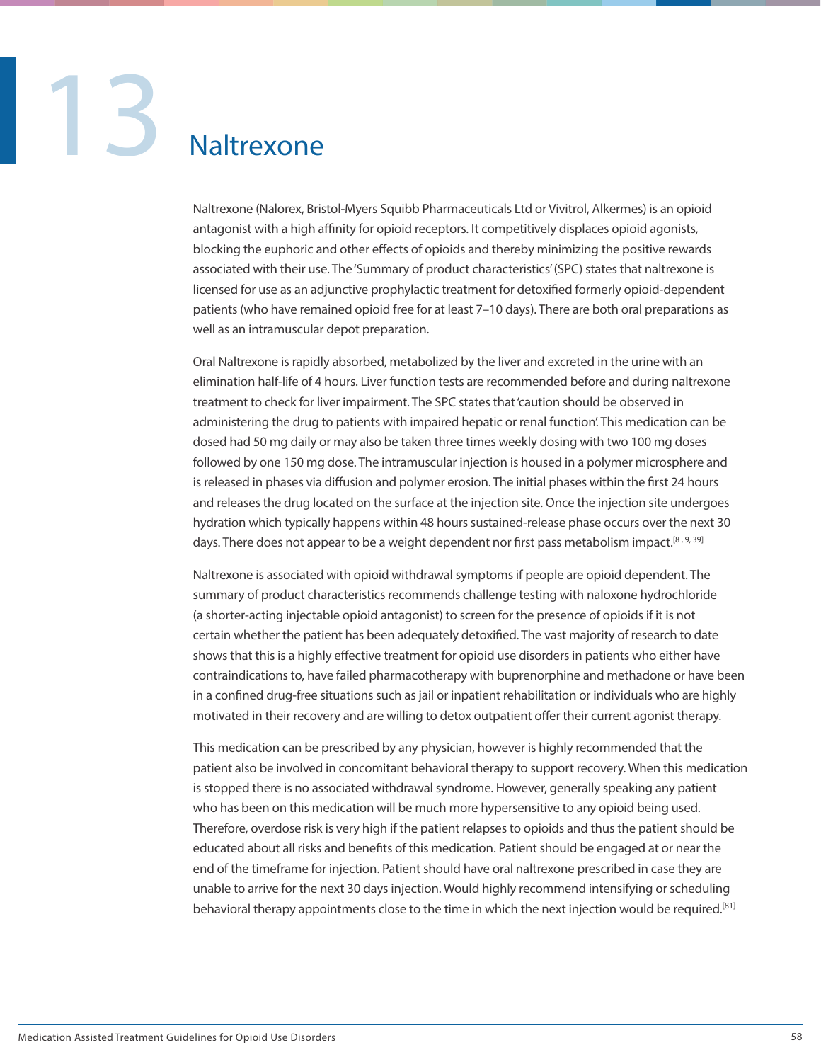# 13 Naltrexone

Naltrexone (Nalorex, Bristol-Myers Squibb Pharmaceuticals Ltd or Vivitrol, Alkermes) is an opioid antagonist with a high affinity for opioid receptors. It competitively displaces opioid agonists, blocking the euphoric and other effects of opioids and thereby minimizing the positive rewards associated with their use. The 'Summary of product characteristics' (SPC) states that naltrexone is licensed for use as an adjunctive prophylactic treatment for detoxified formerly opioid-dependent patients (who have remained opioid free for at least 7–10 days). There are both oral preparations as well as an intramuscular depot preparation.

Oral Naltrexone is rapidly absorbed, metabolized by the liver and excreted in the urine with an elimination half-life of 4 hours. Liver function tests are recommended before and during naltrexone treatment to check for liver impairment. The SPC states that 'caution should be observed in administering the drug to patients with impaired hepatic or renal function'. This medication can be dosed had 50 mg daily or may also be taken three times weekly dosing with two 100 mg doses followed by one 150 mg dose. The intramuscular injection is housed in a polymer microsphere and is released in phases via diffusion and polymer erosion. The initial phases within the first 24 hours and releases the drug located on the surface at the injection site. Once the injection site undergoes hydration which typically happens within 48 hours sustained-release phase occurs over the next 30 days. There does not appear to be a weight dependent nor first pass metabolism impact.[8, 9, 39]

Naltrexone is associated with opioid withdrawal symptoms if people are opioid dependent. The summary of product characteristics recommends challenge testing with naloxone hydrochloride (a shorter-acting injectable opioid antagonist) to screen for the presence of opioids if it is not certain whether the patient has been adequately detoxified. The vast majority of research to date shows that this is a highly effective treatment for opioid use disorders in patients who either have contraindications to, have failed pharmacotherapy with buprenorphine and methadone or have been in a confined drug-free situations such as jail or inpatient rehabilitation or individuals who are highly motivated in their recovery and are willing to detox outpatient offer their current agonist therapy.

This medication can be prescribed by any physician, however is highly recommended that the patient also be involved in concomitant behavioral therapy to support recovery. When this medication is stopped there is no associated withdrawal syndrome. However, generally speaking any patient who has been on this medication will be much more hypersensitive to any opioid being used. Therefore, overdose risk is very high if the patient relapses to opioids and thus the patient should be educated about all risks and benefits of this medication. Patient should be engaged at or near the end of the timeframe for injection. Patient should have oral naltrexone prescribed in case they are unable to arrive for the next 30 days injection. Would highly recommend intensifying or scheduling behavioral therapy appointments close to the time in which the next injection would be required.[81]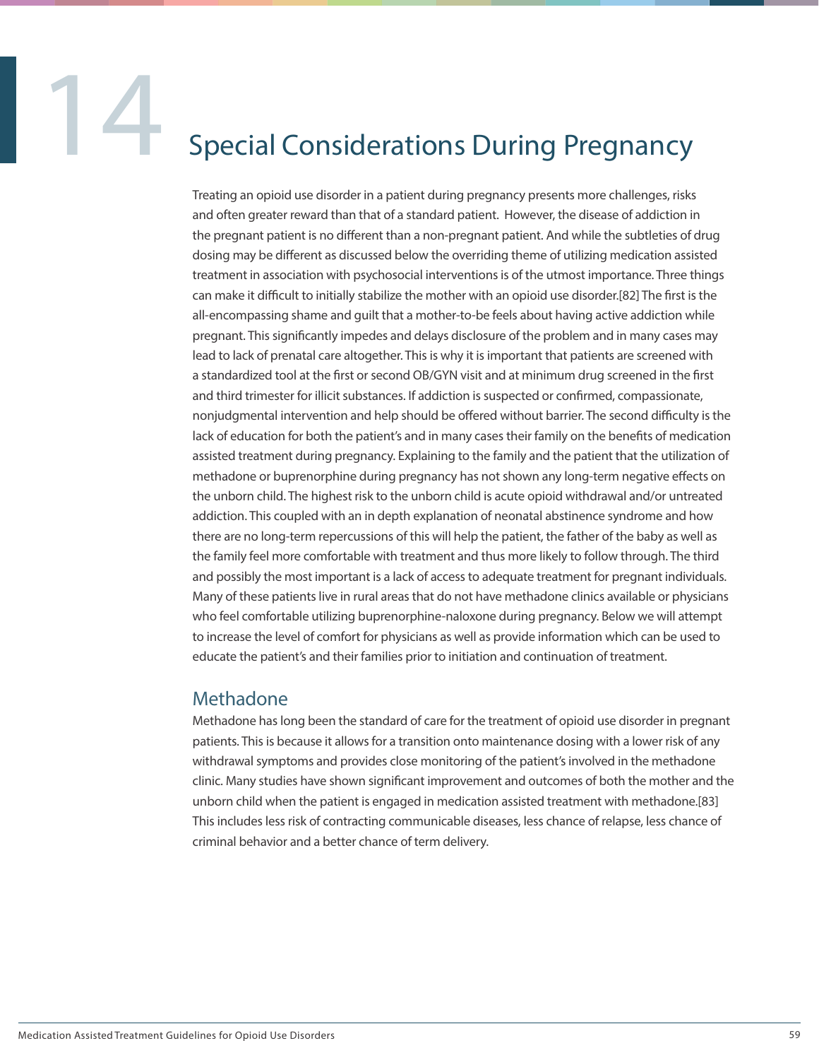# 14 Special Considerations During Pregnancy

Treating an opioid use disorder in a patient during pregnancy presents more challenges, risks and often greater reward than that of a standard patient. However, the disease of addiction in the pregnant patient is no different than a non-pregnant patient. And while the subtleties of drug dosing may be different as discussed below the overriding theme of utilizing medication assisted treatment in association with psychosocial interventions is of the utmost importance. Three things can make it difficult to initially stabilize the mother with an opioid use disorder.[82] The first is the all-encompassing shame and guilt that a mother-to-be feels about having active addiction while pregnant. This significantly impedes and delays disclosure of the problem and in many cases may lead to lack of prenatal care altogether. This is why it is important that patients are screened with a standardized tool at the first or second OB/GYN visit and at minimum drug screened in the first and third trimester for illicit substances. If addiction is suspected or confirmed, compassionate, nonjudgmental intervention and help should be offered without barrier. The second difficulty is the lack of education for both the patient's and in many cases their family on the benefits of medication assisted treatment during pregnancy. Explaining to the family and the patient that the utilization of methadone or buprenorphine during pregnancy has not shown any long-term negative effects on the unborn child. The highest risk to the unborn child is acute opioid withdrawal and/or untreated addiction. This coupled with an in depth explanation of neonatal abstinence syndrome and how there are no long-term repercussions of this will help the patient, the father of the baby as well as the family feel more comfortable with treatment and thus more likely to follow through. The third and possibly the most important is a lack of access to adequate treatment for pregnant individuals. Many of these patients live in rural areas that do not have methadone clinics available or physicians who feel comfortable utilizing buprenorphine-naloxone during pregnancy. Below we will attempt to increase the level of comfort for physicians as well as provide information which can be used to educate the patient's and their families prior to initiation and continuation of treatment.

## Methadone

Methadone has long been the standard of care for the treatment of opioid use disorder in pregnant patients. This is because it allows for a transition onto maintenance dosing with a lower risk of any withdrawal symptoms and provides close monitoring of the patient's involved in the methadone clinic. Many studies have shown significant improvement and outcomes of both the mother and the unborn child when the patient is engaged in medication assisted treatment with methadone.[83] This includes less risk of contracting communicable diseases, less chance of relapse, less chance of criminal behavior and a better chance of term delivery.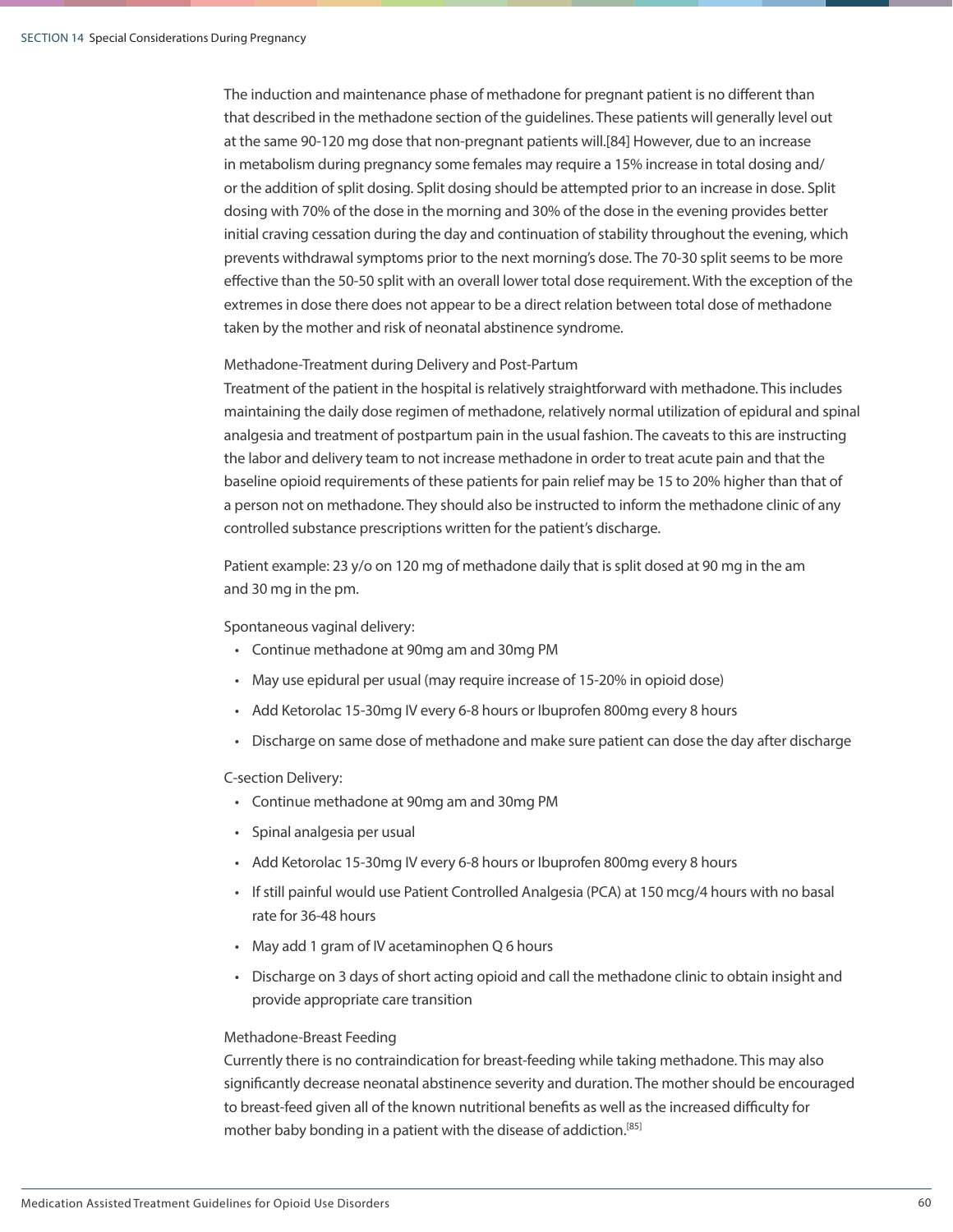The induction and maintenance phase of methadone for pregnant patient is no different than that described in the methadone section of the guidelines. These patients will generally level out at the same 90-120 mg dose that non-pregnant patients will.[84] However, due to an increase in metabolism during pregnancy some females may require a 15% increase in total dosing and/or the addition of split dosing. Split dosing should be attempted prior to an increase in dose. Split dosing with 70% of the dose in the morning and 30% of the dose in the evening provides better initial craving cessation during the day and continuation of stability throughout the evening, which prevents withdrawal symptoms prior to the next morning's dose. The 70-30 split seems to be more effective than the 50-50 split with an overall lower total dose requirement. With the exception of the extremes in dose there does not appear to be a direct relation between total dose of methadone taken by the mother and risk of neonatal abstinence syndrome.

### Methadone-Treatment during Delivery and Post-Partum

Treatment of the patient in the hospital is relatively straightforward with methadone. This includes maintaining the daily dose regimen of methadone, relatively normal utilization of epidural and spinal analgesia and treatment of postpartum pain in the usual fashion. The caveats to this are instructing the labor and delivery team to not increase methadone in order to treat acute pain and that the baseline opioid requirements of these patients for pain relief may be 15 to 20% higher than that of a person not on methadone. They should also be instructed to inform the methadone clinic of any controlled substance prescriptions written for the patient's discharge.

Patient example: 23 y/o on 120 mg of methadone daily that is split dosed at 90 mg in the am and 30 mg in the pm.

Spontaneous vaginal delivery:

- Continue methadone at 90mg am and 30mg PM
- May use epidural per usual (may require increase of 15-20% in opioid dose)
- Add Ketorolac 15-30mg IV every 6-8 hours or Ibuprofen 800mg every 8 hours
- Discharge on same dose of methadone and make sure patient can dose the day after discharge

C-section Delivery:

- Continue methadone at 90mg am and 30mg PM
- Spinal analgesia per usual
- Add Ketorolac 15-30mg IV every 6-8 hours or Ibuprofen 800mg every 8 hours
- If still painful would use Patient Controlled Analgesia (PCA) at 150 mcg/4 hours with no basal rate for 36-48 hours
- May add 1 gram of IV acetaminophen Q 6 hours
- Discharge on 3 days of short acting opioid and call the methadone clinic to obtain insight and provide appropriate care transition

### Methadone-Breast Feeding

Currently there is no contraindication for breast-feeding while taking methadone. This may also significantly decrease neonatal abstinence severity and duration. The mother should be encouraged to breast-feed given all of the known nutritional benefits as well as the increased difficulty for mother baby bonding in a patient with the disease of addiction.[85]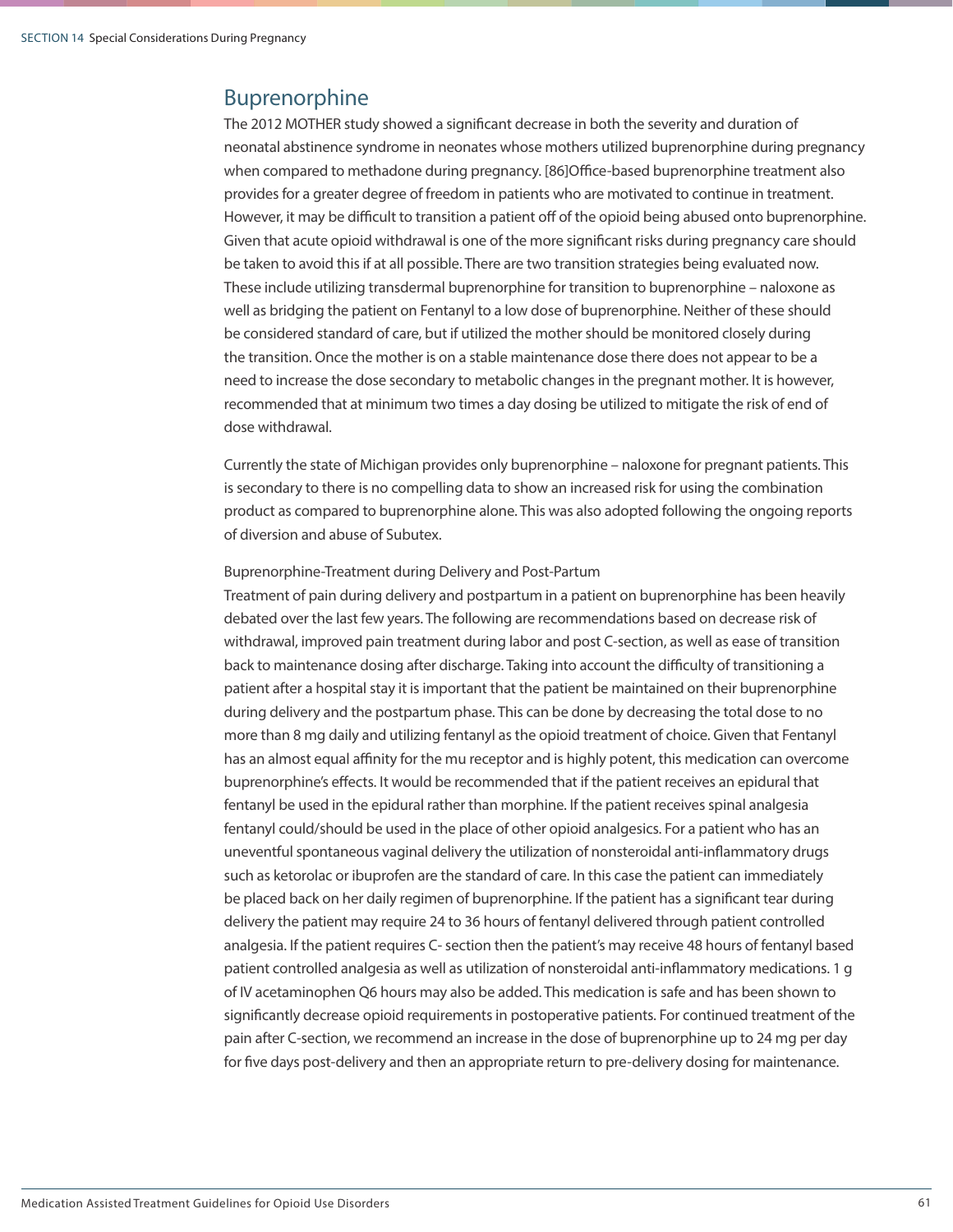## Buprenorphine

The 2012 MOTHER study showed a significant decrease in both the severity and duration of neonatal abstinence syndrome in neonates whose mothers utilized buprenorphine during pregnancy when compared to methadone during pregnancy. [86]Office-based buprenorphine treatment also provides for a greater degree of freedom in patients who are motivated to continue in treatment. However, it may be difficult to transition a patient off of the opioid being abused onto buprenorphine. Given that acute opioid withdrawal is one of the more significant risks during pregnancy care should be taken to avoid this if at all possible. There are two transition strategies being evaluated now. These include utilizing transdermal buprenorphine for transition to buprenorphine – naloxone as well as bridging the patient on Fentanyl to a low dose of buprenorphine. Neither of these should be considered standard of care, but if utilized the mother should be monitored closely during the transition. Once the mother is on a stable maintenance dose there does not appear to be a need to increase the dose secondary to metabolic changes in the pregnant mother. It is however, recommended that at minimum two times a day dosing be utilized to mitigate the risk of end of dose withdrawal.

Currently the state of Michigan provides only buprenorphine – naloxone for pregnant patients. This is secondary to there is no compelling data to show an increased risk for using the combination product as compared to buprenorphine alone. This was also adopted following the ongoing reports of diversion and abuse of Subutex.

### Buprenorphine-Treatment during Delivery and Post-Partum

Treatment of pain during delivery and postpartum in a patient on buprenorphine has been heavily debated over the last few years. The following are recommendations based on decrease risk of withdrawal, improved pain treatment during labor and post C-section, as well as ease of transition back to maintenance dosing after discharge. Taking into account the difficulty of transitioning a patient after a hospital stay it is important that the patient be maintained on their buprenorphine during delivery and the postpartum phase. This can be done by decreasing the total dose to no more than 8 mg daily and utilizing fentanyl as the opioid treatment of choice. Given that Fentanyl has an almost equal affinity for the mu receptor and is highly potent, this medication can overcome buprenorphine's effects. It would be recommended that if the patient receives an epidural that fentanyl be used in the epidural rather than morphine. If the patient receives spinal analgesia fentanyl could/should be used in the place of other opioid analgesics. For a patient who has an uneventful spontaneous vaginal delivery the utilization of nonsteroidal anti-inflammatory drugs such as ketorolac or ibuprofen are the standard of care. In this case the patient can immediately be placed back on her daily regimen of buprenorphine. If the patient has a significant tear during delivery the patient may require 24 to 36 hours of fentanyl delivered through patient controlled analgesia. If the patient requires C- section then the patient's may receive 48 hours of fentanyl based patient controlled analgesia as well as utilization of nonsteroidal anti-inflammatory medications. 1 g of IV acetaminophen Q6 hours may also be added. This medication is safe and has been shown to significantly decrease opioid requirements in postoperative patients. For continued treatment of the pain after C-section, we recommend an increase in the dose of buprenorphine up to 24 mg per day for five days post-delivery and then an appropriate return to pre-delivery dosing for maintenance.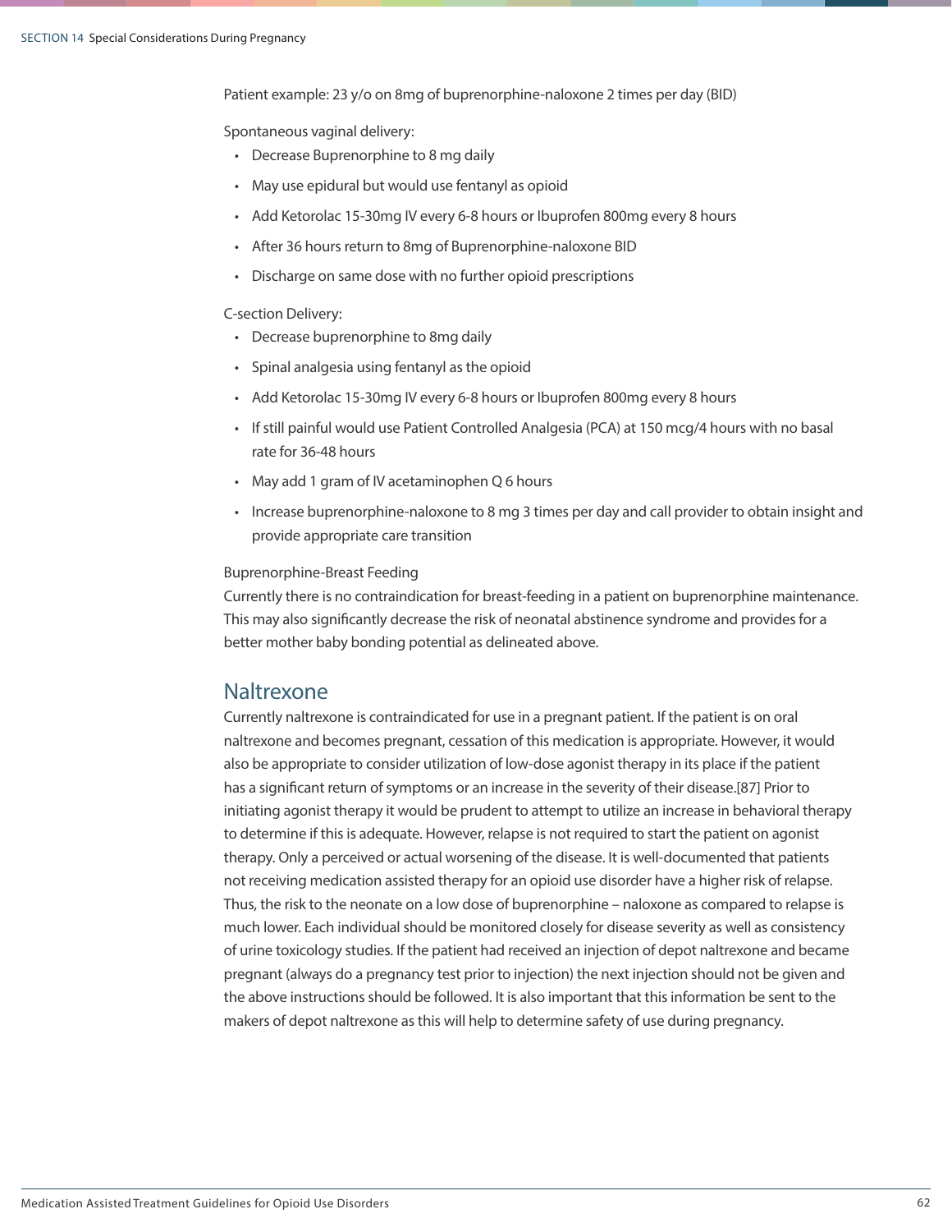Patient example: 23 y/o on 8mg of buprenorphine-naloxone 2 times per day (BID)

Spontaneous vaginal delivery:

- Decrease Buprenorphine to 8 mg daily
- May use epidural but would use fentanyl as opioid
- Add Ketorolac 15-30mg IV every 6-8 hours or Ibuprofen 800mg every 8 hours
- After 36 hours return to 8mg of Buprenorphine-naloxone BID
- Discharge on same dose with no further opioid prescriptions

C-section Delivery:

- Decrease buprenorphine to 8mg daily
- Spinal analgesia using fentanyl as the opioid
- Add Ketorolac 15-30mg IV every 6-8 hours or Ibuprofen 800mg every 8 hours
- If still painful would use Patient Controlled Analgesia (PCA) at 150 mcg/4 hours with no basal rate for 36-48 hours
- May add 1 gram of IV acetaminophen Q 6 hours
- Increase buprenorphine-naloxone to 8 mg 3 times per day and call provider to obtain insight and provide appropriate care transition

Buprenorphine-Breast Feeding
Currently there is no contraindication for breast-feeding in a patient on buprenorphine maintenance. This may also significantly decrease the risk of neonatal abstinence syndrome and provides for a better mother baby bonding potential as delineated above.

## Naltrexone

Currently naltrexone is contraindicated for use in a pregnant patient. If the patient is on oral naltrexone and becomes pregnant, cessation of this medication is appropriate. However, it would also be appropriate to consider utilization of low-dose agonist therapy in its place if the patient has a significant return of symptoms or an increase in the severity of their disease.[87] Prior to initiating agonist therapy it would be prudent to attempt to utilize an increase in behavioral therapy to determine if this is adequate. However, relapse is not required to start the patient on agonist therapy. Only a perceived or actual worsening of the disease. It is well-documented that patients not receiving medication assisted therapy for an opioid use disorder have a higher risk of relapse. Thus, the risk to the neonate on a low dose of buprenorphine – naloxone as compared to relapse is much lower. Each individual should be monitored closely for disease severity as well as consistency of urine toxicology studies. If the patient had received an injection of depot naltrexone and became pregnant (always do a pregnancy test prior to injection) the next injection should not be given and the above instructions should be followed. It is also important that this information be sent to the makers of depot naltrexone as this will help to determine safety of use during pregnancy.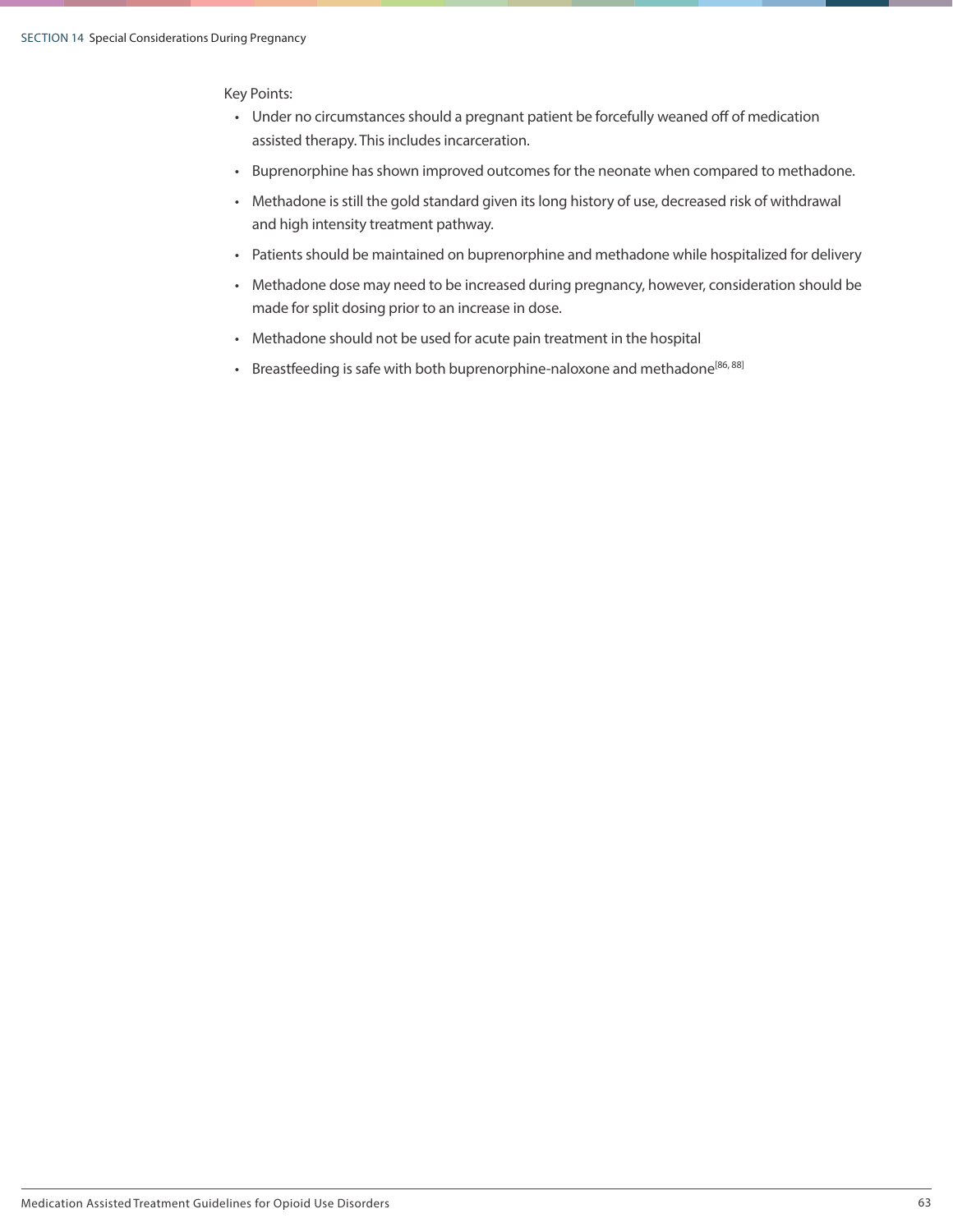Key Points:

- Under no circumstances should a pregnant patient be forcefully weaned off of medication assisted therapy. This includes incarceration.
- Buprenorphine has shown improved outcomes for the neonate when compared to methadone.
- Methadone is still the gold standard given its long history of use, decreased risk of withdrawal and high intensity treatment pathway.
- Patients should be maintained on buprenorphine and methadone while hospitalized for delivery
- Methadone dose may need to be increased during pregnancy, however, consideration should be made for split dosing prior to an increase in dose.
- Methadone should not be used for acute pain treatment in the hospital
- Breastfeeding is safe with both buprenorphine-naloxone and methadone[86, 88]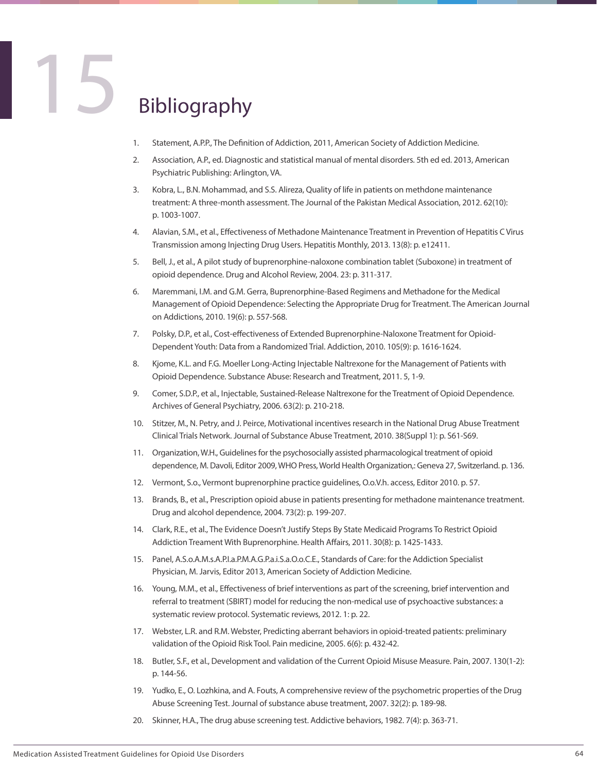# 15 Bibliography

1. Statement, A.P.P., The Definition of Addiction, 2011, American Society of Addiction Medicine.
2. Association, A.P., ed. Diagnostic and statistical manual of mental disorders. 5th ed ed. 2013, American Psychiatric Publishing: Arlington, VA.
3. Kobra, L., B.N. Mohammad, and S.S. Alireza, Quality of life in patients on methdone maintenance treatment: A three-month assessment. The Journal of the Pakistan Medical Association, 2012. 62(10): p. 1003-1007.
4. Alavian, S.M., et al., Effectiveness of Methadone Maintenance Treatment in Prevention of Hepatitis C Virus Transmission among Injecting Drug Users. Hepatitis Monthly, 2013. 13(8): p. e12411.
5. Bell, J., et al., A pilot study of buprenorphine-naloxone combination tablet (Suboxone) in treatment of opioid dependence. Drug and Alcohol Review, 2004. 23: p. 311-317.
6. Maremmani, I.M. and G.M. Gerra, Buprenorphine-Based Regimens and Methadone for the Medical Management of Opioid Dependence: Selecting the Appropriate Drug for Treatment. The American Journal on Addictions, 2010. 19(6): p. 557-568.
7. Polsky, D.P., et al., Cost-effectiveness of Extended Buprenorphine-Naloxone Treatment for Opioid-Dependent Youth: Data from a Randomized Trial. Addiction, 2010. 105(9): p. 1616-1624.
8. Kjome, K.L. and F.G. Moeller Long-Acting Injectable Naltrexone for the Management of Patients with Opioid Dependence. Substance Abuse: Research and Treatment, 2011. 5, 1-9.
9. Comer, S.D.P., et al., Injectable, Sustained-Release Naltrexone for the Treatment of Opioid Dependence. Archives of General Psychiatry, 2006. 63(2): p. 210-218.
10. Stitzer, M., N. Petry, and J. Peirce, Motivational incentives research in the National Drug Abuse Treatment Clinical Trials Network. Journal of Substance Abuse Treatment, 2010. 38(Suppl 1): p. S61-S69.
11. Organization, W.H., Guidelines for the psychosocially assisted pharmacological treatment of opioid dependence, M. Davoli, Editor 2009, WHO Press, World Health Organization,: Geneva 27, Switzerland. p. 136.
12. Vermont, S.o., Vermont buprenorphine practice guidelines, O.o.V.h. access, Editor 2010. p. 57.
13. Brands, B., et al., Prescription opioid abuse in patients presenting for methadone maintenance treatment. Drug and alcohol dependence, 2004. 73(2): p. 199-207.
14. Clark, R.E., et al., The Evidence Doesn't Justify Steps By State Medicaid Programs To Restrict Opioid Addiction Treament With Buprenorphine. Health Affairs, 2011. 30(8): p. 1425-1433.
15. Panel, A.S.o.A.M.s.A.P.I.a.P.M.A.G.P.a.i.S.a.O.o.C.E., Standards of Care: for the Addiction Specialist Physician, M. Jarvis, Editor 2013, American Society of Addiction Medicine.
16. Young, M.M., et al., Effectiveness of brief interventions as part of the screening, brief intervention and referral to treatment (SBIRT) model for reducing the non-medical use of psychoactive substances: a systematic review protocol. Systematic reviews, 2012. 1: p. 22.
17. Webster, L.R. and R.M. Webster, Predicting aberrant behaviors in opioid-treated patients: preliminary validation of the Opioid Risk Tool. Pain medicine, 2005. 6(6): p. 432-42.
18. Butler, S.F., et al., Development and validation of the Current Opioid Misuse Measure. Pain, 2007. 130(1-2): p. 144-56.
19. Yudko, E., O. Lozhkina, and A. Fouts, A comprehensive review of the psychometric properties of the Drug Abuse Screening Test. Journal of substance abuse treatment, 2007. 32(2): p. 189-98.
20. Skinner, H.A., The drug abuse screening test. Addictive behaviors, 1982. 7(4): p. 363-71.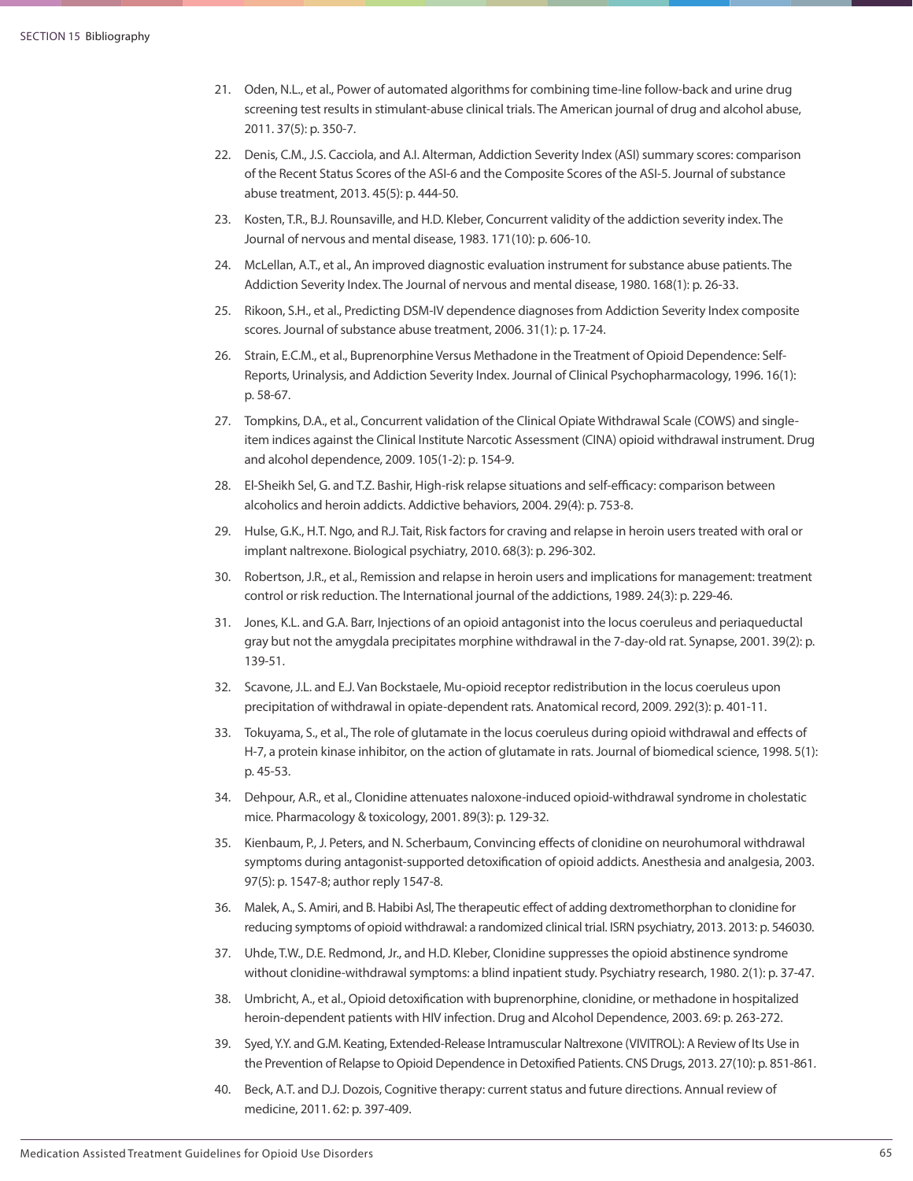21. Oden, N.L., et al., Power of automated algorithms for combining time-line follow-back and urine drug screening test results in stimulant-abuse clinical trials. The American journal of drug and alcohol abuse, 2011. 37(5): p. 350-7.
22. Denis, C.M., J.S. Cacciola, and A.I. Alterman, Addiction Severity Index (ASI) summary scores: comparison of the Recent Status Scores of the ASI-6 and the Composite Scores of the ASI-5. Journal of substance abuse treatment, 2013. 45(5): p. 444-50.
23. Kosten, T.R., B.J. Rounsaville, and H.D. Kleber, Concurrent validity of the addiction severity index. The Journal of nervous and mental disease, 1983. 171(10): p. 606-10.
24. McLellan, A.T., et al., An improved diagnostic evaluation instrument for substance abuse patients. The Addiction Severity Index. The Journal of nervous and mental disease, 1980. 168(1): p. 26-33.
25. Rikoon, S.H., et al., Predicting DSM-IV dependence diagnoses from Addiction Severity Index composite scores. Journal of substance abuse treatment, 2006. 31(1): p. 17-24.
26. Strain, E.C.M., et al., Buprenorphine Versus Methadone in the Treatment of Opioid Dependence: Self-Reports, Urinalysis, and Addiction Severity Index. Journal of Clinical Psychopharmacology, 1996. 16(1): p. 58-67.
27. Tompkins, D.A., et al., Concurrent validation of the Clinical Opiate Withdrawal Scale (COWS) and single-item indices against the Clinical Institute Narcotic Assessment (CINA) opioid withdrawal instrument. Drug and alcohol dependence, 2009. 105(1-2): p. 154-9.
28. El-Sheikh Sel, G. and T.Z. Bashir, High-risk relapse situations and self-efficacy: comparison between alcoholics and heroin addicts. Addictive behaviors, 2004. 29(4): p. 753-8.
29. Hulse, G.K., H.T. Ngo, and R.J. Tait, Risk factors for craving and relapse in heroin users treated with oral or implant naltrexone. Biological psychiatry, 2010. 68(3): p. 296-302.
30. Robertson, J.R., et al., Remission and relapse in heroin users and implications for management: treatment control or risk reduction. The International journal of the addictions, 1989. 24(3): p. 229-46.
31. Jones, K.L. and G.A. Barr, Injections of an opioid antagonist into the locus coeruleus and periaqueductal gray but not the amygdala precipitates morphine withdrawal in the 7-day-old rat. Synapse, 2001. 39(2): p. 139-51.
32. Scavone, J.L. and E.J. Van Bockstaele, Mu-opioid receptor redistribution in the locus coeruleus upon precipitation of withdrawal in opiate-dependent rats. Anatomical record, 2009. 292(3): p. 401-11.
33. Tokuyama, S., et al., The role of glutamate in the locus coeruleus during opioid withdrawal and effects of H-7, a protein kinase inhibitor, on the action of glutamate in rats. Journal of biomedical science, 1998. 5(1): p. 45-53.
34. Dehpour, A.R., et al., Clonidine attenuates naloxone-induced opioid-withdrawal syndrome in cholestatic mice. Pharmacology & toxicology, 2001. 89(3): p. 129-32.
35. Kienbaum, P., J. Peters, and N. Scherbaum, Convincing effects of clonidine on neurohumoral withdrawal symptoms during antagonist-supported detoxification of opioid addicts. Anesthesia and analgesia, 2003. 97(5): p. 1547-8; author reply 1547-8.
36. Malek, A., S. Amiri, and B. Habibi Asl, The therapeutic effect of adding dextromethorphan to clonidine for reducing symptoms of opioid withdrawal: a randomized clinical trial. ISRN psychiatry, 2013. 2013: p. 546030.
37. Uhde, T.W., D.E. Redmond, Jr., and H.D. Kleber, Clonidine suppresses the opioid abstinence syndrome without clonidine-withdrawal symptoms: a blind inpatient study. Psychiatry research, 1980. 2(1): p. 37-47.
38. Umbricht, A., et al., Opioid detoxification with buprenorphine, clonidine, or methadone in hospitalized heroin-dependent patients with HIV infection. Drug and Alcohol Dependence, 2003. 69: p. 263-272.
39. Syed, Y.Y. and G.M. Keating, Extended-Release Intramuscular Naltrexone (VIVITROL): A Review of Its Use in the Prevention of Relapse to Opioid Dependence in Detoxified Patients. CNS Drugs, 2013. 27(10): p. 851-861.
40. Beck, A.T. and D.J. Dozois, Cognitive therapy: current status and future directions. Annual review of medicine, 2011. 62: p. 397-409.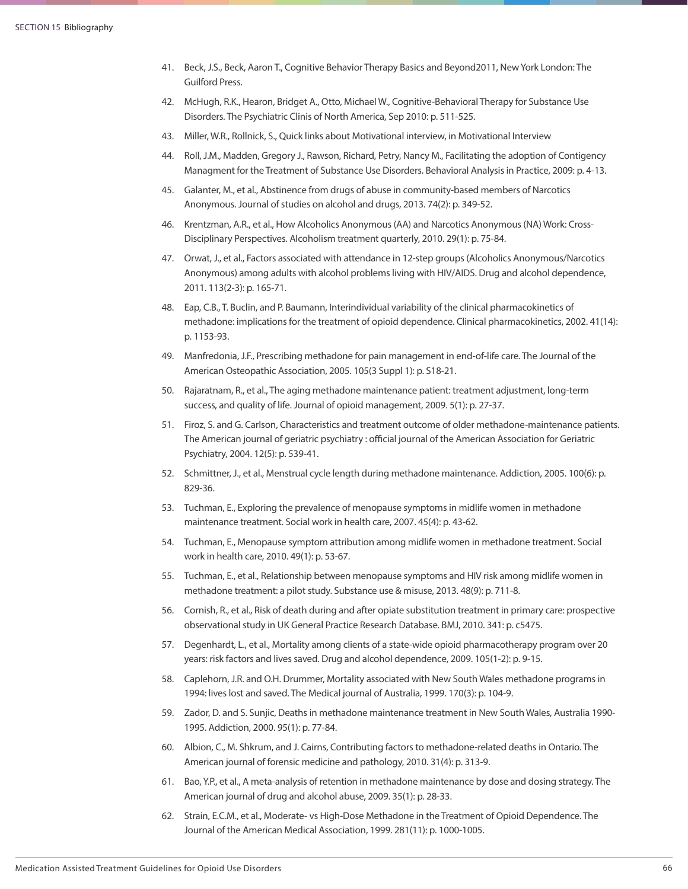41. Beck, J.S., Beck, Aaron T., Cognitive Behavior Therapy Basics and Beyond2011, New York London: The Guilford Press.
42. McHugh, R.K., Hearon, Bridget A., Otto, Michael W., Cognitive-Behavioral Therapy for Substance Use Disorders. The Psychiatric Clinis of North America, Sep 2010: p. 511-525.
43. Miller, W.R., Rollnick, S., Quick links about Motivational interview, in Motivational Interview
44. Roll, J.M., Madden, Gregory J., Rawson, Richard, Petry, Nancy M., Facilitating the adoption of Contigency Managment for the Treatment of Substance Use Disorders. Behavioral Analysis in Practice, 2009: p. 4-13.
45. Galanter, M., et al., Abstinence from drugs of abuse in community-based members of Narcotics Anonymous. Journal of studies on alcohol and drugs, 2013. 74(2): p. 349-52.
46. Krentzman, A.R., et al., How Alcoholics Anonymous (AA) and Narcotics Anonymous (NA) Work: Cross-Disciplinary Perspectives. Alcoholism treatment quarterly, 2010. 29(1): p. 75-84.
47. Orwat, J., et al., Factors associated with attendance in 12-step groups (Alcoholics Anonymous/Narcotics Anonymous) among adults with alcohol problems living with HIV/AIDS. Drug and alcohol dependence, 2011. 113(2-3): p. 165-71.
48. Eap, C.B., T. Buclin, and P. Baumann, Interindividual variability of the clinical pharmacokinetics of methadone: implications for the treatment of opioid dependence. Clinical pharmacokinetics, 2002. 41(14): p. 1153-93.
49. Manfredonia, J.F., Prescribing methadone for pain management in end-of-life care. The Journal of the American Osteopathic Association, 2005. 105(3 Suppl 1): p. S18-21.
50. Rajaratnam, R., et al., The aging methadone maintenance patient: treatment adjustment, long-term success, and quality of life. Journal of opioid management, 2009. 5(1): p. 27-37.
51. Firoz, S. and G. Carlson, Characteristics and treatment outcome of older methadone-maintenance patients. The American journal of geriatric psychiatry : official journal of the American Association for Geriatric Psychiatry, 2004. 12(5): p. 539-41.
52. Schmittner, J., et al., Menstrual cycle length during methadone maintenance. Addiction, 2005. 100(6): p. 829-36.
53. Tuchman, E., Exploring the prevalence of menopause symptoms in midlife women in methadone maintenance treatment. Social work in health care, 2007. 45(4): p. 43-62.
54. Tuchman, E., Menopause symptom attribution among midlife women in methadone treatment. Social work in health care, 2010. 49(1): p. 53-67.
55. Tuchman, E., et al., Relationship between menopause symptoms and HIV risk among midlife women in methadone treatment: a pilot study. Substance use & misuse, 2013. 48(9): p. 711-8.
56. Cornish, R., et al., Risk of death during and after opiate substitution treatment in primary care: prospective observational study in UK General Practice Research Database. BMJ, 2010. 341: p. c5475.
57. Degenhardt, L., et al., Mortality among clients of a state-wide opioid pharmacotherapy program over 20 years: risk factors and lives saved. Drug and alcohol dependence, 2009. 105(1-2): p. 9-15.
58. Caplehorn, J.R. and O.H. Drummer, Mortality associated with New South Wales methadone programs in 1994: lives lost and saved. The Medical journal of Australia, 1999. 170(3): p. 104-9.
59. Zador, D. and S. Sunjic, Deaths in methadone maintenance treatment in New South Wales, Australia 1990-1995. Addiction, 2000. 95(1): p. 77-84.
60. Albion, C., M. Shkrum, and J. Cairns, Contributing factors to methadone-related deaths in Ontario. The American journal of forensic medicine and pathology, 2010. 31(4): p. 313-9.
61. Bao, Y.P., et al., A meta-analysis of retention in methadone maintenance by dose and dosing strategy. The American journal of drug and alcohol abuse, 2009. 35(1): p. 28-33.
62. Strain, E.C.M., et al., Moderate- vs High-Dose Methadone in the Treatment of Opioid Dependence. The Journal of the American Medical Association, 1999. 281(11): p. 1000-1005.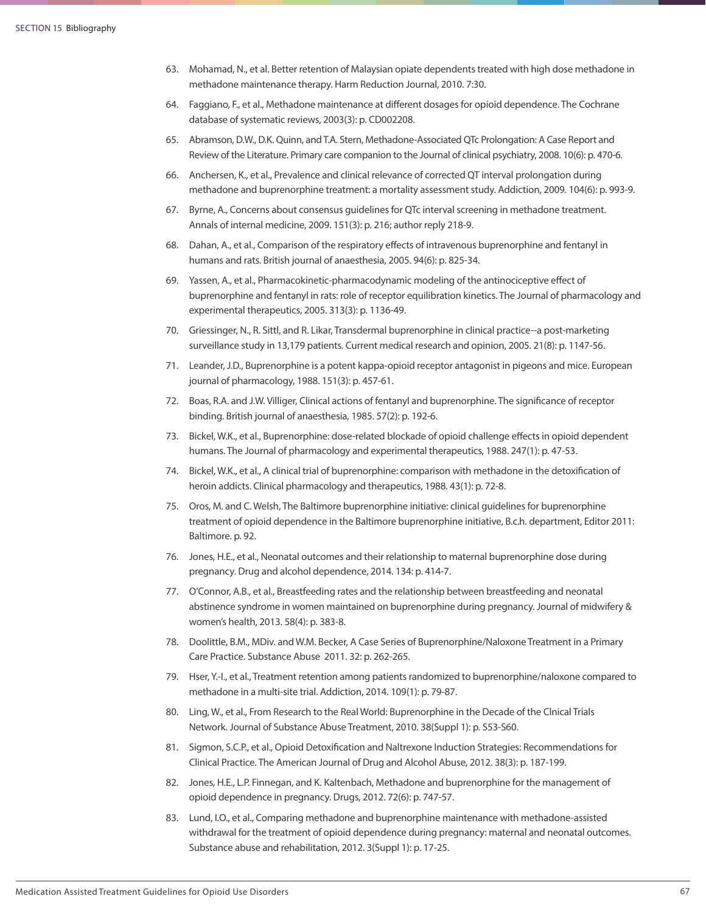63. Mohamad, N., et al. Better retention of Malaysian opiate dependents treated with high dose methadone in methadone maintenance therapy. Harm Reduction Journal, 2010. 7:30.
64. Faggiano, F., et al., Methadone maintenance at different dosages for opioid dependence. The Cochrane database of systematic reviews, 2003(3): p. CD002208.
65. Abramson, D.W., D.K. Quinn, and T.A. Stern, Methadone-Associated QTc Prolongation: A Case Report and Review of the Literature. Primary care companion to the Journal of clinical psychiatry, 2008. 10(6): p. 470-6.
66. Anchersen, K., et al., Prevalence and clinical relevance of corrected QT interval prolongation during methadone and buprenorphine treatment: a mortality assessment study. Addiction, 2009. 104(6): p. 993-9.
67. Byrne, A., Concerns about consensus guidelines for QTc interval screening in methadone treatment. Annals of internal medicine, 2009. 151(3): p. 216; author reply 218-9.
68. Dahan, A., et al., Comparison of the respiratory effects of intravenous buprenorphine and fentanyl in humans and rats. British journal of anaesthesia, 2005. 94(6): p. 825-34.
69. Yassen, A., et al., Pharmacokinetic-pharmacodynamic modeling of the antinociceptive effect of buprenorphine and fentanyl in rats: role of receptor equilibration kinetics. The Journal of pharmacology and experimental therapeutics, 2005. 313(3): p. 1136-49.
70. Griessinger, N., R. Sittl, and R. Likar, Transdermal buprenorphine in clinical practice--a post-marketing surveillance study in 13,179 patients. Current medical research and opinion, 2005. 21(8): p. 1147-56.
71. Leander, J.D., Buprenorphine is a potent kappa-opioid receptor antagonist in pigeons and mice. European journal of pharmacology, 1988. 151(3): p. 457-61.
72. Boas, R.A. and J.W. Villiger, Clinical actions of fentanyl and buprenorphine. The significance of receptor binding. British journal of anaesthesia, 1985. 57(2): p. 192-6.
73. Bickel, W.K., et al., Buprenorphine: dose-related blockade of opioid challenge effects in opioid dependent humans. The Journal of pharmacology and experimental therapeutics, 1988. 247(1): p. 47-53.
74. Bickel, W.K., et al., A clinical trial of buprenorphine: comparison with methadone in the detoxification of heroin addicts. Clinical pharmacology and therapeutics, 1988. 43(1): p. 72-8.
75. Oros, M. and C. Welsh, The Baltimore buprenorphine initiative: clinical guidelines for buprenorphine treatment of opioid dependence in the Baltimore buprenorphine initiative, B.c.h. department, Editor 2011: Baltimore. p. 92.
76. Jones, H.E., et al., Neonatal outcomes and their relationship to maternal buprenorphine dose during pregnancy. Drug and alcohol dependence, 2014. 134: p. 414-7.
77. O'Connor, A.B., et al., Breastfeeding rates and the relationship between breastfeeding and neonatal abstinence syndrome in women maintained on buprenorphine during pregnancy. Journal of midwifery & women's health, 2013. 58(4): p. 383-8.
78. Doolittle, B.M., MDiv. and W.M. Becker, A Case Series of Buprenorphine/Naloxone Treatment in a Primary Care Practice. Substance Abuse 2011. 32: p. 262-265.
79. Hser, Y.-I., et al., Treatment retention among patients randomized to buprenorphine/naloxone compared to methadone in a multi-site trial. Addiction, 2014. 109(1): p. 79-87.
80. Ling, W., et al., From Research to the Real World: Buprenorphine in the Decade of the Clnical Trials Network. Journal of Substance Abuse Treatment, 2010. 38(Suppl 1): p. S53-S60.
81. Sigmon, S.C.P., et al., Opioid Detoxification and Naltrexone Induction Strategies: Recommendations for Clinical Practice. The American Journal of Drug and Alcohol Abuse, 2012. 38(3): p. 187-199.
82. Jones, H.E., L.P. Finnegan, and K. Kaltenbach, Methadone and buprenorphine for the management of opioid dependence in pregnancy. Drugs, 2012. 72(6): p. 747-57.
83. Lund, I.O., et al., Comparing methadone and buprenorphine maintenance with methadone-assisted withdrawal for the treatment of opioid dependence during pregnancy: maternal and neonatal outcomes. Substance abuse and rehabilitation, 2012. 3(Suppl 1): p. 17-25.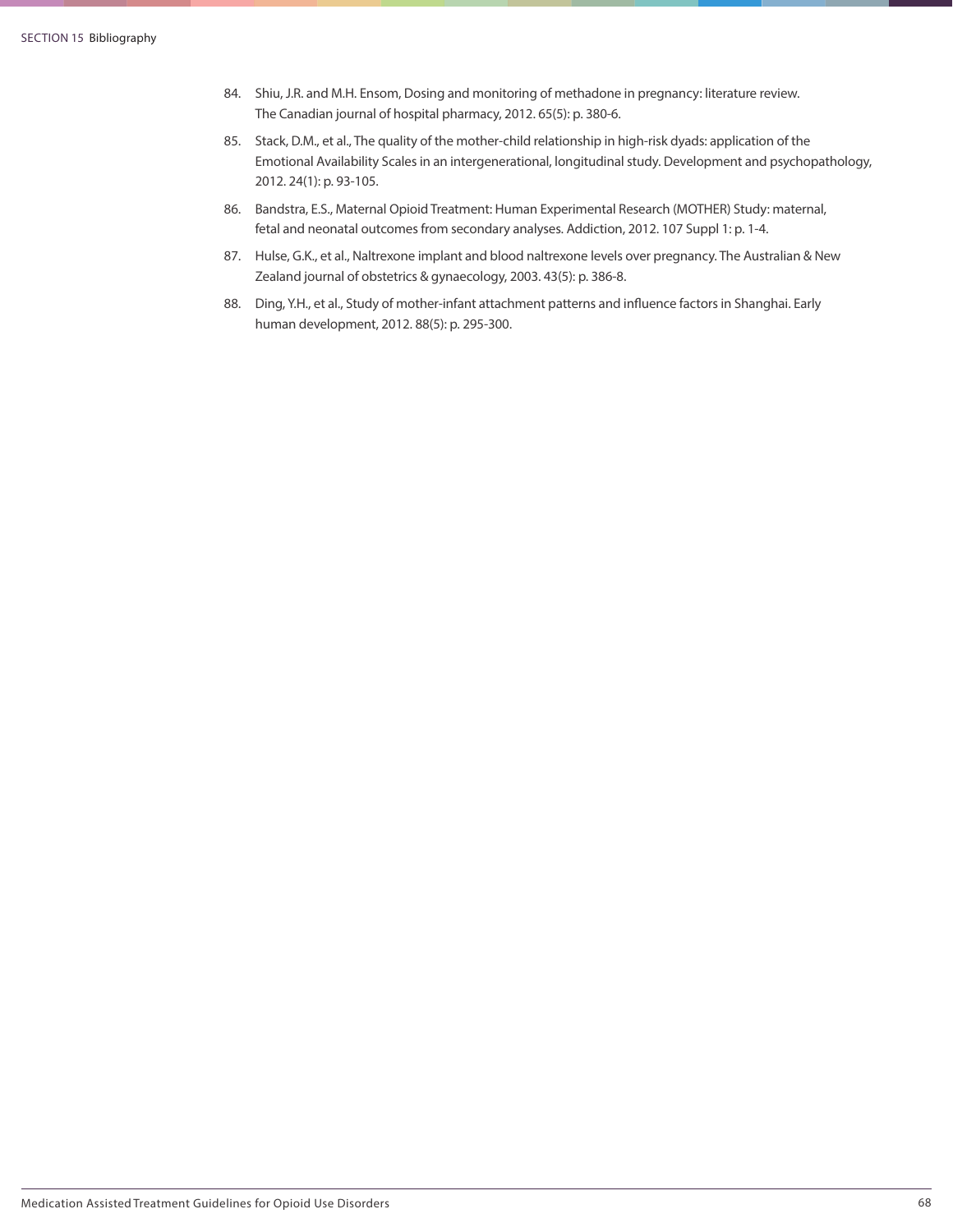84. Shiu, J.R. and M.H. Ensom, Dosing and monitoring of methadone in pregnancy: literature review. The Canadian journal of hospital pharmacy, 2012. 65(5): p. 380-6.
85. Stack, D.M., et al., The quality of the mother-child relationship in high-risk dyads: application of the Emotional Availability Scales in an intergenerational, longitudinal study. Development and psychopathology, 2012. 24(1): p. 93-105.
86. Bandstra, E.S., Maternal Opioid Treatment: Human Experimental Research (MOTHER) Study: maternal, fetal and neonatal outcomes from secondary analyses. Addiction, 2012. 107 Suppl 1: p. 1-4.
87. Hulse, G.K., et al., Naltrexone implant and blood naltrexone levels over pregnancy. The Australian & New Zealand journal of obstetrics & gynaecology, 2003. 43(5): p. 386-8.
88. Ding, Y.H., et al., Study of mother-infant attachment patterns and influence factors in Shanghai. Early human development, 2012. 88(5): p. 295-300.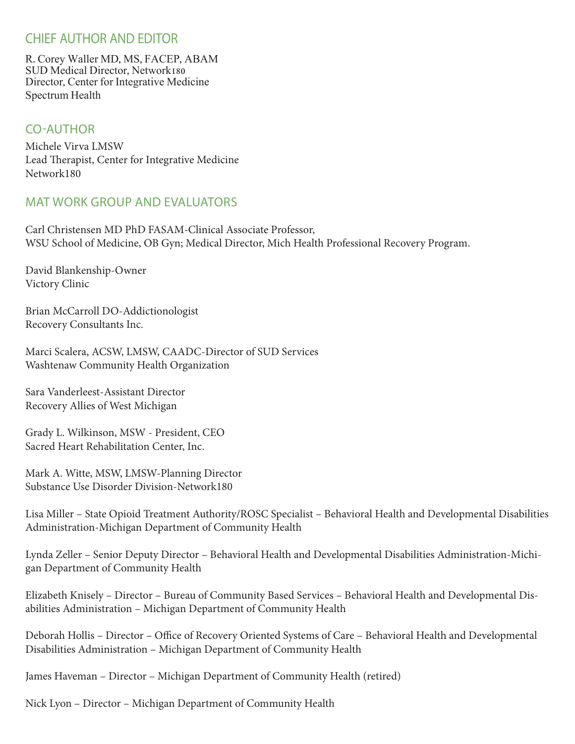## CHIEF AUTHOR AND EDITOR

R. Corey Waller MD, MS, FACEP, ABAM
SUD Medical Director, Network180
Director, Center for Integrative Medicine
Spectrum Health

## CO-AUTHOR

Michele Virva LMSW
Lead Therapist, Center for Integrative Medicine
Network180

## MAT WORK GROUP AND EVALUATORS

Carl Christensen MD PhD FASAM-Clinical Associate Professor,
WSU School of Medicine, OB Gyn; Medical Director, Mich Health Professional Recovery Program.

David Blankenship-Owner
Victory Clinic

Brian McCarroll DO-Addictionologist
Recovery Consultants Inc.

Marci Scalera, ACSW, LMSW, CAADC-Director of SUD Services
Washtenaw Community Health Organization

Sara Vanderleest-Assistant Director
Recovery Allies of West Michigan

Grady L. Wilkinson, MSW - President, CEO
Sacred Heart Rehabilitation Center, Inc.

Mark A. Witte, MSW, LMSW-Planning Director
Substance Use Disorder Division-Network180

Lisa Miller – State Opioid Treatment Authority/ROSC Specialist – Behavioral Health and Developmental Disabilities Administration-Michigan Department of Community Health

Lynda Zeller – Senior Deputy Director – Behavioral Health and Developmental Disabilities Administration-Michigan Department of Community Health

Elizabeth Knisely – Director – Bureau of Community Based Services – Behavioral Health and Developmental Disabilities Administration – Michigan Department of Community Health

Deborah Hollis – Director – Office of Recovery Oriented Systems of Care – Behavioral Health and Developmental Disabilities Administration – Michigan Department of Community Health

James Haveman – Director – Michigan Department of Community Health (retired)

Nick Lyon – Director – Michigan Department of Community Health